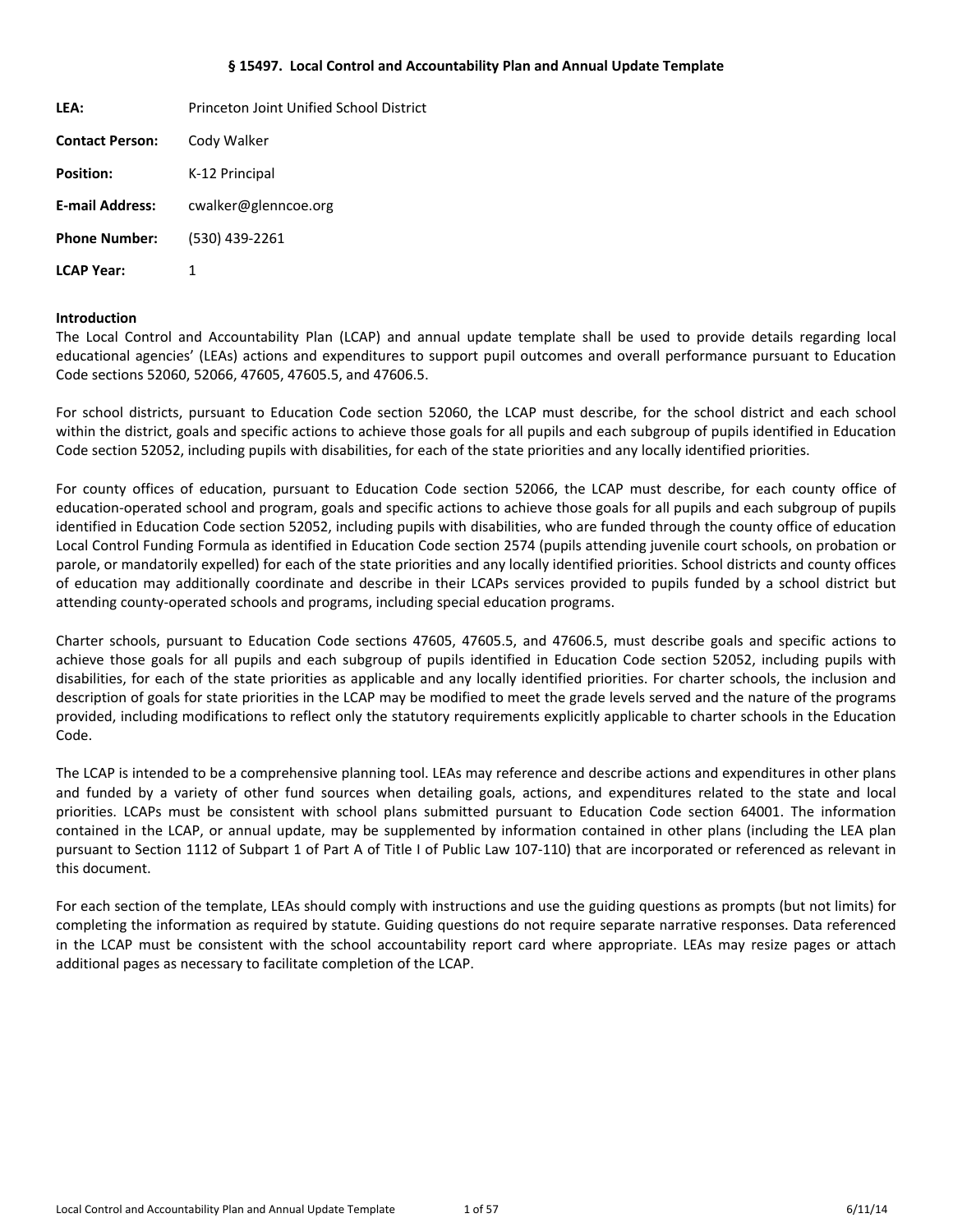# § 15497. Local Control and Accountability Plan and Annual Update Template

**LEA:** Princeton Joint Unified School District

**Contact Person:** Cody Walker

**Position:** K-12 Principal

**E-mail Address:** cwalker@glenncoe.org

**Phone Number:** (530) 439-2261

**LCAP Year:** 1

## Introduction

The Local Control and Accountability Plan (LCAP) and annual update template shall be used to provide details regarding local educational agencies' (LEAs) actions and expenditures to support pupil outcomes and overall performance pursuant to Education Code sections 52060, 52066, 47605, 47605.5, and 47606.5.

For school districts, pursuant to Education Code section 52060, the LCAP must describe, for the school district and each school within the district, goals and specific actions to achieve those goals for all pupils and each subgroup of pupils identified in Education Code section 52052, including pupils with disabilities, for each of the state priorities and any locally identified priorities.

For county offices of education, pursuant to Education Code section 52066, the LCAP must describe, for each county office of education-operated school and program, goals and specific actions to achieve those goals for all pupils and each subgroup of pupils identified in Education Code section 52052, including pupils with disabilities, who are funded through the county office of education Local Control Funding Formula as identified in Education Code section 2574 (pupils attending juvenile court schools, on probation or parole, or mandatorily expelled) for each of the state priorities and any locally identified priorities. School districts and county offices of education may additionally coordinate and describe in their LCAPs services provided to pupils funded by a school district but attending county-operated schools and programs, including special education programs.

Charter schools, pursuant to Education Code sections 47605, 47605.5, and 47606.5, must describe goals and specific actions to achieve those goals for all pupils and each subgroup of pupils identified in Education Code section 52052, including pupils with disabilities, for each of the state priorities as applicable and any locally identified priorities. For charter schools, the inclusion and description of goals for state priorities in the LCAP may be modified to meet the grade levels served and the nature of the programs provided, including modifications to reflect only the statutory requirements explicitly applicable to charter schools in the Education Code.

The LCAP is intended to be a comprehensive planning tool. LEAs may reference and describe actions and expenditures in other plans and funded by a variety of other fund sources when detailing goals, actions, and expenditures related to the state and local priorities. LCAPs must be consistent with school plans submitted pursuant to Education Code section 64001. The information contained in the LCAP, or annual update, may be supplemented by information contained in other plans (including the LEA plan pursuant to Section 1112 of Subpart 1 of Part A of Title I of Public Law 107-110) that are incorporated or referenced as relevant in this document.

For each section of the template, LEAs should comply with instructions and use the guiding questions as prompts (but not limits) for completing the information as required by statute. Guiding questions do not require separate narrative responses. Data referenced in the LCAP must be consistent with the school accountability report card where appropriate. LEAs may resize pages or attach additional pages as necessary to facilitate completion of the LCAP.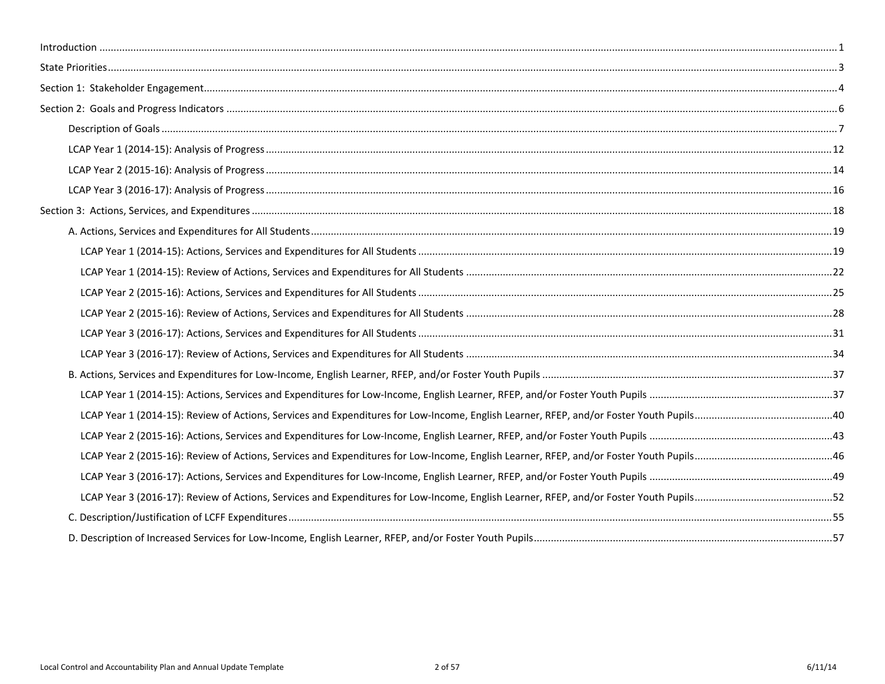Introduction ........................................................................................................................................................................................................................................................................ 1

State Priorities ..................................................................................................................................................................................................................................................................... 3

Section 1: Stakeholder Engagement .................................................................................................................................................................................................................................... 4

Section 2: Goals and Progress Indicators ............................................................................................................................................................................................................................ 6

- Description of Goals ........................................................................................................................................................................................................................................................ 7
- LCAP Year 1 (2014-15): Analysis of Progress ................................................................................................................................................................................................................. 12
- LCAP Year 2 (2015-16): Analysis of Progress ................................................................................................................................................................................................................. 14
- LCAP Year 3 (2016-17): Analysis of Progress ................................................................................................................................................................................................................. 16

Section 3: Actions, Services, and Expenditures ................................................................................................................................................................................................................. 18

- A. Actions, Services and Expenditures for All Students .................................................................................................................................................................................................. 19
  - LCAP Year 1 (2014-15): Actions, Services and Expenditures for All Students ............................................................................................................................................................ 19
  - LCAP Year 1 (2014-15): Review of Actions, Services and Expenditures for All Students ............................................................................................................................................ 22
  - LCAP Year 2 (2015-16): Actions, Services and Expenditures for All Students ............................................................................................................................................................ 25
  - LCAP Year 2 (2015-16): Review of Actions, Services and Expenditures for All Students ............................................................................................................................................ 28
  - LCAP Year 3 (2016-17): Actions, Services and Expenditures for All Students ............................................................................................................................................................ 31
  - LCAP Year 3 (2016-17): Review of Actions, Services and Expenditures for All Students ............................................................................................................................................ 34
- B. Actions, Services and Expenditures for Low-Income, English Learner, RFEP, and/or Foster Youth Pupils .................................................................................................................. 37
  - LCAP Year 1 (2014-15): Actions, Services and Expenditures for Low-Income, English Learner, RFEP, and/or Foster Youth Pupils ............................................................................ 37
  - LCAP Year 1 (2014-15): Review of Actions, Services and Expenditures for Low-Income, English Learner, RFEP, and/or Foster Youth Pupils ............................................................ 40
  - LCAP Year 2 (2015-16): Actions, Services and Expenditures for Low-Income, English Learner, RFEP, and/or Foster Youth Pupils ............................................................................ 43
  - LCAP Year 2 (2015-16): Review of Actions, Services and Expenditures for Low-Income, English Learner, RFEP, and/or Foster Youth Pupils ............................................................ 46
  - LCAP Year 3 (2016-17): Actions, Services and Expenditures for Low-Income, English Learner, RFEP, and/or Foster Youth Pupils ............................................................................ 49
  - LCAP Year 3 (2016-17): Review of Actions, Services and Expenditures for Low-Income, English Learner, RFEP, and/or Foster Youth Pupils ............................................................ 52
- C. Description/Justification of LCFF Expenditures ........................................................................................................................................................................................................... 55
- D. Description of Increased Services for Low-Income, English Learner, RFEP, and/or Foster Youth Pupils ..................................................................................................................... 57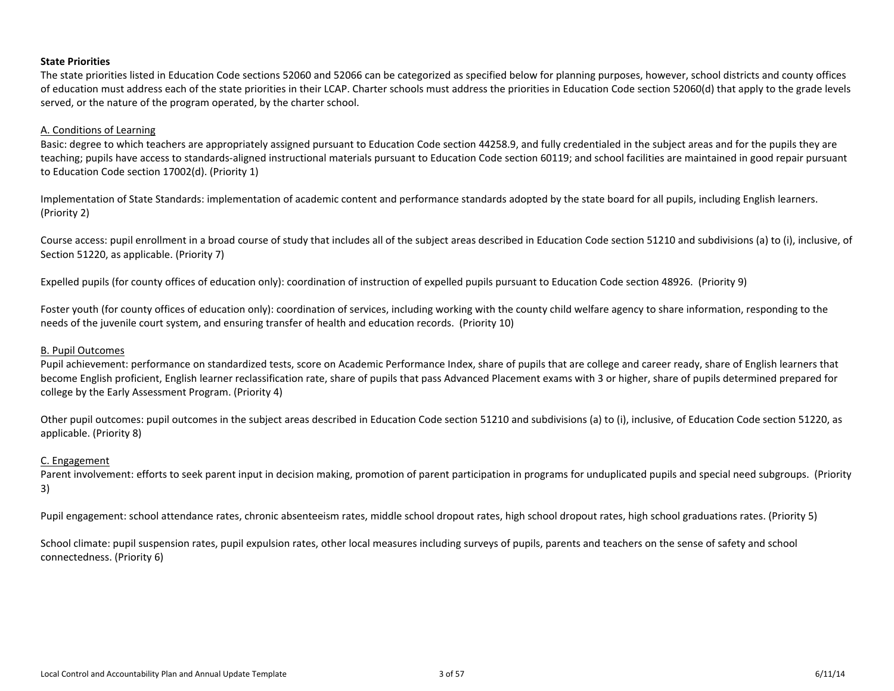**State Priorities**

The state priorities listed in Education Code sections 52060 and 52066 can be categorized as specified below for planning purposes, however, school districts and county offices of education must address each of the state priorities in their LCAP. Charter schools must address the priorities in Education Code section 52060(d) that apply to the grade levels served, or the nature of the program operated, by the charter school.

A. Conditions of Learning

Basic: degree to which teachers are appropriately assigned pursuant to Education Code section 44258.9, and fully credentialed in the subject areas and for the pupils they are teaching; pupils have access to standards-aligned instructional materials pursuant to Education Code section 60119; and school facilities are maintained in good repair pursuant to Education Code section 17002(d). (Priority 1)

Implementation of State Standards: implementation of academic content and performance standards adopted by the state board for all pupils, including English learners. (Priority 2)

Course access: pupil enrollment in a broad course of study that includes all of the subject areas described in Education Code section 51210 and subdivisions (a) to (i), inclusive, of Section 51220, as applicable. (Priority 7)

Expelled pupils (for county offices of education only): coordination of instruction of expelled pupils pursuant to Education Code section 48926. (Priority 9)

Foster youth (for county offices of education only): coordination of services, including working with the county child welfare agency to share information, responding to the needs of the juvenile court system, and ensuring transfer of health and education records. (Priority 10)

B. Pupil Outcomes

Pupil achievement: performance on standardized tests, score on Academic Performance Index, share of pupils that are college and career ready, share of English learners that become English proficient, English learner reclassification rate, share of pupils that pass Advanced Placement exams with 3 or higher, share of pupils determined prepared for college by the Early Assessment Program. (Priority 4)

Other pupil outcomes: pupil outcomes in the subject areas described in Education Code section 51210 and subdivisions (a) to (i), inclusive, of Education Code section 51220, as applicable. (Priority 8)

C. Engagement

Parent involvement: efforts to seek parent input in decision making, promotion of parent participation in programs for unduplicated pupils and special need subgroups. (Priority 3)

Pupil engagement: school attendance rates, chronic absenteeism rates, middle school dropout rates, high school dropout rates, high school graduations rates. (Priority 5)

School climate: pupil suspension rates, pupil expulsion rates, other local measures including surveys of pupils, parents and teachers on the sense of safety and school connectedness. (Priority 6)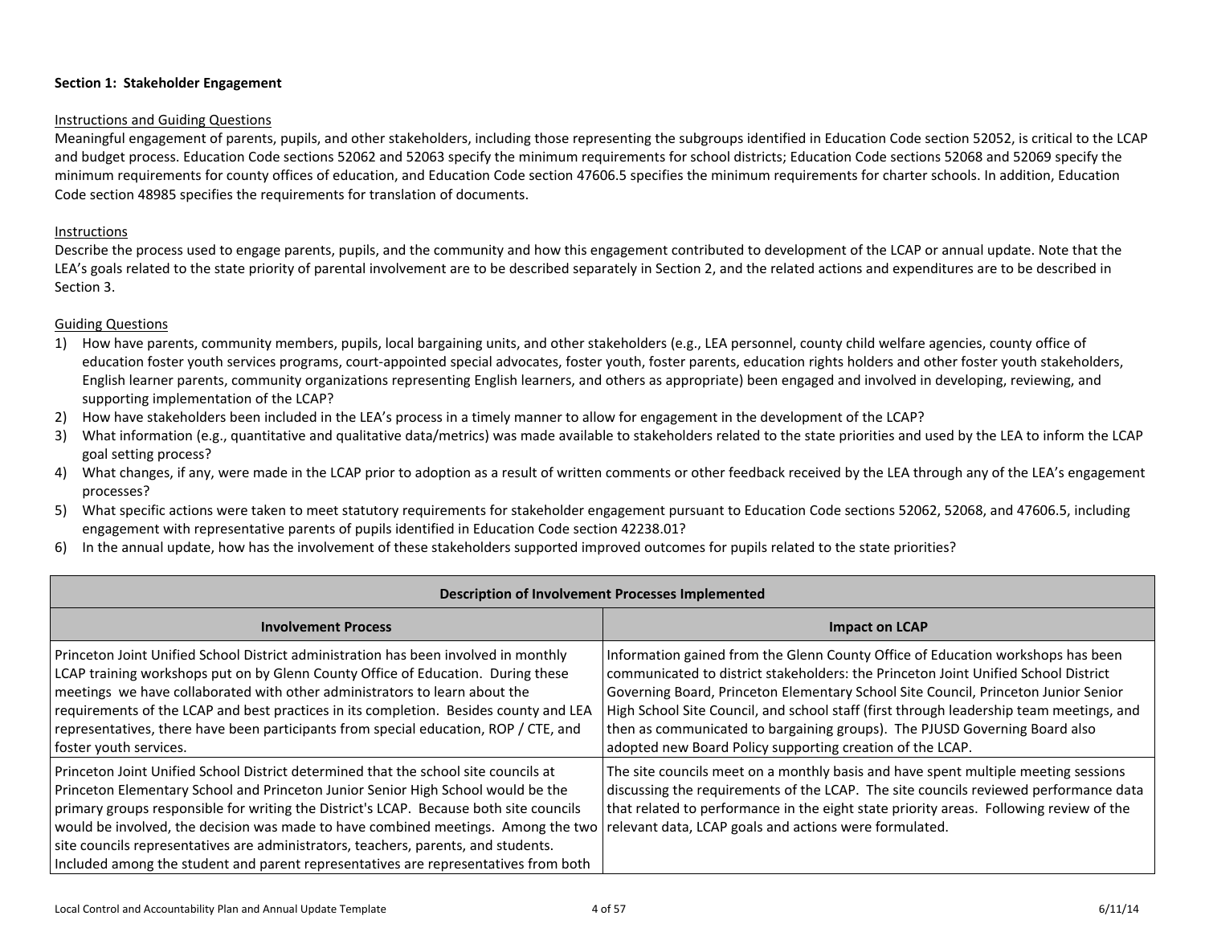**Section 1: Stakeholder Engagement**

Instructions and Guiding Questions

Meaningful engagement of parents, pupils, and other stakeholders, including those representing the subgroups identified in Education Code section 52052, is critical to the LCAP and budget process. Education Code sections 52062 and 52063 specify the minimum requirements for school districts; Education Code sections 52068 and 52069 specify the minimum requirements for county offices of education, and Education Code section 47606.5 specifies the minimum requirements for charter schools. In addition, Education Code section 48985 specifies the requirements for translation of documents.

Instructions

Describe the process used to engage parents, pupils, and the community and how this engagement contributed to development of the LCAP or annual update. Note that the LEA's goals related to the state priority of parental involvement are to be described separately in Section 2, and the related actions and expenditures are to be described in Section 3.

Guiding Questions

1) How have parents, community members, pupils, local bargaining units, and other stakeholders (e.g., LEA personnel, county child welfare agencies, county office of education foster youth services programs, court-appointed special advocates, foster youth, foster parents, education rights holders and other foster youth stakeholders, English learner parents, community organizations representing English learners, and others as appropriate) been engaged and involved in developing, reviewing, and supporting implementation of the LCAP?
2) How have stakeholders been included in the LEA's process in a timely manner to allow for engagement in the development of the LCAP?
3) What information (e.g., quantitative and qualitative data/metrics) was made available to stakeholders related to the state priorities and used by the LEA to inform the LCAP goal setting process?
4) What changes, if any, were made in the LCAP prior to adoption as a result of written comments or other feedback received by the LEA through any of the LEA's engagement processes?
5) What specific actions were taken to meet statutory requirements for stakeholder engagement pursuant to Education Code sections 52062, 52068, and 47606.5, including engagement with representative parents of pupils identified in Education Code section 42238.01?
6) In the annual update, how has the involvement of these stakeholders supported improved outcomes for pupils related to the state priorities?

| Description of Involvement Processes Implemented | |
|---|---|
| **Involvement Process** | **Impact on LCAP** |
| Princeton Joint Unified School District administration has been involved in monthly LCAP training workshops put on by Glenn County Office of Education. During these meetings we have collaborated with other administrators to learn about the requirements of the LCAP and best practices in its completion. Besides county and LEA representatives, there have been participants from special education, ROP / CTE, and foster youth services. | Information gained from the Glenn County Office of Education workshops has been communicated to district stakeholders: the Princeton Joint Unified School District Governing Board, Princeton Elementary School Site Council, Princeton Junior Senior High School Site Council, and school staff (first through leadership team meetings, and then as communicated to bargaining groups). The PJUSD Governing Board also adopted new Board Policy supporting creation of the LCAP. |
| Princeton Joint Unified School District determined that the school site councils at Princeton Elementary School and Princeton Junior Senior High School would be the primary groups responsible for writing the District's LCAP. Because both site councils would be involved, the decision was made to have combined meetings. Among the two site councils representatives are administrators, teachers, parents, and students. Included among the student and parent representatives are representatives from both | The site councils meet on a monthly basis and have spent multiple meeting sessions discussing the requirements of the LCAP. The site councils reviewed performance data that related to performance in the eight state priority areas. Following review of the relevant data, LCAP goals and actions were formulated. |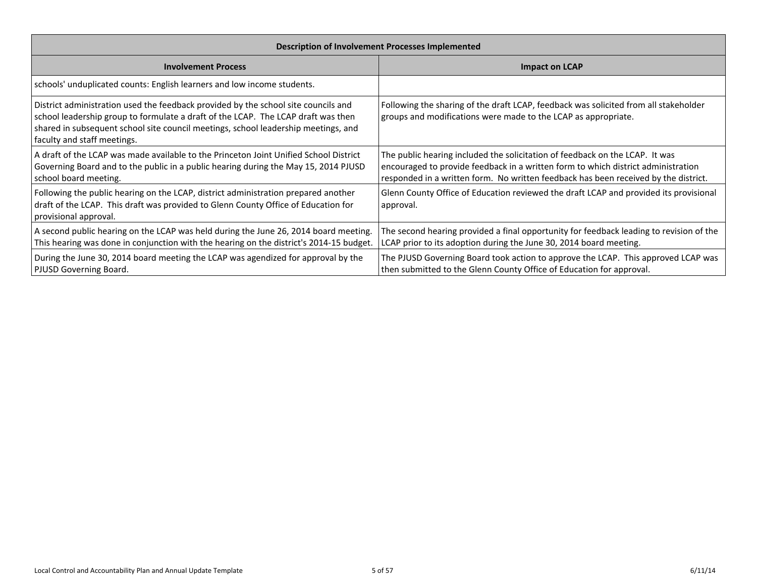| Description of Involvement Processes Implemented | |
|---|---|
| **Involvement Process** | **Impact on LCAP** |
| schools' unduplicated counts: English learners and low income students. | |
| District administration used the feedback provided by the school site councils and school leadership group to formulate a draft of the LCAP. The LCAP draft was then shared in subsequent school site council meetings, school leadership meetings, and faculty and staff meetings. | Following the sharing of the draft LCAP, feedback was solicited from all stakeholder groups and modifications were made to the LCAP as appropriate. |
| A draft of the LCAP was made available to the Princeton Joint Unified School District Governing Board and to the public in a public hearing during the May 15, 2014 PJUSD school board meeting. | The public hearing included the solicitation of feedback on the LCAP. It was encouraged to provide feedback in a written form to which district administration responded in a written form. No written feedback has been received by the district. |
| Following the public hearing on the LCAP, district administration prepared another draft of the LCAP. This draft was provided to Glenn County Office of Education for provisional approval. | Glenn County Office of Education reviewed the draft LCAP and provided its provisional approval. |
| A second public hearing on the LCAP was held during the June 26, 2014 board meeting. This hearing was done in conjunction with the hearing on the district's 2014-15 budget. | The second hearing provided a final opportunity for feedback leading to revision of the LCAP prior to its adoption during the June 30, 2014 board meeting. |
| During the June 30, 2014 board meeting the LCAP was agendized for approval by the PJUSD Governing Board. | The PJUSD Governing Board took action to approve the LCAP. This approved LCAP was then submitted to the Glenn County Office of Education for approval. |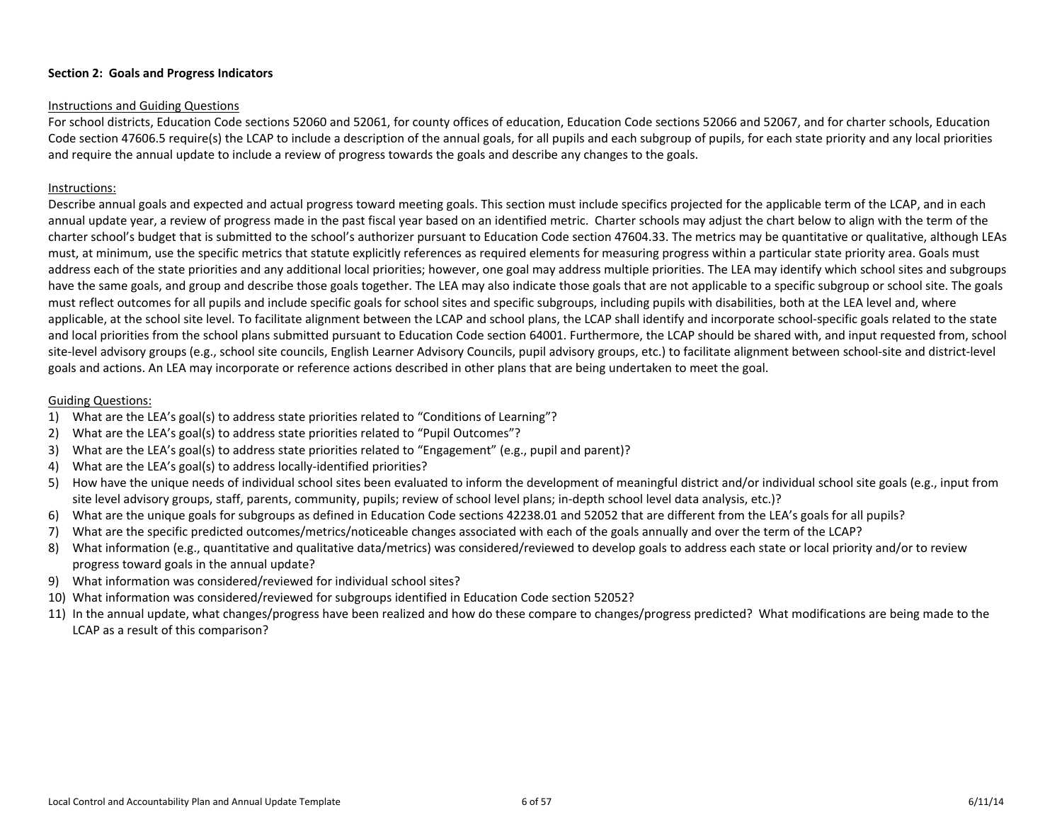**Section 2: Goals and Progress Indicators**

<u>Instructions and Guiding Questions</u>

For school districts, Education Code sections 52060 and 52061, for county offices of education, Education Code sections 52066 and 52067, and for charter schools, Education Code section 47606.5 require(s) the LCAP to include a description of the annual goals, for all pupils and each subgroup of pupils, for each state priority and any local priorities and require the annual update to include a review of progress towards the goals and describe any changes to the goals.

<u>Instructions:</u>

Describe annual goals and expected and actual progress toward meeting goals. This section must include specifics projected for the applicable term of the LCAP, and in each annual update year, a review of progress made in the past fiscal year based on an identified metric. Charter schools may adjust the chart below to align with the term of the charter school's budget that is submitted to the school's authorizer pursuant to Education Code section 47604.33. The metrics may be quantitative or qualitative, although LEAs must, at minimum, use the specific metrics that statute explicitly references as required elements for measuring progress within a particular state priority area. Goals must address each of the state priorities and any additional local priorities; however, one goal may address multiple priorities. The LEA may identify which school sites and subgroups have the same goals, and group and describe those goals together. The LEA may also indicate those goals that are not applicable to a specific subgroup or school site. The goals must reflect outcomes for all pupils and include specific goals for school sites and specific subgroups, including pupils with disabilities, both at the LEA level and, where applicable, at the school site level. To facilitate alignment between the LCAP and school plans, the LCAP shall identify and incorporate school-specific goals related to the state and local priorities from the school plans submitted pursuant to Education Code section 64001. Furthermore, the LCAP should be shared with, and input requested from, school site-level advisory groups (e.g., school site councils, English Learner Advisory Councils, pupil advisory groups, etc.) to facilitate alignment between school-site and district-level goals and actions. An LEA may incorporate or reference actions described in other plans that are being undertaken to meet the goal.

<u>Guiding Questions:</u>

1) What are the LEA's goal(s) to address state priorities related to "Conditions of Learning"?
2) What are the LEA's goal(s) to address state priorities related to "Pupil Outcomes"?
3) What are the LEA's goal(s) to address state priorities related to "Engagement" (e.g., pupil and parent)?
4) What are the LEA's goal(s) to address locally-identified priorities?
5) How have the unique needs of individual school sites been evaluated to inform the development of meaningful district and/or individual school site goals (e.g., input from site level advisory groups, staff, parents, community, pupils; review of school level plans; in-depth school level data analysis, etc.)?
6) What are the unique goals for subgroups as defined in Education Code sections 42238.01 and 52052 that are different from the LEA's goals for all pupils?
7) What are the specific predicted outcomes/metrics/noticeable changes associated with each of the goals annually and over the term of the LCAP?
8) What information (e.g., quantitative and qualitative data/metrics) was considered/reviewed to develop goals to address each state or local priority and/or to review progress toward goals in the annual update?
9) What information was considered/reviewed for individual school sites?
10) What information was considered/reviewed for subgroups identified in Education Code section 52052?
11) In the annual update, what changes/progress have been realized and how do these compare to changes/progress predicted? What modifications are being made to the LCAP as a result of this comparison?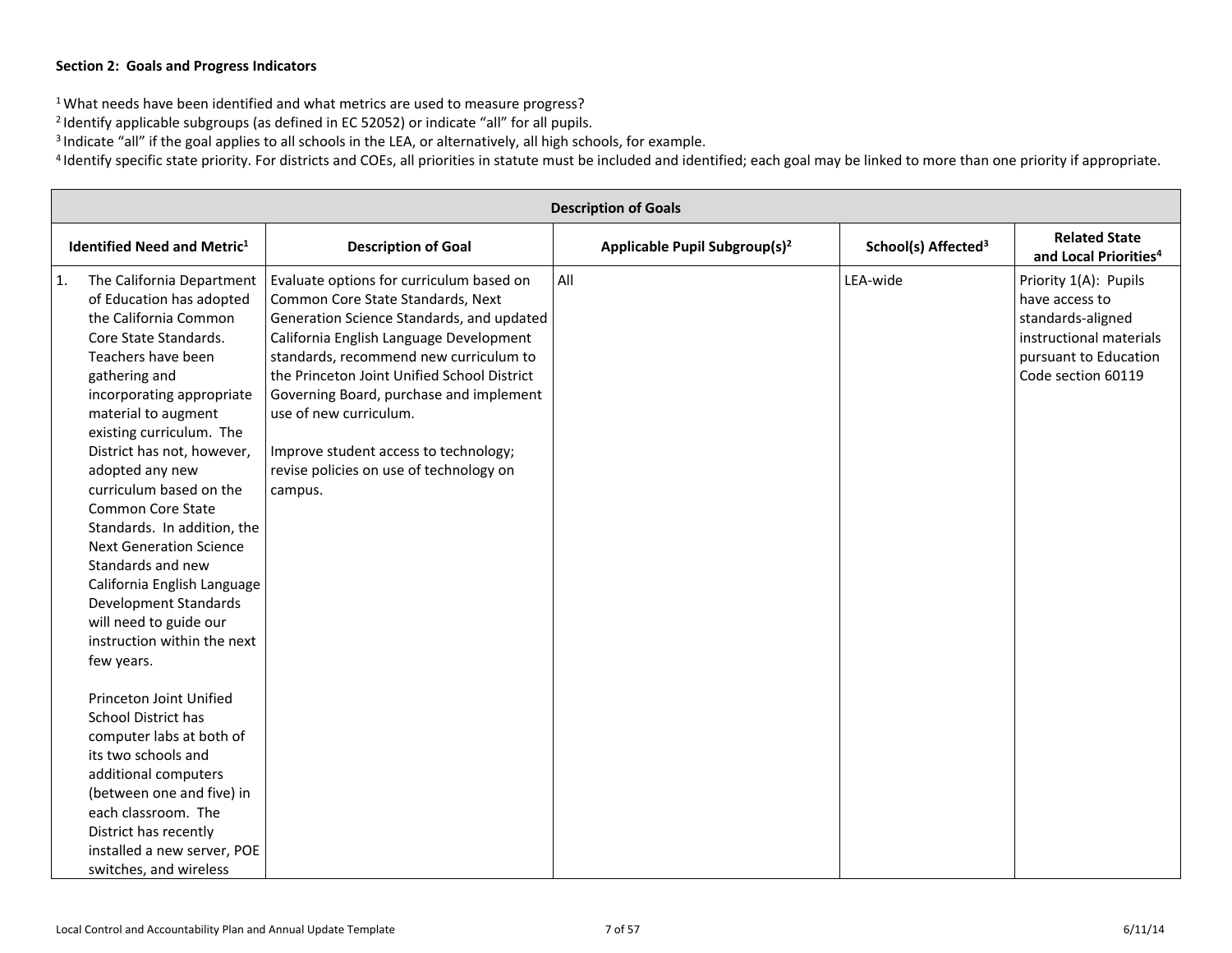**Section 2: Goals and Progress Indicators**

[1] What needs have been identified and what metrics are used to measure progress?
[2] Identify applicable subgroups (as defined in EC 52052) or indicate "all" for all pupils.
[3] Indicate "all" if the goal applies to all schools in the LEA, or alternatively, all high schools, for example.
[4] Identify specific state priority. For districts and COEs, all priorities in statute must be included and identified; each goal may be linked to more than one priority if appropriate.

| **Description of Goals** | | | | |
|---|---|---|---|---|
| **Identified Need and Metric[1]** | **Description of Goal** | **Applicable Pupil Subgroup(s)[2]** | **School(s) Affected[3]** | **Related State and Local Priorities[4]** |
| 1. The California Department of Education has adopted the California Common Core State Standards. Teachers have been gathering and incorporating appropriate material to augment existing curriculum. The District has not, however, adopted any new curriculum based on the Common Core State Standards. In addition, the Next Generation Science Standards and new California English Language Development Standards will need to guide our instruction within the next few years.<br><br>Princeton Joint Unified School District has computer labs at both of its two schools and additional computers (between one and five) in each classroom. The District has recently installed a new server, POE switches, and wireless | Evaluate options for curriculum based on Common Core State Standards, Next Generation Science Standards, and updated California English Language Development standards, recommend new curriculum to the Princeton Joint Unified School District Governing Board, purchase and implement use of new curriculum.<br><br>Improve student access to technology; revise policies on use of technology on campus. | All | LEA-wide | Priority 1(A): Pupils have access to standards-aligned instructional materials pursuant to Education Code section 60119 |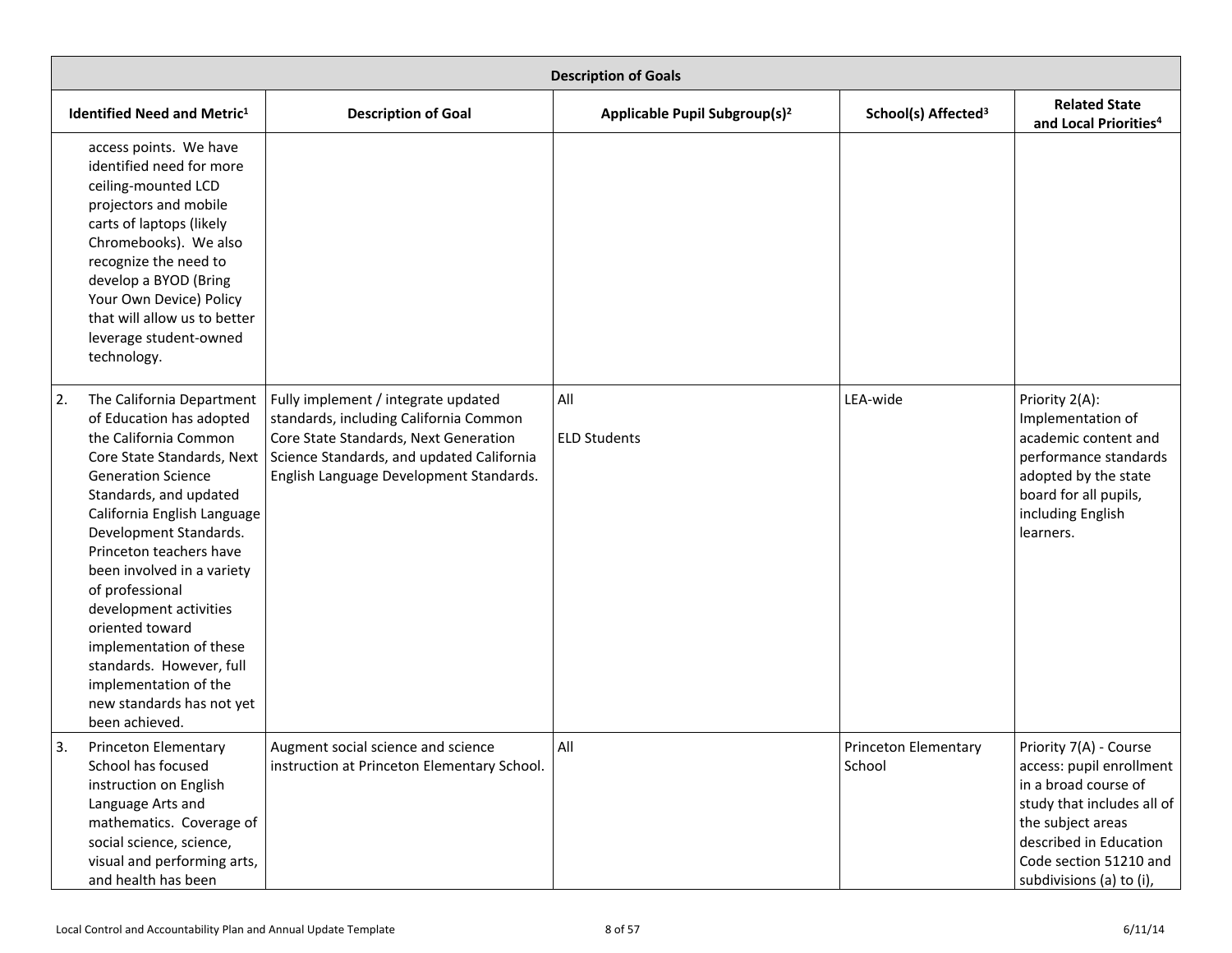| Description of Goals | | | | |
|---|---|---|---|---|
| **Identified Need and Metric[1]** | **Description of Goal** | **Applicable Pupil Subgroup(s)[2]** | **School(s) Affected[3]** | **Related State and Local Priorities[4]** |
| access points. We have identified need for more ceiling-mounted LCD projectors and mobile carts of laptops (likely Chromebooks). We also recognize the need to develop a BYOD (Bring Your Own Device) Policy that will allow us to better leverage student-owned technology. | | | | |
| 2. The California Department of Education has adopted the California Common Core State Standards, Next Generation Science Standards, and updated California English Language Development Standards. Princeton teachers have been involved in a variety of professional development activities oriented toward implementation of these standards. However, full implementation of the new standards has not yet been achieved. | Fully implement / integrate updated standards, including California Common Core State Standards, Next Generation Science Standards, and updated California English Language Development Standards. | All<br><br>ELD Students | LEA-wide | Priority 2(A): Implementation of academic content and performance standards adopted by the state board for all pupils, including English learners. |
| 3. Princeton Elementary School has focused instruction on English Language Arts and mathematics. Coverage of social science, science, visual and performing arts, and health has been | Augment social science and science instruction at Princeton Elementary School. | All | Princeton Elementary School | Priority 7(A) - Course access: pupil enrollment in a broad course of study that includes all of the subject areas described in Education Code section 51210 and subdivisions (a) to (i), |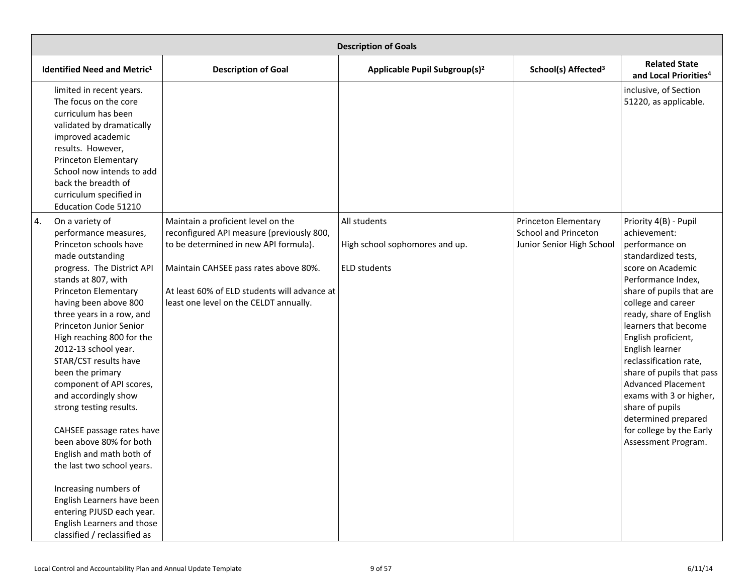| Description of Goals | | | | |
|---|---|---|---|---|
| **Identified Need and Metric[1]** | **Description of Goal** | **Applicable Pupil Subgroup(s)[2]** | **School(s) Affected[3]** | **Related State and Local Priorities[4]** |
| limited in recent years. The focus on the core curriculum has been validated by dramatically improved academic results. However, Princeton Elementary School now intends to add back the breadth of curriculum specified in Education Code 51210 | | | | inclusive, of Section 51220, as applicable. |
| 4. On a variety of performance measures, Princeton schools have made outstanding progress. The District API stands at 807, with Princeton Elementary having been above 800 three years in a row, and Princeton Junior Senior High reaching 800 for the 2012-13 school year. STAR/CST results have been the primary component of API scores, and accordingly show strong testing results.<br><br>CAHSEE passage rates have been above 80% for both English and math both of the last two school years.<br><br>Increasing numbers of English Learners have been entering PJUSD each year. English Learners and those classified / reclassified as | Maintain a proficient level on the reconfigured API measure (previously 800, to be determined in new API formula).<br><br>Maintain CAHSEE pass rates above 80%.<br><br>At least 60% of ELD students will advance at least one level on the CELDT annually. | All students<br><br>High school sophomores and up.<br><br>ELD students | Princeton Elementary School and Princeton Junior Senior High School | Priority 4(B) - Pupil achievement: performance on standardized tests, score on Academic Performance Index, share of pupils that are college and career ready, share of English learners that become English proficient, English learner reclassification rate, share of pupils that pass Advanced Placement exams with 3 or higher, share of pupils determined prepared for college by the Early Assessment Program. |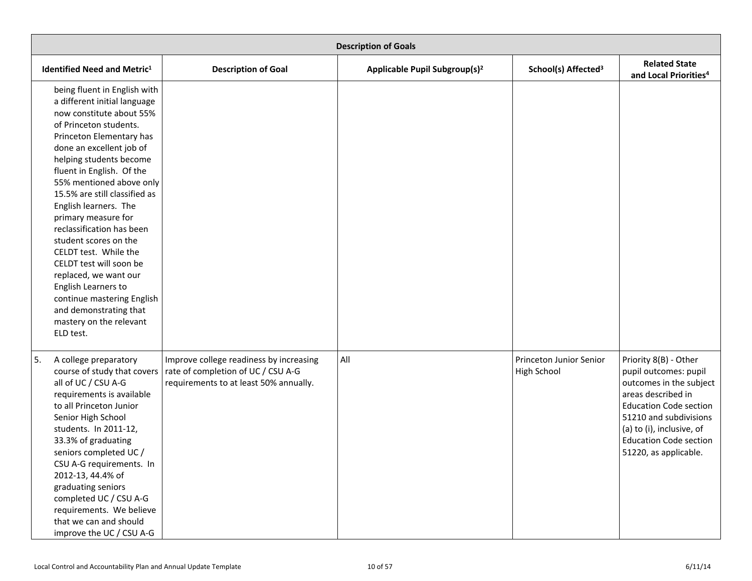| Description of Goals | | | | |
|---|---|---|---|---|
| **Identified Need and Metric[1]** | **Description of Goal** | **Applicable Pupil Subgroup(s)[2]** | **School(s) Affected[3]** | **Related State and Local Priorities[4]** |
| being fluent in English with a different initial language now constitute about 55% of Princeton students. Princeton Elementary has done an excellent job of helping students become fluent in English. Of the 55% mentioned above only 15.5% are still classified as English learners. The primary measure for reclassification has been student scores on the CELDT test. While the CELDT test will soon be replaced, we want our English Learners to continue mastering English and demonstrating that mastery on the relevant ELD test. | | | | |
| 5. A college preparatory course of study that covers all of UC / CSU A-G requirements is available to all Princeton Junior Senior High School students. In 2011-12, 33.3% of graduating seniors completed UC / CSU A-G requirements. In 2012-13, 44.4% of graduating seniors completed UC / CSU A-G requirements. We believe that we can and should improve the UC / CSU A-G | Improve college readiness by increasing rate of completion of UC / CSU A-G requirements to at least 50% annually. | All | Princeton Junior Senior High School | Priority 8(B) - Other pupil outcomes: pupil outcomes in the subject areas described in Education Code section 51210 and subdivisions (a) to (i), inclusive, of Education Code section 51220, as applicable. |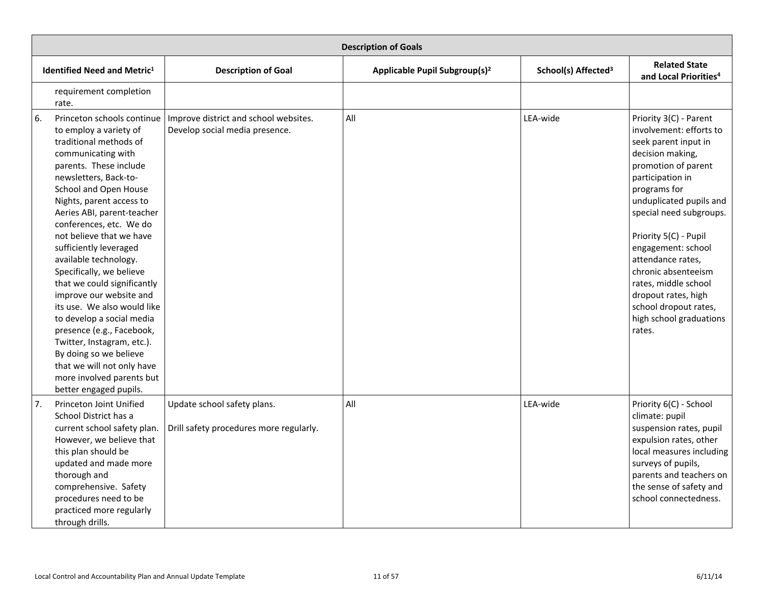| Description of Goals | | | | |
|---|---|---|---|---|
| **Identified Need and Metric[1]** | **Description of Goal** | **Applicable Pupil Subgroup(s)[2]** | **School(s) Affected[3]** | **Related State and Local Priorities[4]** |
| requirement completion rate. | | | | |
| 6. Princeton schools continue to employ a variety of traditional methods of communicating with parents. These include newsletters, Back-to-School and Open House Nights, parent access to Aeries ABI, parent-teacher conferences, etc. We do not believe that we have sufficiently leveraged available technology. Specifically, we believe that we could significantly improve our website and its use. We also would like to develop a social media presence (e.g., Facebook, Twitter, Instagram, etc.). By doing so we believe that we will not only have more involved parents but better engaged pupils. | Improve district and school websites. Develop social media presence. | All | LEA-wide | Priority 3(C) - Parent involvement: efforts to seek parent input in decision making, promotion of parent participation in programs for unduplicated pupils and special need subgroups.<br><br>Priority 5(C) - Pupil engagement: school attendance rates, chronic absenteeism rates, middle school dropout rates, high school dropout rates, high school graduations rates. |
| 7. Princeton Joint Unified School District has a current school safety plan. However, we believe that this plan should be updated and made more thorough and comprehensive. Safety procedures need to be practiced more regularly through drills. | Update school safety plans.<br><br>Drill safety procedures more regularly. | All | LEA-wide | Priority 6(C) - School climate: pupil suspension rates, pupil expulsion rates, other local measures including surveys of pupils, parents and teachers on the sense of safety and school connectedness. |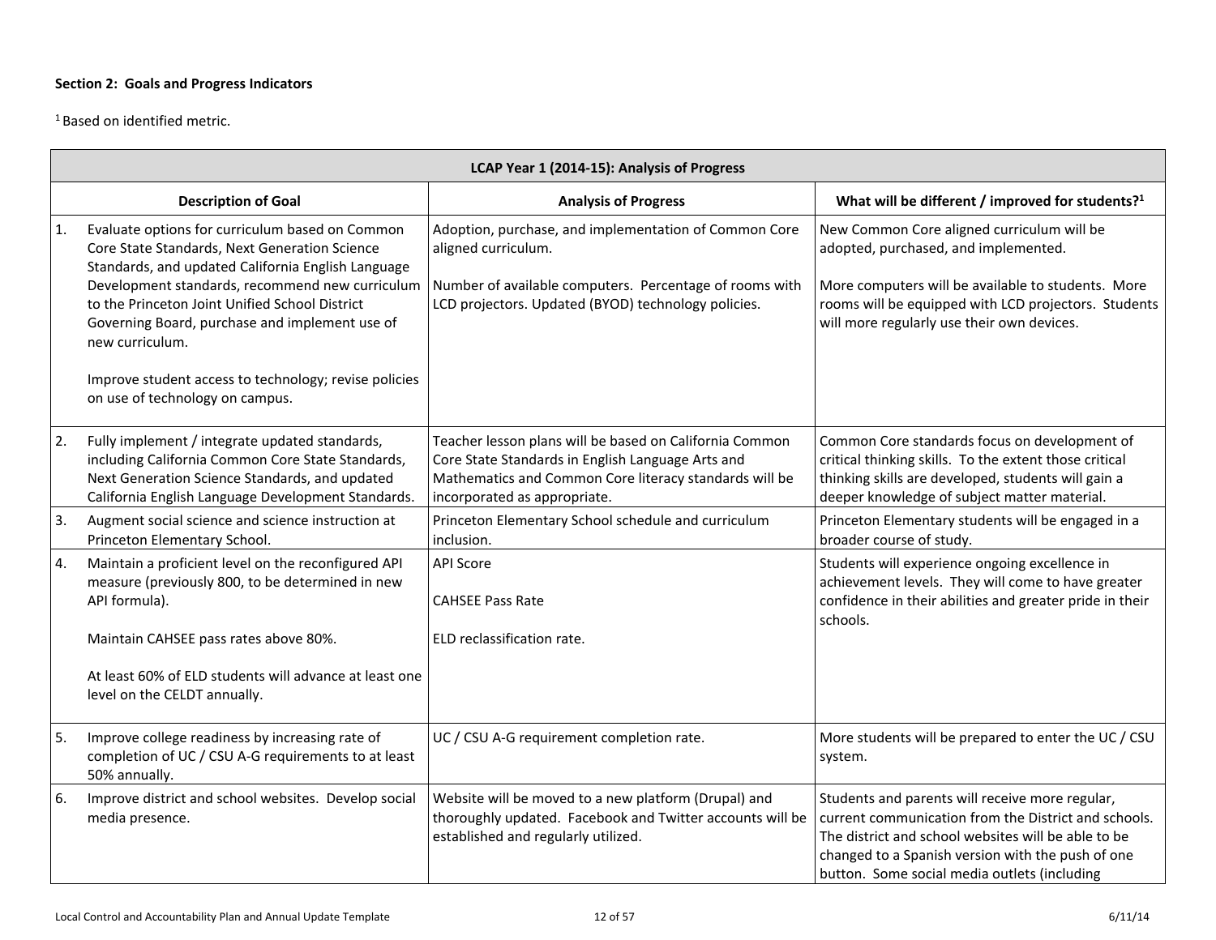**Section 2: Goals and Progress Indicators**

[1] Based on identified metric.

| LCAP Year 1 (2014-15): Analysis of Progress | | |
|---|---|---|
| **Description of Goal** | **Analysis of Progress** | **What will be different / improved for students?[1]** |
| 1. Evaluate options for curriculum based on Common Core State Standards, Next Generation Science Standards, and updated California English Language Development standards, recommend new curriculum to the Princeton Joint Unified School District Governing Board, purchase and implement use of new curriculum.<br><br>Improve student access to technology; revise policies on use of technology on campus. | Adoption, purchase, and implementation of Common Core aligned curriculum.<br><br>Number of available computers. Percentage of rooms with LCD projectors. Updated (BYOD) technology policies. | New Common Core aligned curriculum will be adopted, purchased, and implemented.<br><br>More computers will be available to students. More rooms will be equipped with LCD projectors. Students will more regularly use their own devices. |
| 2. Fully implement / integrate updated standards, including California Common Core State Standards, Next Generation Science Standards, and updated California English Language Development Standards. | Teacher lesson plans will be based on California Common Core State Standards in English Language Arts and Mathematics and Common Core literacy standards will be incorporated as appropriate. | Common Core standards focus on development of critical thinking skills. To the extent those critical thinking skills are developed, students will gain a deeper knowledge of subject matter material. |
| 3. Augment social science and science instruction at Princeton Elementary School. | Princeton Elementary School schedule and curriculum inclusion. | Princeton Elementary students will be engaged in a broader course of study. |
| 4. Maintain a proficient level on the reconfigured API measure (previously 800, to be determined in new API formula).<br><br>Maintain CAHSEE pass rates above 80%.<br><br>At least 60% of ELD students will advance at least one level on the CELDT annually. | API Score<br><br>CAHSEE Pass Rate<br><br>ELD reclassification rate. | Students will experience ongoing excellence in achievement levels. They will come to have greater confidence in their abilities and greater pride in their schools. |
| 5. Improve college readiness by increasing rate of completion of UC / CSU A-G requirements to at least 50% annually. | UC / CSU A-G requirement completion rate. | More students will be prepared to enter the UC / CSU system. |
| 6. Improve district and school websites. Develop social media presence. | Website will be moved to a new platform (Drupal) and thoroughly updated. Facebook and Twitter accounts will be established and regularly utilized. | Students and parents will receive more regular, current communication from the District and schools. The district and school websites will be able to be changed to a Spanish version with the push of one button. Some social media outlets (including |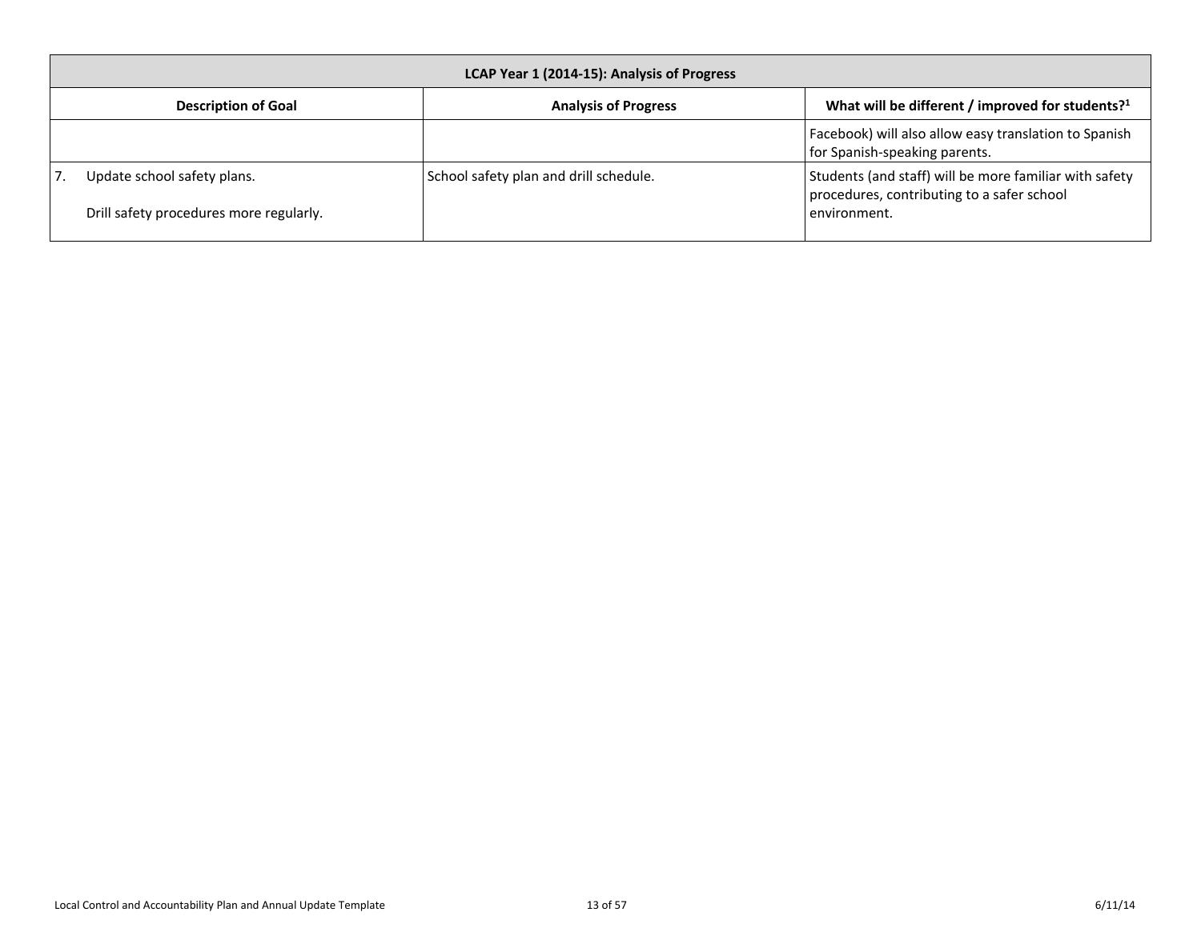| LCAP Year 1 (2014-15): Analysis of Progress | | |
|---|---|---|
| **Description of Goal** | **Analysis of Progress** | **What will be different / improved for students?[1]** |
| | | Facebook) will also allow easy translation to Spanish for Spanish-speaking parents. |
| 7. Update school safety plans.<br><br>Drill safety procedures more regularly. | School safety plan and drill schedule. | Students (and staff) will be more familiar with safety procedures, contributing to a safer school environment. |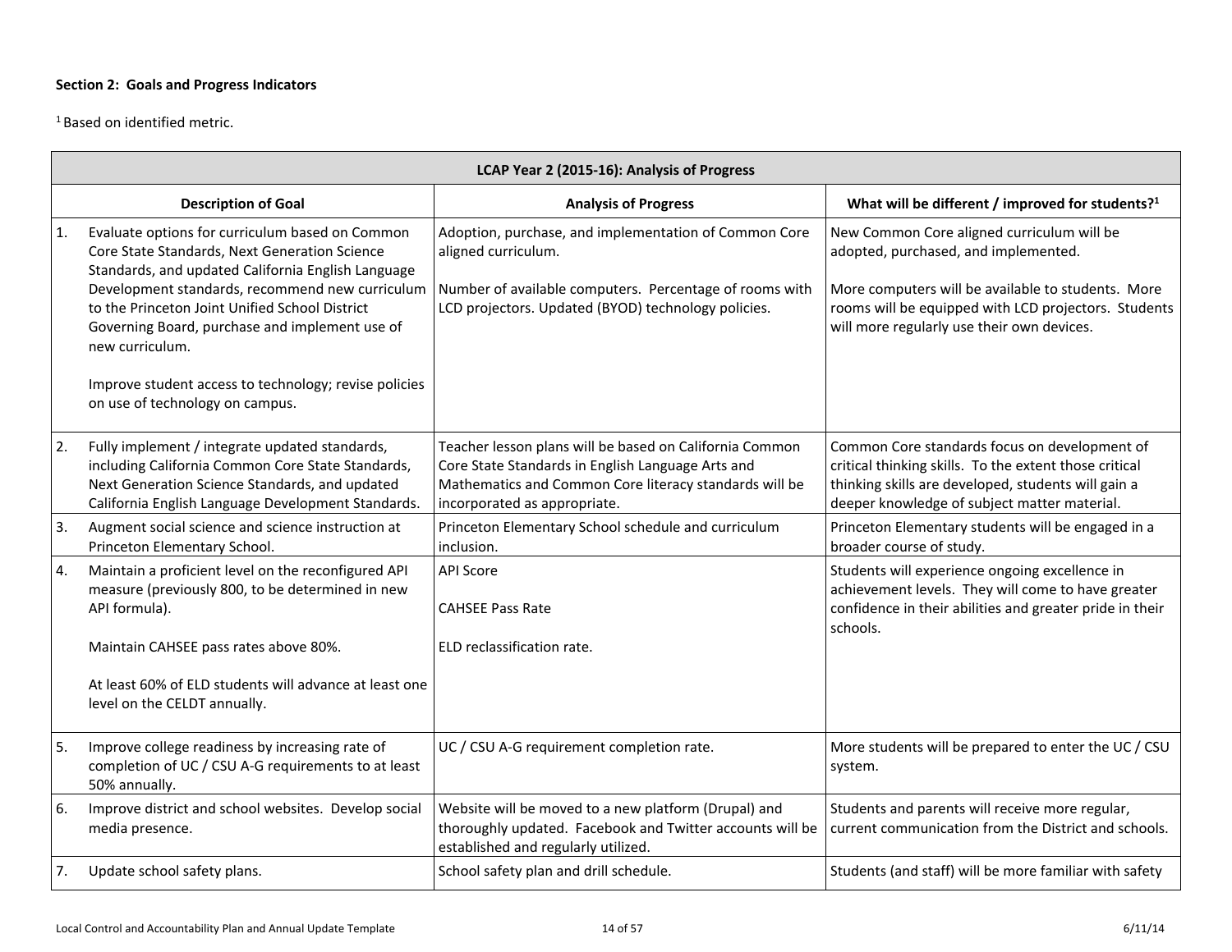**Section 2: Goals and Progress Indicators**

[1] Based on identified metric.

| LCAP Year 2 (2015-16): Analysis of Progress | | |
|---|---|---|
| **Description of Goal** | **Analysis of Progress** | **What will be different / improved for students?**[1] |
| 1. Evaluate options for curriculum based on Common Core State Standards, Next Generation Science Standards, and updated California English Language Development standards, recommend new curriculum to the Princeton Joint Unified School District Governing Board, purchase and implement use of new curriculum.<br><br>Improve student access to technology; revise policies on use of technology on campus. | Adoption, purchase, and implementation of Common Core aligned curriculum.<br><br>Number of available computers. Percentage of rooms with LCD projectors. Updated (BYOD) technology policies. | New Common Core aligned curriculum will be adopted, purchased, and implemented.<br><br>More computers will be available to students. More rooms will be equipped with LCD projectors. Students will more regularly use their own devices. |
| 2. Fully implement / integrate updated standards, including California Common Core State Standards, Next Generation Science Standards, and updated California English Language Development Standards. | Teacher lesson plans will be based on California Common Core State Standards in English Language Arts and Mathematics and Common Core literacy standards will be incorporated as appropriate. | Common Core standards focus on development of critical thinking skills. To the extent those critical thinking skills are developed, students will gain a deeper knowledge of subject matter material. |
| 3. Augment social science and science instruction at Princeton Elementary School. | Princeton Elementary School schedule and curriculum inclusion. | Princeton Elementary students will be engaged in a broader course of study. |
| 4. Maintain a proficient level on the reconfigured API measure (previously 800, to be determined in new API formula).<br><br>Maintain CAHSEE pass rates above 80%.<br><br>At least 60% of ELD students will advance at least one level on the CELDT annually. | API Score<br><br>CAHSEE Pass Rate<br><br>ELD reclassification rate. | Students will experience ongoing excellence in achievement levels. They will come to have greater confidence in their abilities and greater pride in their schools. |
| 5. Improve college readiness by increasing rate of completion of UC / CSU A-G requirements to at least 50% annually. | UC / CSU A-G requirement completion rate. | More students will be prepared to enter the UC / CSU system. |
| 6. Improve district and school websites. Develop social media presence. | Website will be moved to a new platform (Drupal) and thoroughly updated. Facebook and Twitter accounts will be established and regularly utilized. | Students and parents will receive more regular, current communication from the District and schools. |
| 7. Update school safety plans. | School safety plan and drill schedule. | Students (and staff) will be more familiar with safety |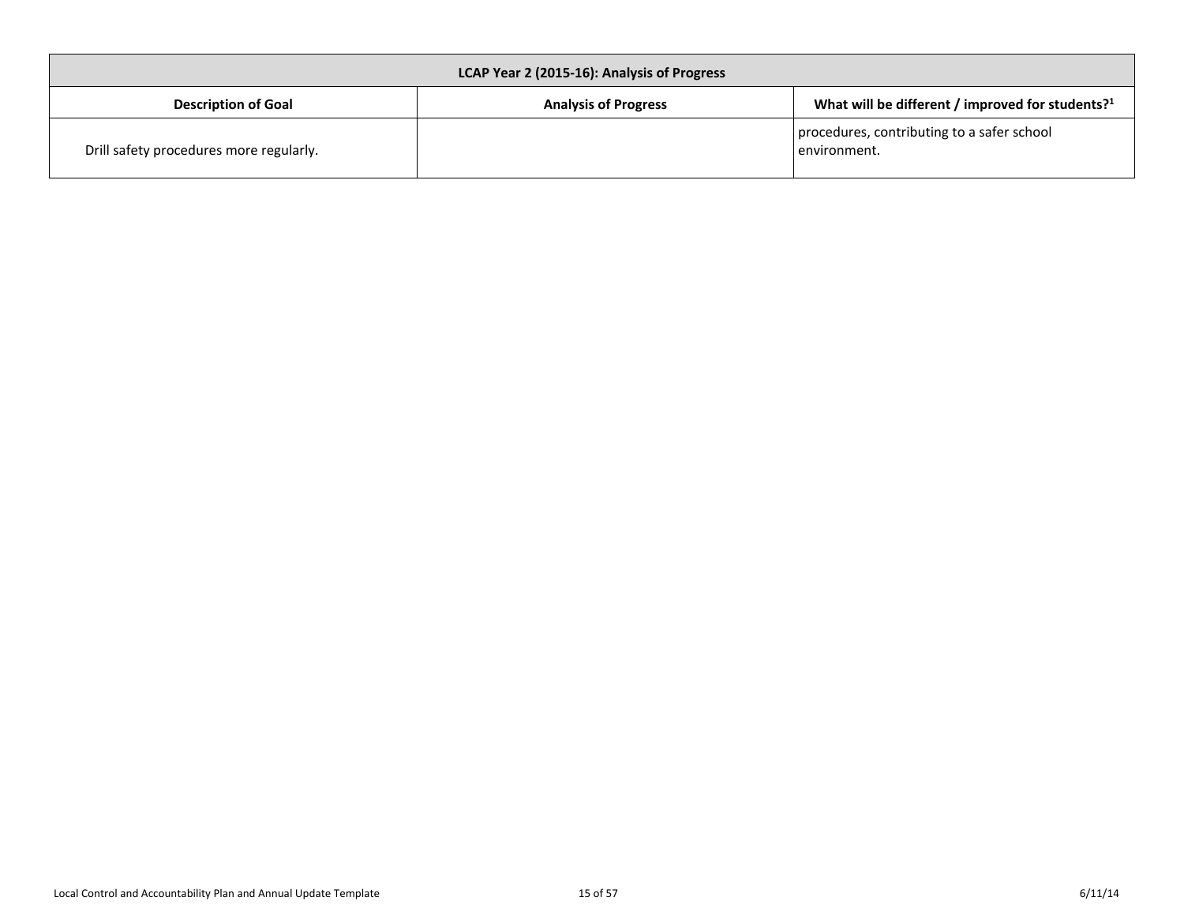| LCAP Year 2 (2015-16): Analysis of Progress | | |
|---|---|---|
| **Description of Goal** | **Analysis of Progress** | **What will be different / improved for students?[1]** |
| Drill safety procedures more regularly. | | procedures, contributing to a safer school environment. |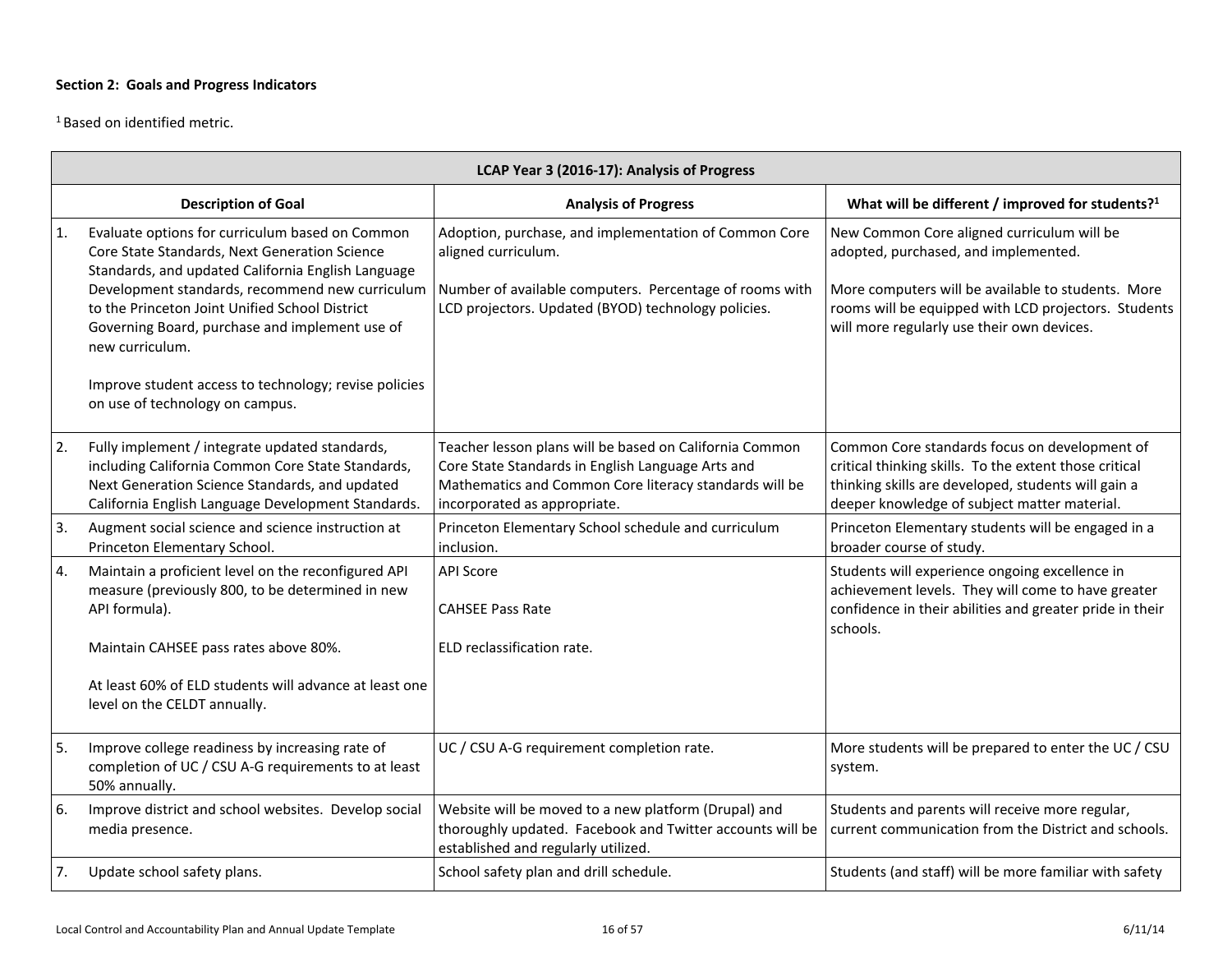**Section 2: Goals and Progress Indicators**

[1] Based on identified metric.

| LCAP Year 3 (2016-17): Analysis of Progress | | |
|---|---|---|
| **Description of Goal** | **Analysis of Progress** | **What will be different / improved for students?[1]** |
| 1. Evaluate options for curriculum based on Common Core State Standards, Next Generation Science Standards, and updated California English Language Development standards, recommend new curriculum to the Princeton Joint Unified School District Governing Board, purchase and implement use of new curriculum.<br><br>Improve student access to technology; revise policies on use of technology on campus. | Adoption, purchase, and implementation of Common Core aligned curriculum.<br><br>Number of available computers. Percentage of rooms with LCD projectors. Updated (BYOD) technology policies. | New Common Core aligned curriculum will be adopted, purchased, and implemented.<br><br>More computers will be available to students. More rooms will be equipped with LCD projectors. Students will more regularly use their own devices. |
| 2. Fully implement / integrate updated standards, including California Common Core State Standards, Next Generation Science Standards, and updated California English Language Development Standards. | Teacher lesson plans will be based on California Common Core State Standards in English Language Arts and Mathematics and Common Core literacy standards will be incorporated as appropriate. | Common Core standards focus on development of critical thinking skills. To the extent those critical thinking skills are developed, students will gain a deeper knowledge of subject matter material. |
| 3. Augment social science and science instruction at Princeton Elementary School. | Princeton Elementary School schedule and curriculum inclusion. | Princeton Elementary students will be engaged in a broader course of study. |
| 4. Maintain a proficient level on the reconfigured API measure (previously 800, to be determined in new API formula).<br><br>Maintain CAHSEE pass rates above 80%.<br><br>At least 60% of ELD students will advance at least one level on the CELDT annually. | API Score<br><br>CAHSEE Pass Rate<br><br>ELD reclassification rate. | Students will experience ongoing excellence in achievement levels. They will come to have greater confidence in their abilities and greater pride in their schools. |
| 5. Improve college readiness by increasing rate of completion of UC / CSU A-G requirements to at least 50% annually. | UC / CSU A-G requirement completion rate. | More students will be prepared to enter the UC / CSU system. |
| 6. Improve district and school websites. Develop social media presence. | Website will be moved to a new platform (Drupal) and thoroughly updated. Facebook and Twitter accounts will be established and regularly utilized. | Students and parents will receive more regular, current communication from the District and schools. |
| 7. Update school safety plans. | School safety plan and drill schedule. | Students (and staff) will be more familiar with safety |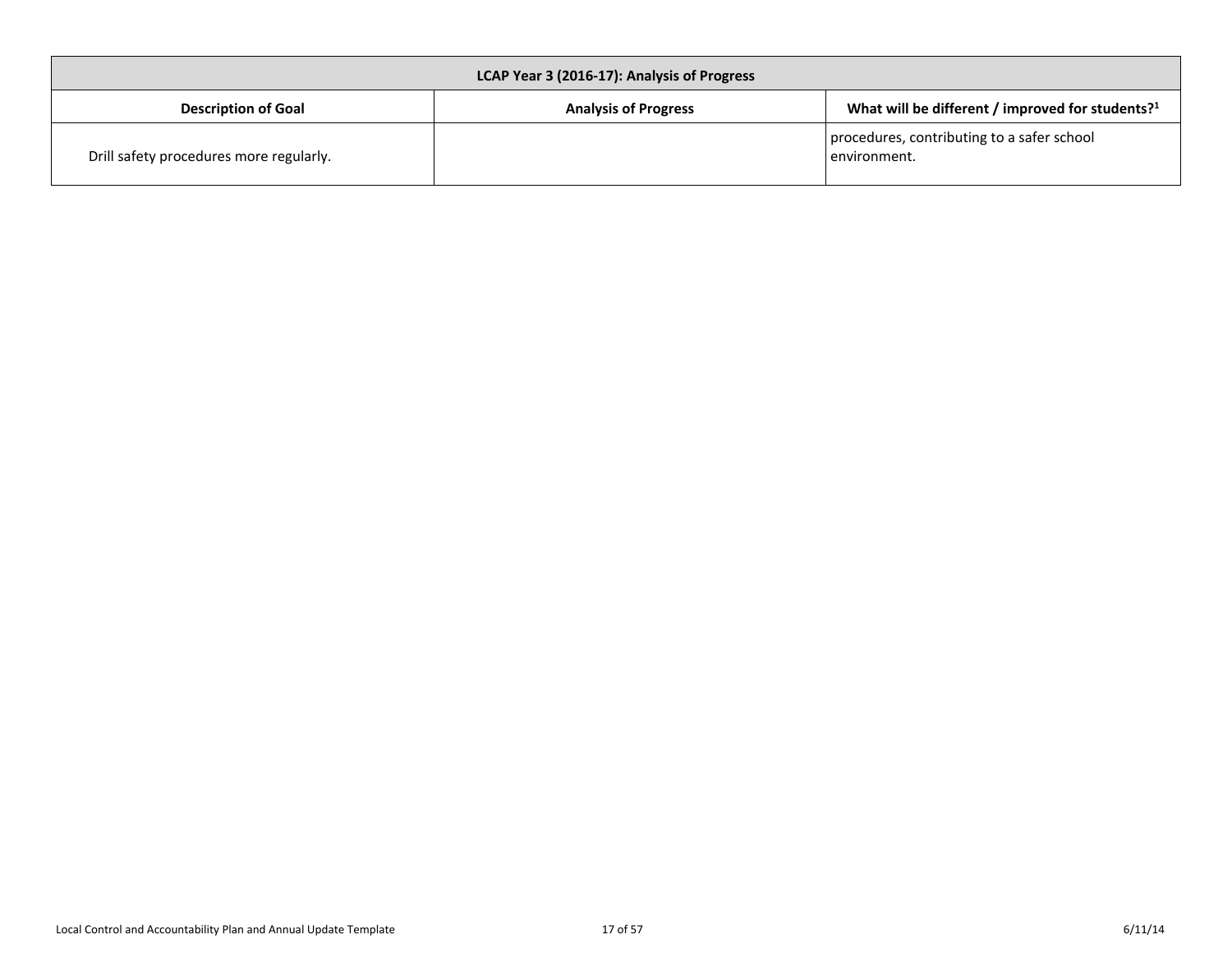| LCAP Year 3 (2016-17): Analysis of Progress | | |
|---|---|---|
| **Description of Goal** | **Analysis of Progress** | **What will be different / improved for students?[1]** |
| Drill safety procedures more regularly. | | procedures, contributing to a safer school environment. |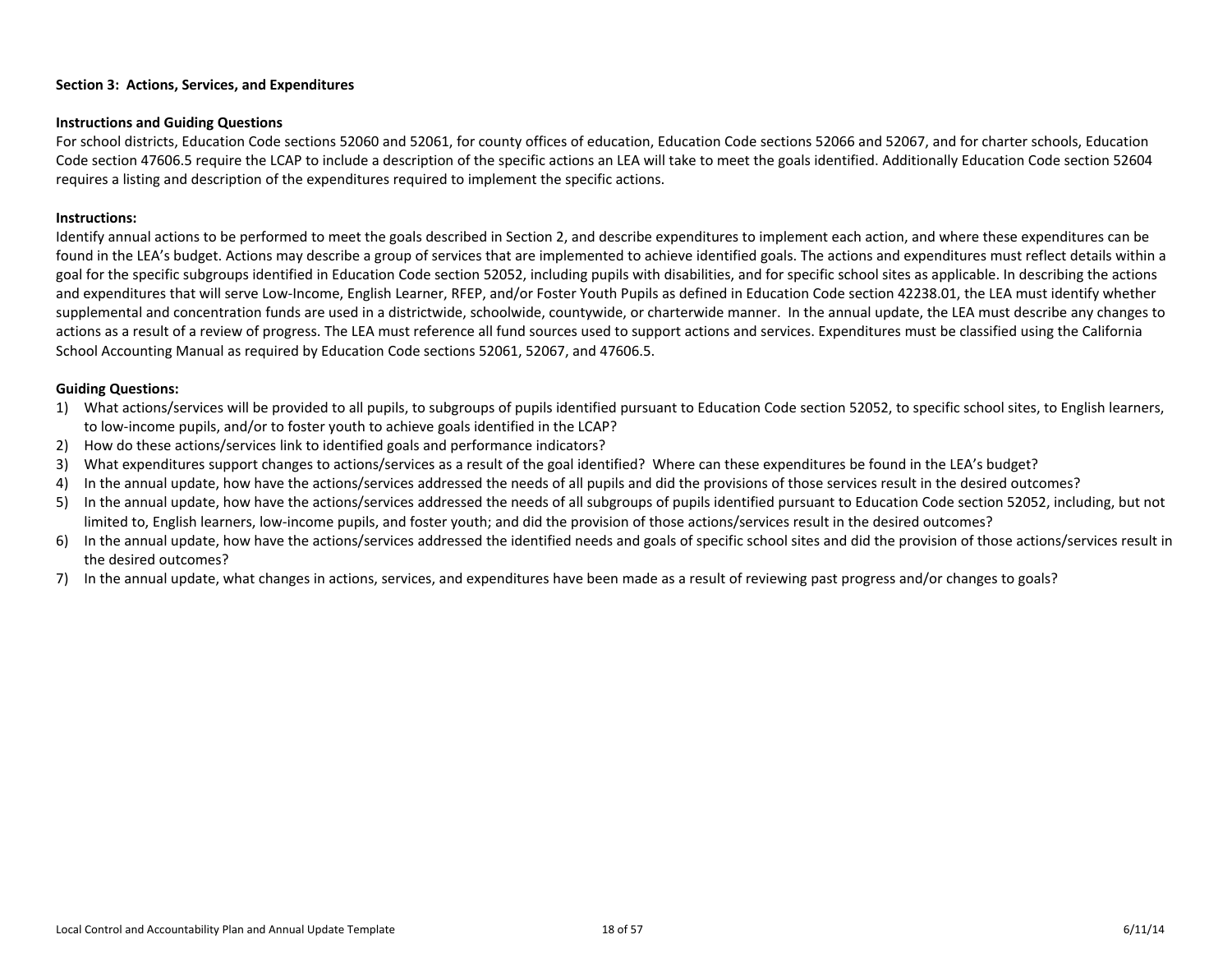**Section 3: Actions, Services, and Expenditures**

**Instructions and Guiding Questions**

For school districts, Education Code sections 52060 and 52061, for county offices of education, Education Code sections 52066 and 52067, and for charter schools, Education Code section 47606.5 require the LCAP to include a description of the specific actions an LEA will take to meet the goals identified. Additionally Education Code section 52604 requires a listing and description of the expenditures required to implement the specific actions.

**Instructions:**

Identify annual actions to be performed to meet the goals described in Section 2, and describe expenditures to implement each action, and where these expenditures can be found in the LEA's budget. Actions may describe a group of services that are implemented to achieve identified goals. The actions and expenditures must reflect details within a goal for the specific subgroups identified in Education Code section 52052, including pupils with disabilities, and for specific school sites as applicable. In describing the actions and expenditures that will serve Low-Income, English Learner, RFEP, and/or Foster Youth Pupils as defined in Education Code section 42238.01, the LEA must identify whether supplemental and concentration funds are used in a districtwide, schoolwide, countywide, or charterwide manner. In the annual update, the LEA must describe any changes to actions as a result of a review of progress. The LEA must reference all fund sources used to support actions and services. Expenditures must be classified using the California School Accounting Manual as required by Education Code sections 52061, 52067, and 47606.5.

**Guiding Questions:**

1) What actions/services will be provided to all pupils, to subgroups of pupils identified pursuant to Education Code section 52052, to specific school sites, to English learners, to low-income pupils, and/or to foster youth to achieve goals identified in the LCAP?
2) How do these actions/services link to identified goals and performance indicators?
3) What expenditures support changes to actions/services as a result of the goal identified? Where can these expenditures be found in the LEA's budget?
4) In the annual update, how have the actions/services addressed the needs of all pupils and did the provisions of those services result in the desired outcomes?
5) In the annual update, how have the actions/services addressed the needs of all subgroups of pupils identified pursuant to Education Code section 52052, including, but not limited to, English learners, low-income pupils, and foster youth; and did the provision of those actions/services result in the desired outcomes?
6) In the annual update, how have the actions/services addressed the identified needs and goals of specific school sites and did the provision of those actions/services result in the desired outcomes?
7) In the annual update, what changes in actions, services, and expenditures have been made as a result of reviewing past progress and/or changes to goals?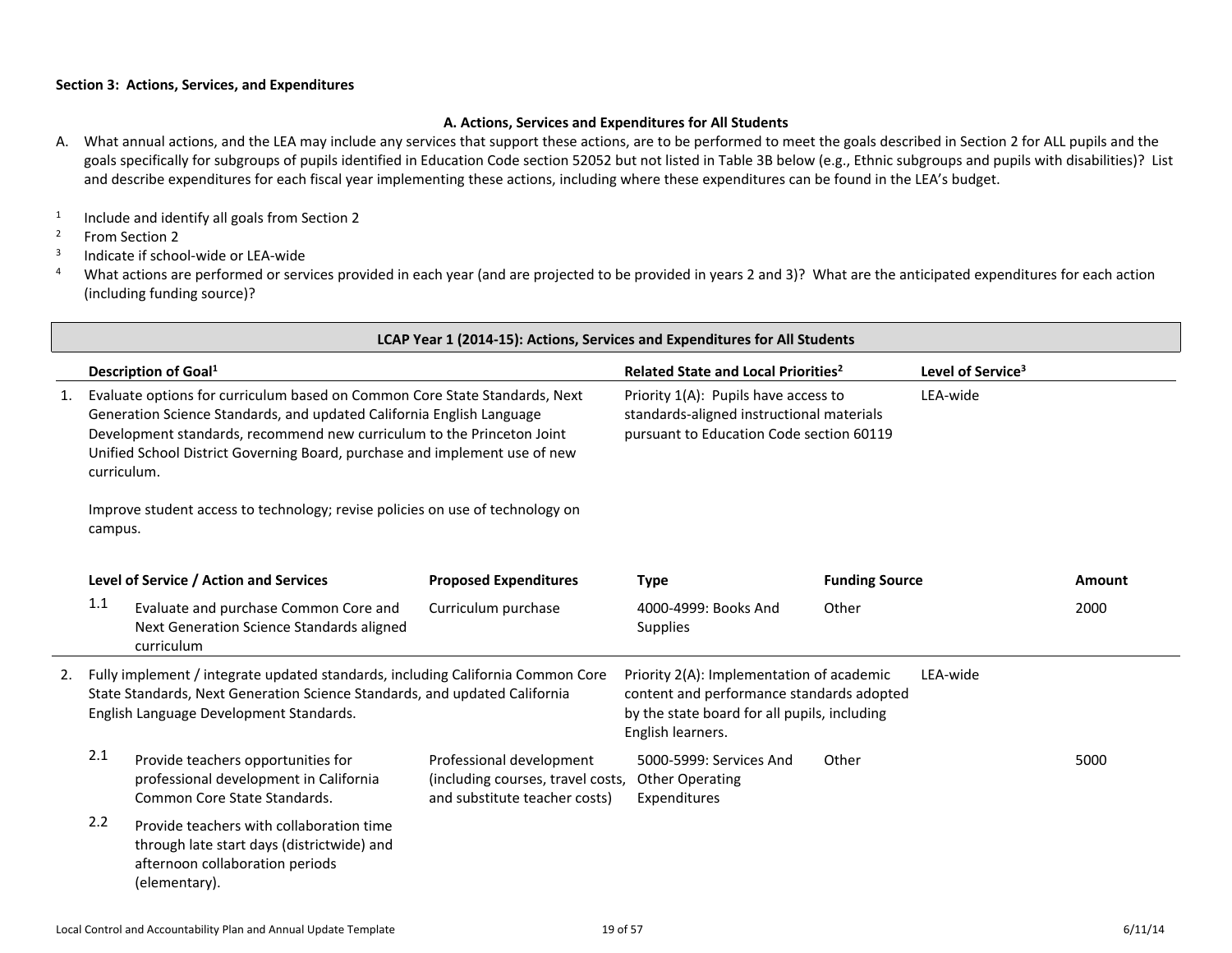**Section 3: Actions, Services, and Expenditures**

**A. Actions, Services and Expenditures for All Students**

A. What annual actions, and the LEA may include any services that support these actions, are to be performed to meet the goals described in Section 2 for ALL pupils and the goals specifically for subgroups of pupils identified in Education Code section 52052 but not listed in Table 3B below (e.g., Ethnic subgroups and pupils with disabilities)? List and describe expenditures for each fiscal year implementing these actions, including where these expenditures can be found in the LEA's budget.

[1] Include and identify all goals from Section 2
[2] From Section 2
[3] Indicate if school-wide or LEA-wide
[4] What actions are performed or services provided in each year (and are projected to be provided in years 2 and 3)? What are the anticipated expenditures for each action (including funding source)?

**LCAP Year 1 (2014-15): Actions, Services and Expenditures for All Students**

| | Description of Goal[1] | | Related State and Local Priorities[2] | Level of Service[3] | |
|---|---|---|---|---|---|
| 1. | Evaluate options for curriculum based on Common Core State Standards, Next Generation Science Standards, and updated California English Language Development standards, recommend new curriculum to the Princeton Joint Unified School District Governing Board, purchase and implement use of new curriculum. Improve student access to technology; revise policies on use of technology on campus. | | Priority 1(A): Pupils have access to standards-aligned instructional materials pursuant to Education Code section 60119 | LEA-wide | |

| | Level of Service / Action and Services | Proposed Expenditures | Type | Funding Source | Amount |
|---|---|---|---|---|---|
| 1.1 | Evaluate and purchase Common Core and Next Generation Science Standards aligned curriculum | Curriculum purchase | 4000-4999: Books And Supplies | Other | 2000 |

| | Description of Goal[1] | | Related State and Local Priorities[2] | Level of Service[3] | |
|---|---|---|---|---|---|
| 2. | Fully implement / integrate updated standards, including California Common Core State Standards, Next Generation Science Standards, and updated California English Language Development Standards. | | Priority 2(A): Implementation of academic content and performance standards adopted by the state board for all pupils, including English learners. | LEA-wide | |

| | Level of Service / Action and Services | Proposed Expenditures | Type | Funding Source | Amount |
|---|---|---|---|---|---|
| 2.1 | Provide teachers opportunities for professional development in California Common Core State Standards. | Professional development (including courses, travel costs, and substitute teacher costs) | 5000-5999: Services And Other Operating Expenditures | Other | 5000 |
| 2.2 | Provide teachers with collaboration time through late start days (districtwide) and afternoon collaboration periods (elementary). | | | | |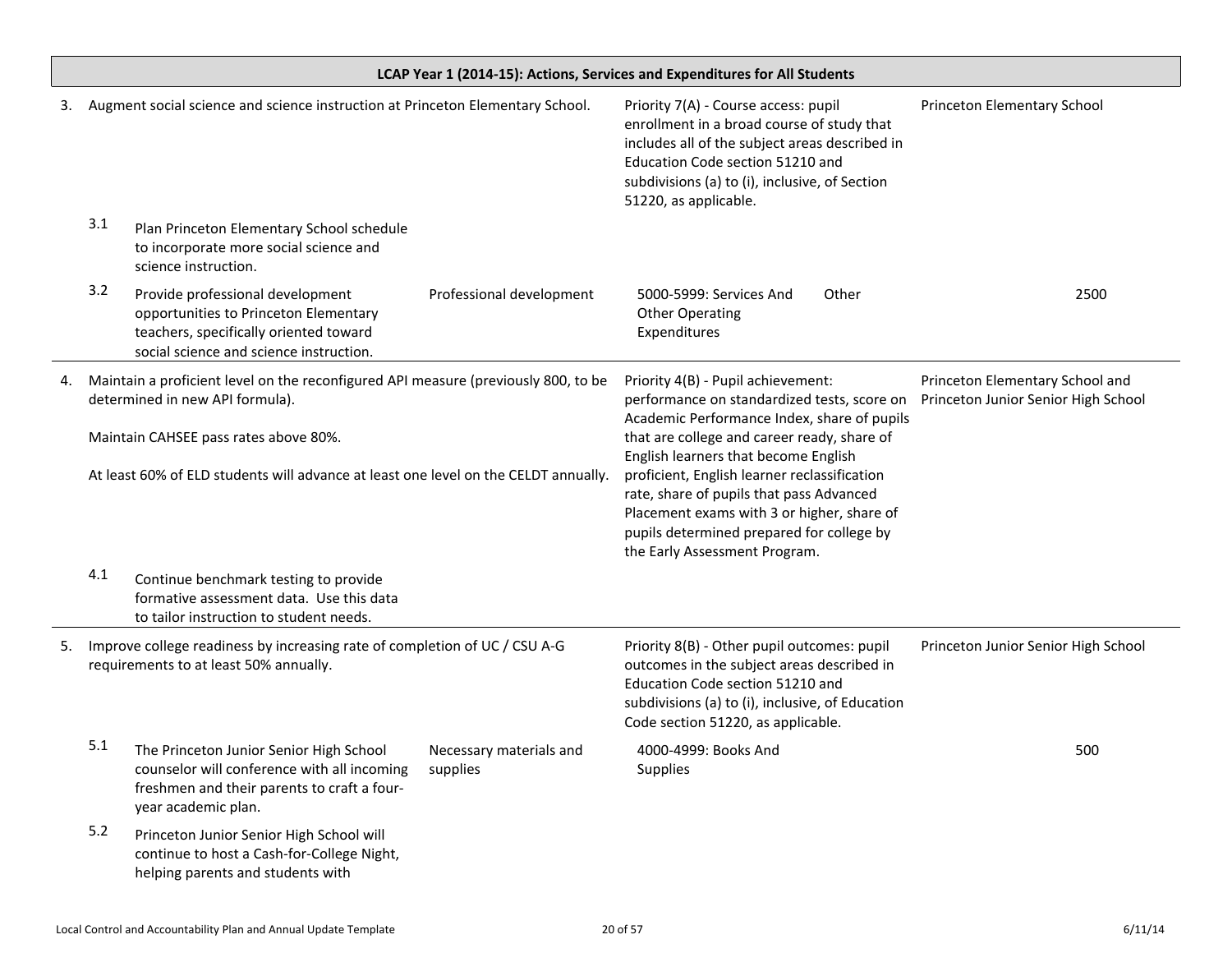## LCAP Year 1 (2014-15): Actions, Services and Expenditures for All Students

| Goal / Action | | Service | Budgeted Expenditure | Funding Source | Priority / Scope | Amount |
|---|---|---|---|---|---|---|
| 3. Augment social science and science instruction at Princeton Elementary School. | | | Priority 7(A) - Course access: pupil enrollment in a broad course of study that includes all of the subject areas described in Education Code section 51210 and subdivisions (a) to (i), inclusive, of Section 51220, as applicable. | | Princeton Elementary School | |
| 3.1 | Plan Princeton Elementary School schedule to incorporate more social science and science instruction. | | | | | |
| 3.2 | Provide professional development opportunities to Princeton Elementary teachers, specifically oriented toward social science and science instruction. | Professional development | 5000-5999: Services And Other Operating Expenditures | Other | | 2500 |
| 4. Maintain a proficient level on the reconfigured API measure (previously 800, to be determined in new API formula).<br><br>Maintain CAHSEE pass rates above 80%.<br><br>At least 60% of ELD students will advance at least one level on the CELDT annually. | | | Priority 4(B) - Pupil achievement: performance on standardized tests, score on Academic Performance Index, share of pupils that are college and career ready, share of English learners that become English proficient, English learner reclassification rate, share of pupils that pass Advanced Placement exams with 3 or higher, share of pupils determined prepared for college by the Early Assessment Program. | | Princeton Elementary School and Princeton Junior Senior High School | |
| 4.1 | Continue benchmark testing to provide formative assessment data. Use this data to tailor instruction to student needs. | | | | | |
| 5. Improve college readiness by increasing rate of completion of UC / CSU A-G requirements to at least 50% annually. | | | Priority 8(B) - Other pupil outcomes: pupil outcomes in the subject areas described in Education Code section 51210 and subdivisions (a) to (i), inclusive, of Education Code section 51220, as applicable. | | Princeton Junior Senior High School | |
| 5.1 | The Princeton Junior Senior High School counselor will conference with all incoming freshmen and their parents to craft a four-year academic plan. | Necessary materials and supplies | 4000-4999: Books And Supplies | | | 500 |
| 5.2 | Princeton Junior Senior High School will continue to host a Cash-for-College Night, helping parents and students with | | | | | |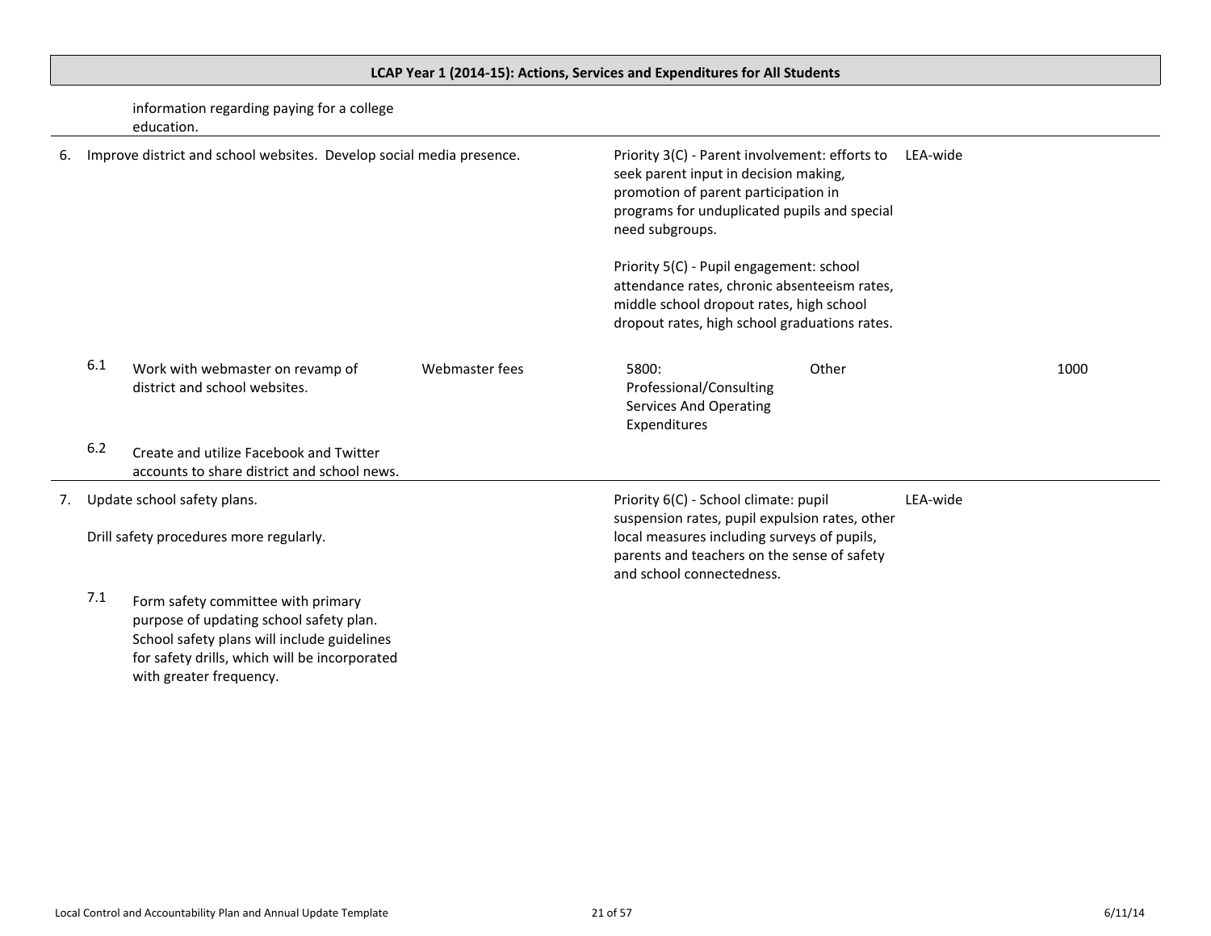**LCAP Year 1 (2014-15): Actions, Services and Expenditures for All Students**

| | | | | | | |
|---|---|---|---|---|---|---|
| | information regarding paying for a college education. | | | | | |
| 6. | Improve district and school websites. Develop social media presence. | | Priority 3(C) - Parent involvement: efforts to seek parent input in decision making, promotion of parent participation in programs for unduplicated pupils and special need subgroups.<br><br>Priority 5(C) - Pupil engagement: school attendance rates, chronic absenteeism rates, middle school dropout rates, high school dropout rates, high school graduations rates. | | LEA-wide | |
| 6.1 | Work with webmaster on revamp of district and school websites. | Webmaster fees | 5800: Professional/Consulting Services And Operating Expenditures | Other | | 1000 |
| 6.2 | Create and utilize Facebook and Twitter accounts to share district and school news. | | | | | |
| 7. | Update school safety plans.<br><br>Drill safety procedures more regularly. | | Priority 6(C) - School climate: pupil suspension rates, pupil expulsion rates, other local measures including surveys of pupils, parents and teachers on the sense of safety and school connectedness. | | LEA-wide | |
| 7.1 | Form safety committee with primary purpose of updating school safety plan. School safety plans will include guidelines for safety drills, which will be incorporated with greater frequency. | | | | | |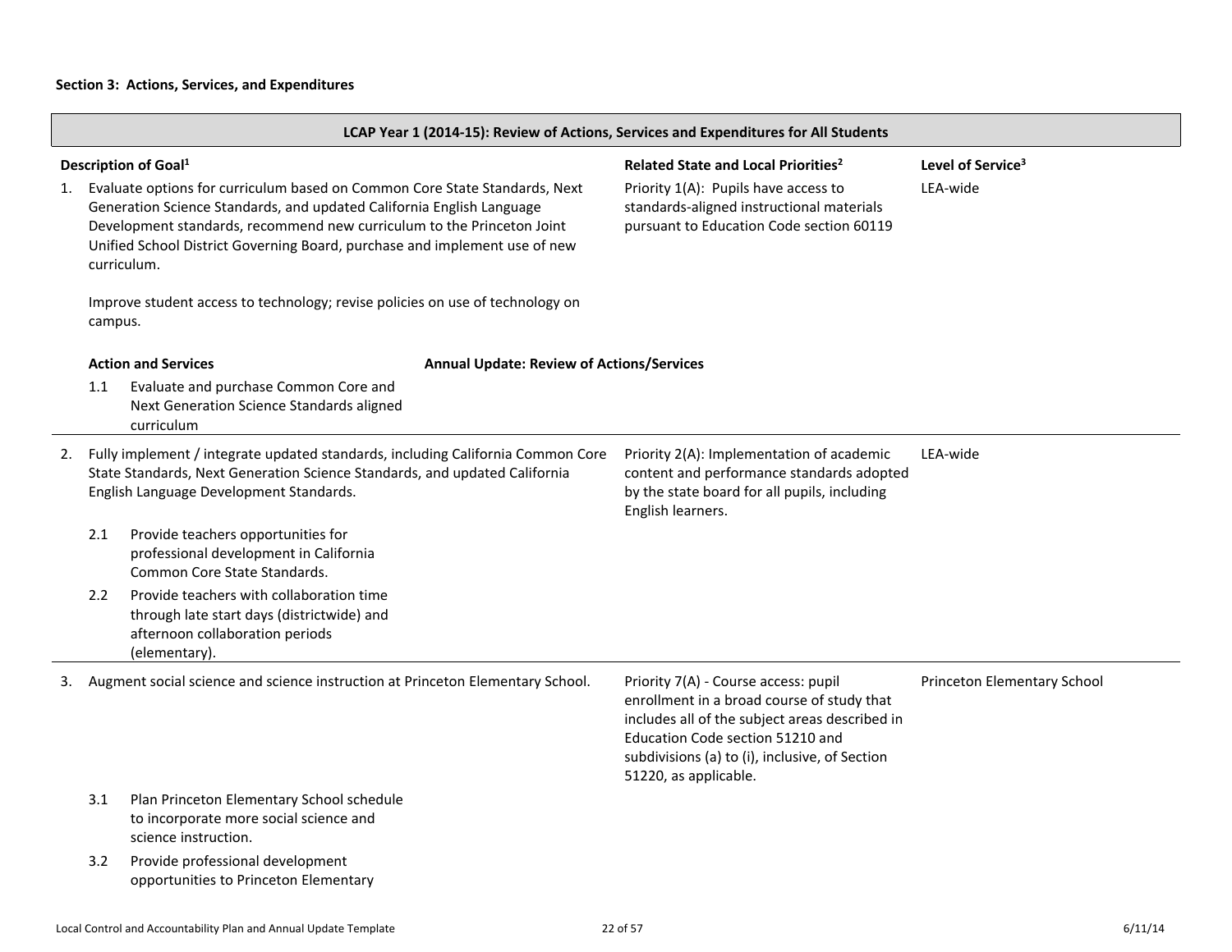**Section 3: Actions, Services, and Expenditures**

| LCAP Year 1 (2014-15): Review of Actions, Services and Expenditures for All Students | | |
|---|---|---|
| **Description of Goal[1]** | **Related State and Local Priorities[2]** | **Level of Service[3]** |
| 1. Evaluate options for curriculum based on Common Core State Standards, Next Generation Science Standards, and updated California English Language Development standards, recommend new curriculum to the Princeton Joint Unified School District Governing Board, purchase and implement use of new curriculum.<br><br>Improve student access to technology; revise policies on use of technology on campus.<br><br>**Action and Services** / **Annual Update: Review of Actions/Services**<br>1.1 Evaluate and purchase Common Core and Next Generation Science Standards aligned curriculum | Priority 1(A): Pupils have access to standards-aligned instructional materials pursuant to Education Code section 60119 | LEA-wide |
| 2. Fully implement / integrate updated standards, including California Common Core State Standards, Next Generation Science Standards, and updated California English Language Development Standards.<br><br>2.1 Provide teachers opportunities for professional development in California Common Core State Standards.<br>2.2 Provide teachers with collaboration time through late start days (districtwide) and afternoon collaboration periods (elementary). | Priority 2(A): Implementation of academic content and performance standards adopted by the state board for all pupils, including English learners. | LEA-wide |
| 3. Augment social science and science instruction at Princeton Elementary School.<br><br>3.1 Plan Princeton Elementary School schedule to incorporate more social science and science instruction.<br>3.2 Provide professional development opportunities to Princeton Elementary | Priority 7(A) - Course access: pupil enrollment in a broad course of study that includes all of the subject areas described in Education Code section 51210 and subdivisions (a) to (i), inclusive, of Section 51220, as applicable. | Princeton Elementary School |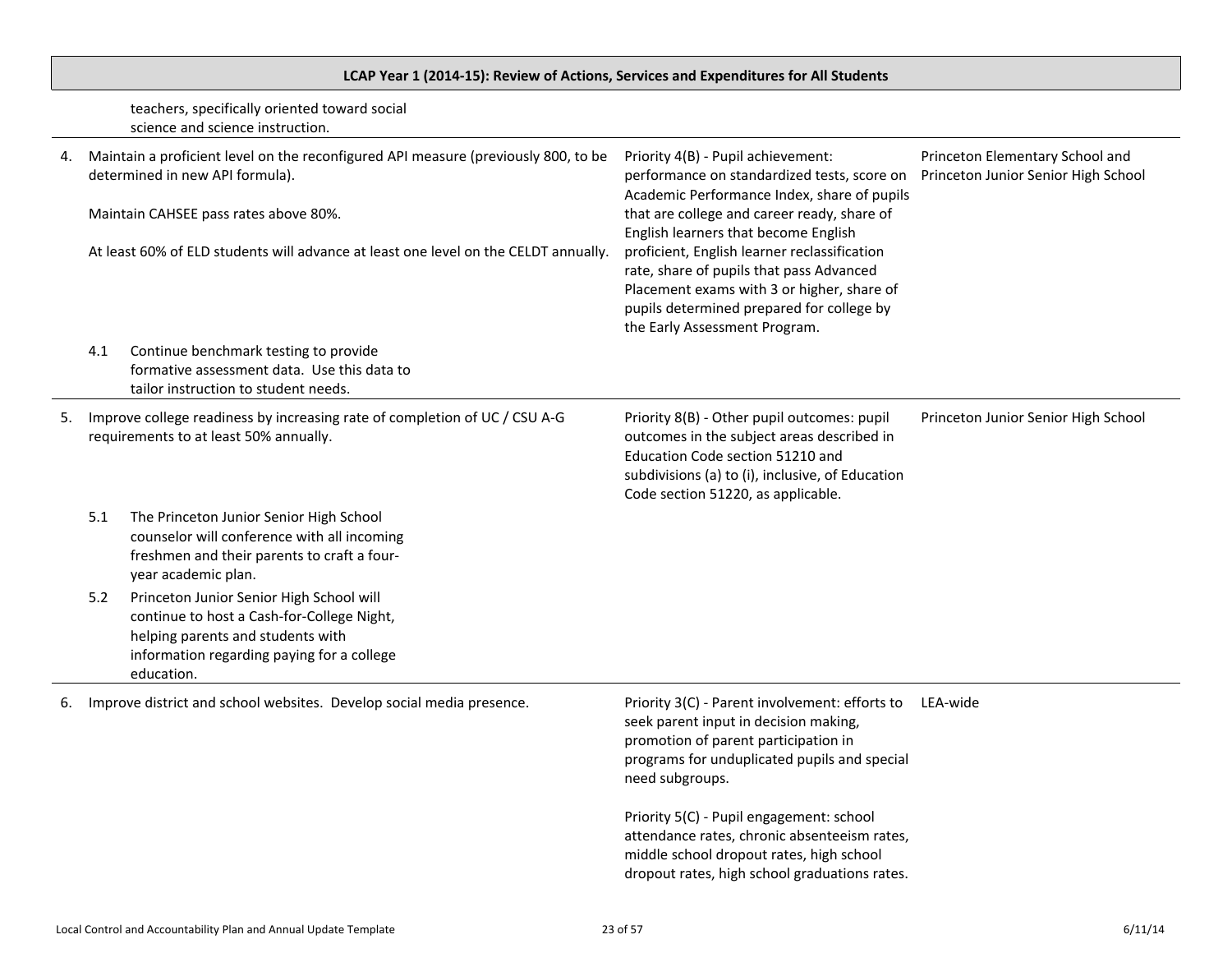**LCAP Year 1 (2014-15): Review of Actions, Services and Expenditures for All Students**

| Goal / Actions | State Priority | Location |
|---|---|---|
| teachers, specifically oriented toward social science and science instruction. | | |
| 4. Maintain a proficient level on the reconfigured API measure (previously 800, to be determined in new API formula).<br><br>Maintain CAHSEE pass rates above 80%.<br><br>At least 60% of ELD students will advance at least one level on the CELDT annually. | Priority 4(B) - Pupil achievement: performance on standardized tests, score on Academic Performance Index, share of pupils that are college and career ready, share of English learners that become English proficient, English learner reclassification rate, share of pupils that pass Advanced Placement exams with 3 or higher, share of pupils determined prepared for college by the Early Assessment Program. | Princeton Elementary School and Princeton Junior Senior High School |
| 4.1 Continue benchmark testing to provide formative assessment data. Use this data to tailor instruction to student needs. | | |
| 5. Improve college readiness by increasing rate of completion of UC / CSU A-G requirements to at least 50% annually. | Priority 8(B) - Other pupil outcomes: pupil outcomes in the subject areas described in Education Code section 51210 and subdivisions (a) to (i), inclusive, of Education Code section 51220, as applicable. | Princeton Junior Senior High School |
| 5.1 The Princeton Junior Senior High School counselor will conference with all incoming freshmen and their parents to craft a four-year academic plan.<br><br>5.2 Princeton Junior Senior High School will continue to host a Cash-for-College Night, helping parents and students with information regarding paying for a college education. | | |
| 6. Improve district and school websites. Develop social media presence. | Priority 3(C) - Parent involvement: efforts to seek parent input in decision making, promotion of parent participation in programs for unduplicated pupils and special need subgroups.<br><br>Priority 5(C) - Pupil engagement: school attendance rates, chronic absenteeism rates, middle school dropout rates, high school dropout rates, high school graduations rates. | LEA-wide |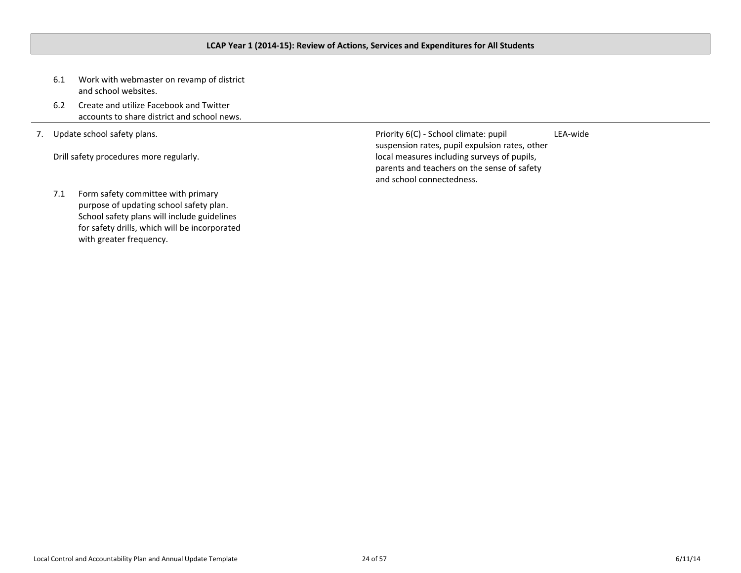**LCAP Year 1 (2014-15): Review of Actions, Services and Expenditures for All Students**

| Actions/Services | Related State and Local Priorities | Scope of Service |
|---|---|---|
| 6.1 Work with webmaster on revamp of district and school websites.<br>6.2 Create and utilize Facebook and Twitter accounts to share district and school news. | | |
| 7. Update school safety plans.<br><br>Drill safety procedures more regularly.<br><br>7.1 Form safety committee with primary purpose of updating school safety plan. School safety plans will include guidelines for safety drills, which will be incorporated with greater frequency. | Priority 6(C) - School climate: pupil suspension rates, pupil expulsion rates, other local measures including surveys of pupils, parents and teachers on the sense of safety and school connectedness. | LEA-wide |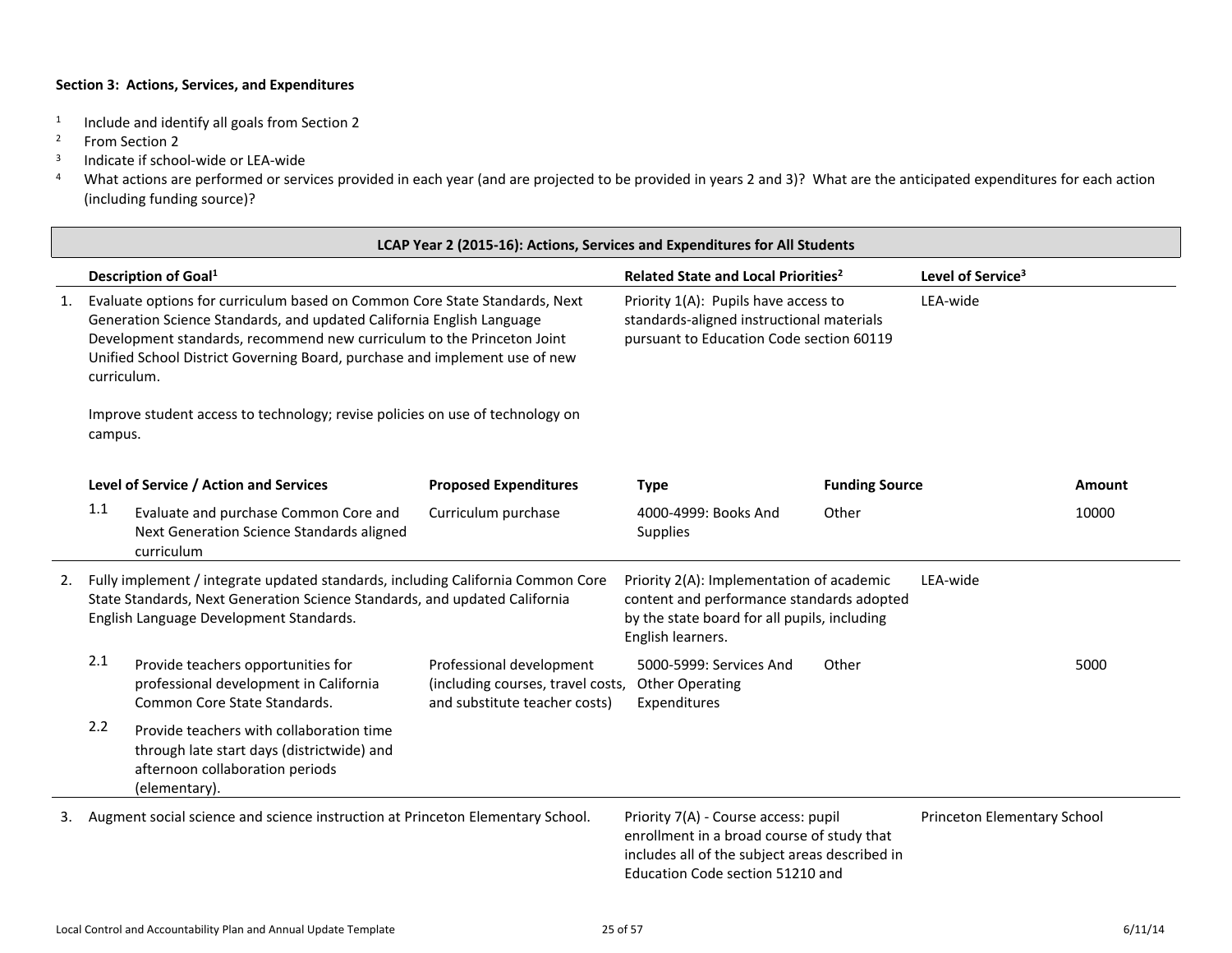**Section 3: Actions, Services, and Expenditures**

[1] Include and identify all goals from Section 2
[2] From Section 2
[3] Indicate if school-wide or LEA-wide
[4] What actions are performed or services provided in each year (and are projected to be provided in years 2 and 3)? What are the anticipated expenditures for each action (including funding source)?

**LCAP Year 2 (2015-16): Actions, Services and Expenditures for All Students**

| | Description of Goal[1] | | Related State and Local Priorities[2] | | Level of Service[3] | |
|---|---|---|---|---|---|---|
| 1. | Evaluate options for curriculum based on Common Core State Standards, Next Generation Science Standards, and updated California English Language Development standards, recommend new curriculum to the Princeton Joint Unified School District Governing Board, purchase and implement use of new curriculum.<br><br>Improve student access to technology; revise policies on use of technology on campus. | | Priority 1(A): Pupils have access to standards-aligned instructional materials pursuant to Education Code section 60119 | | LEA-wide | |
| | **Level of Service / Action and Services** | **Proposed Expenditures** | **Type** | **Funding Source** | | **Amount** |
| 1.1 | Evaluate and purchase Common Core and Next Generation Science Standards aligned curriculum | Curriculum purchase | 4000-4999: Books And Supplies | Other | | 10000 |
| 2. | Fully implement / integrate updated standards, including California Common Core State Standards, Next Generation Science Standards, and updated California English Language Development Standards. | | Priority 2(A): Implementation of academic content and performance standards adopted by the state board for all pupils, including English learners. | | LEA-wide | |
| 2.1 | Provide teachers opportunities for professional development in California Common Core State Standards. | Professional development (including courses, travel costs, and substitute teacher costs) | 5000-5999: Services And Other Operating Expenditures | Other | | 5000 |
| 2.2 | Provide teachers with collaboration time through late start days (districtwide) and afternoon collaboration periods (elementary). | | | | | |
| 3. | Augment social science and science instruction at Princeton Elementary School. | | Priority 7(A) - Course access: pupil enrollment in a broad course of study that includes all of the subject areas described in Education Code section 51210 and | | Princeton Elementary School | |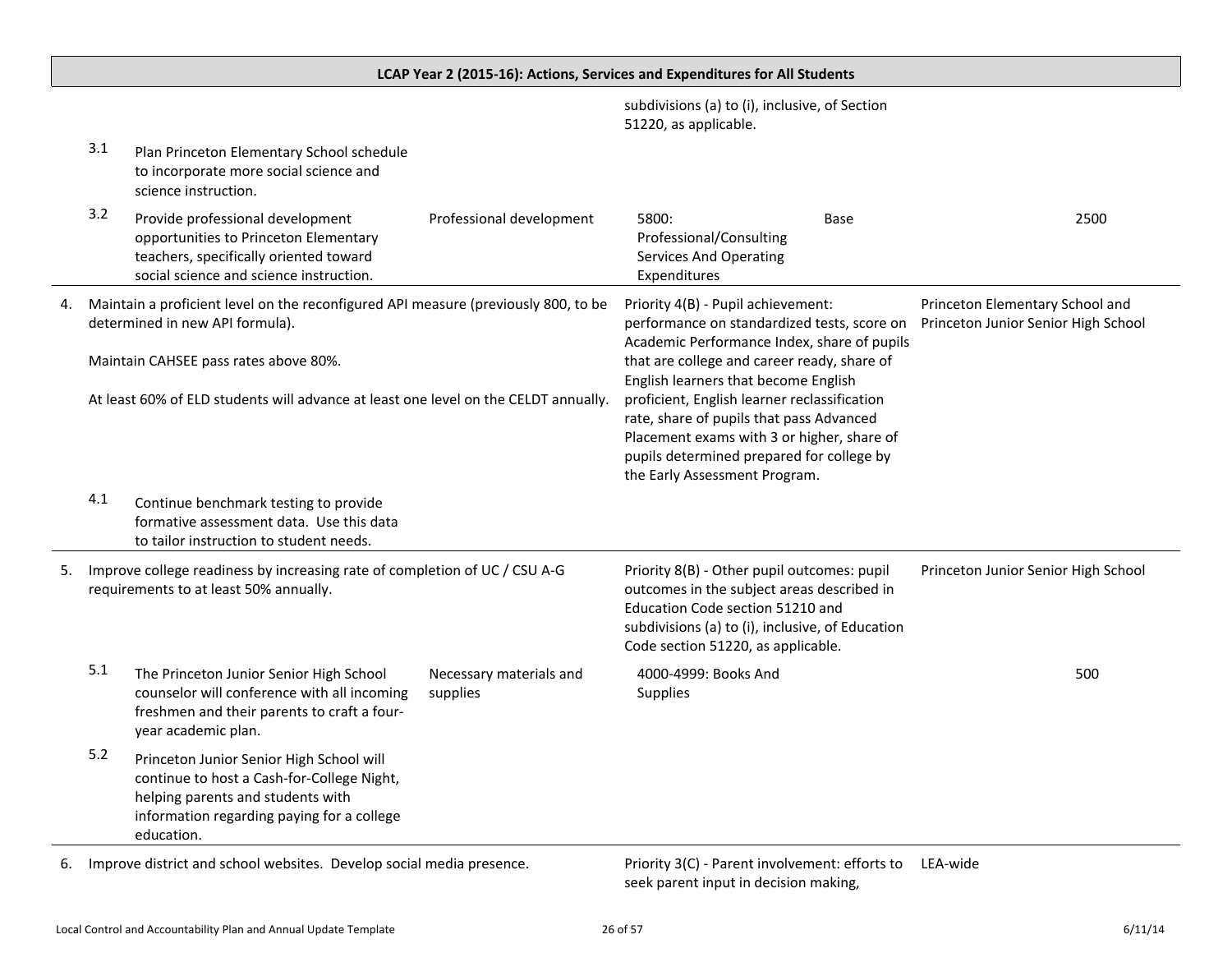## LCAP Year 2 (2015-16): Actions, Services and Expenditures for All Students

| Goal / Action | Description | Service | Budget / Priority | Source | Scope / Amount |
|---|---|---|---|---|---|
| | | | subdivisions (a) to (i), inclusive, of Section 51220, as applicable. | | |
| 3.1 | Plan Princeton Elementary School schedule to incorporate more social science and science instruction. | | | | |
| 3.2 | Provide professional development opportunities to Princeton Elementary teachers, specifically oriented toward social science and science instruction. | Professional development | 5800: Professional/Consulting Services And Operating Expenditures | Base | 2500 |
| 4. | Maintain a proficient level on the reconfigured API measure (previously 800, to be determined in new API formula). Maintain CAHSEE pass rates above 80%. At least 60% of ELD students will advance at least one level on the CELDT annually. | | Priority 4(B) - Pupil achievement: performance on standardized tests, score on Academic Performance Index, share of pupils that are college and career ready, share of English learners that become English proficient, English learner reclassification rate, share of pupils that pass Advanced Placement exams with 3 or higher, share of pupils determined prepared for college by the Early Assessment Program. | | Princeton Elementary School and Princeton Junior Senior High School |
| 4.1 | Continue benchmark testing to provide formative assessment data. Use this data to tailor instruction to student needs. | | | | |
| 5. | Improve college readiness by increasing rate of completion of UC / CSU A-G requirements to at least 50% annually. | | Priority 8(B) - Other pupil outcomes: pupil outcomes in the subject areas described in Education Code section 51210 and subdivisions (a) to (i), inclusive, of Education Code section 51220, as applicable. | | Princeton Junior Senior High School |
| 5.1 | The Princeton Junior Senior High School counselor will conference with all incoming freshmen and their parents to craft a four-year academic plan. | Necessary materials and supplies | 4000-4999: Books And Supplies | | 500 |
| 5.2 | Princeton Junior Senior High School will continue to host a Cash-for-College Night, helping parents and students with information regarding paying for a college education. | | | | |
| 6. | Improve district and school websites. Develop social media presence. | | Priority 3(C) - Parent involvement: efforts to seek parent input in decision making, | | LEA-wide |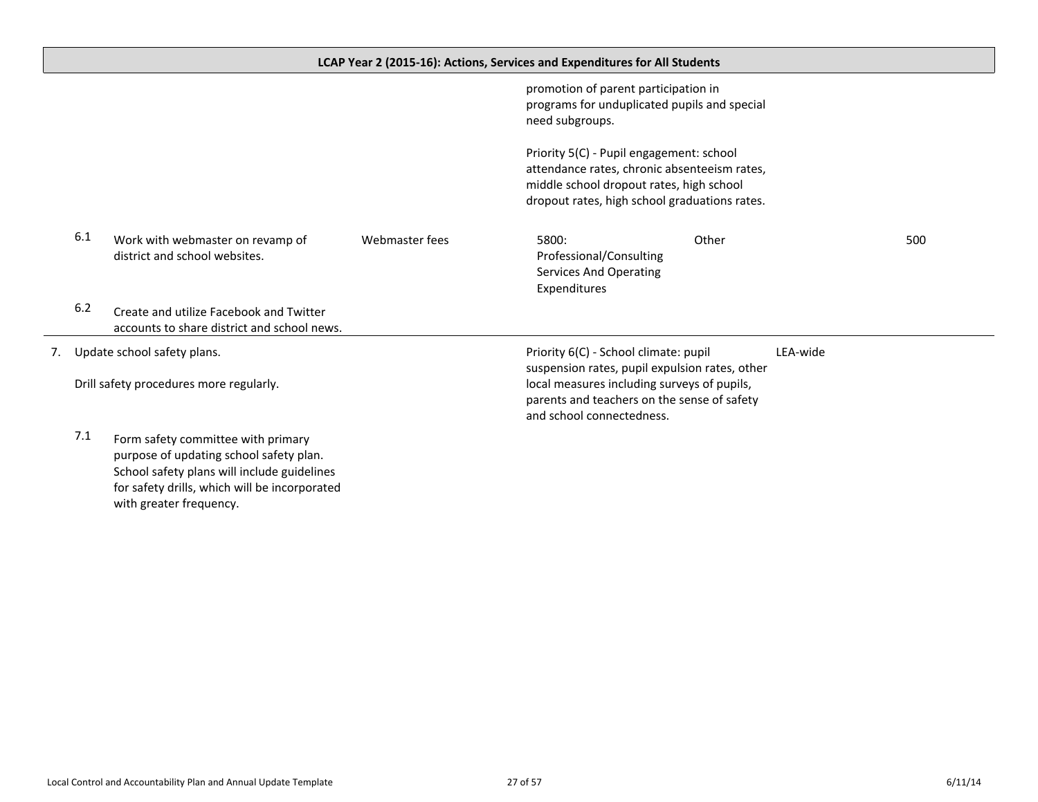| LCAP Year 2 (2015-16): Actions, Services and Expenditures for All Students | | | | | | |
|---|---|---|---|---|---|---|
| | | | promotion of parent participation in programs for unduplicated pupils and special need subgroups.<br><br>Priority 5(C) - Pupil engagement: school attendance rates, chronic absenteeism rates, middle school dropout rates, high school dropout rates, high school graduations rates. | | | |
| 6.1 | Work with webmaster on revamp of district and school websites. | Webmaster fees | 5800: Professional/Consulting Services And Operating Expenditures | Other | | 500 |
| 6.2 | Create and utilize Facebook and Twitter accounts to share district and school news. | | | | | |
| 7. | Update school safety plans.<br><br>Drill safety procedures more regularly. | | Priority 6(C) - School climate: pupil suspension rates, pupil expulsion rates, other local measures including surveys of pupils, parents and teachers on the sense of safety and school connectedness. | | LEA-wide | |
| 7.1 | Form safety committee with primary purpose of updating school safety plan. School safety plans will include guidelines for safety drills, which will be incorporated with greater frequency. | | | | | |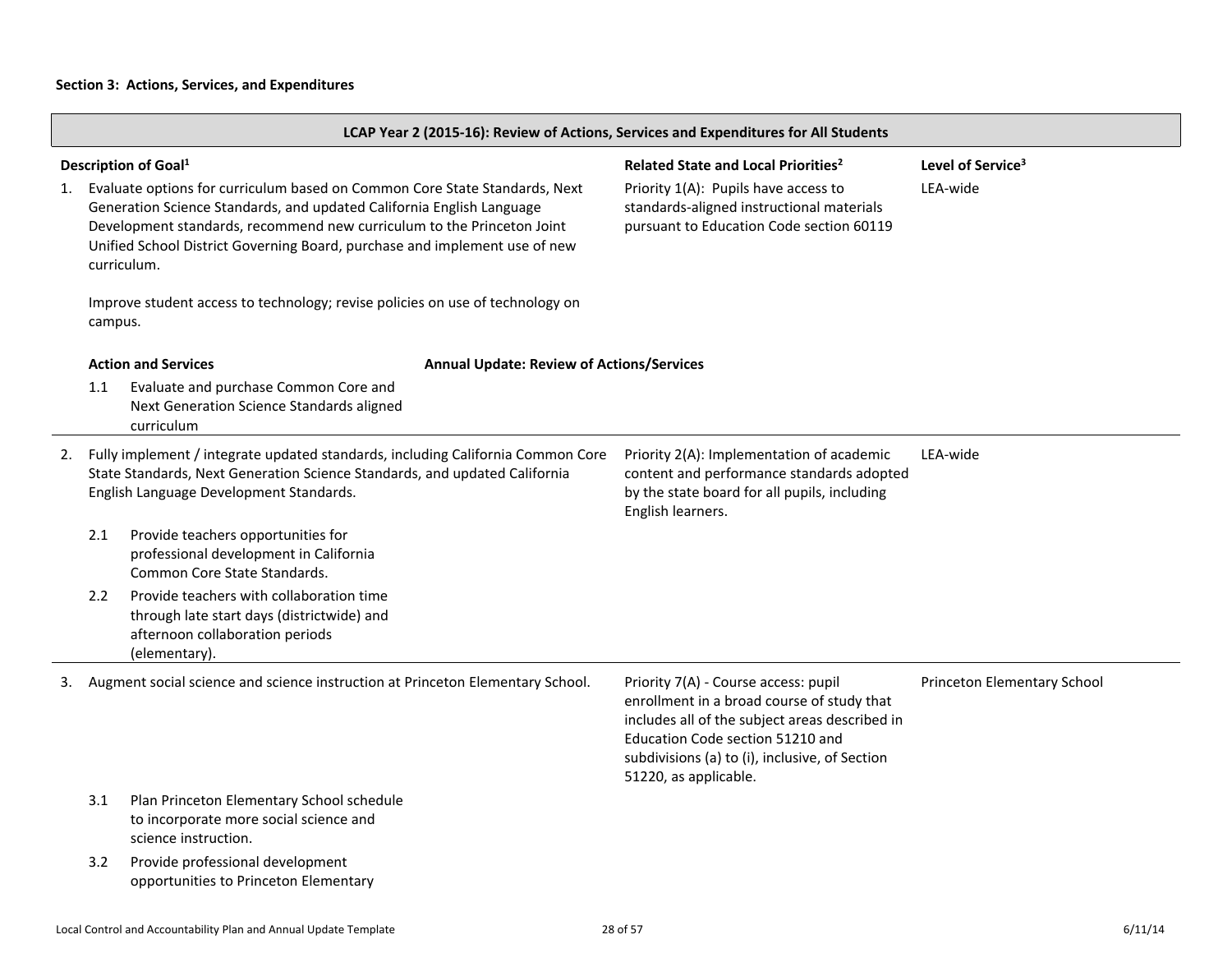**Section 3: Actions, Services, and Expenditures**

| LCAP Year 2 (2015-16): Review of Actions, Services and Expenditures for All Students | | |
|---|---|---|
| **Description of Goal[1]** | **Related State and Local Priorities[2]** | **Level of Service[3]** |
| 1. Evaluate options for curriculum based on Common Core State Standards, Next Generation Science Standards, and updated California English Language Development standards, recommend new curriculum to the Princeton Joint Unified School District Governing Board, purchase and implement use of new curriculum.<br><br>Improve student access to technology; revise policies on use of technology on campus.<br><br>**Action and Services** / **Annual Update: Review of Actions/Services**<br><br>1.1 Evaluate and purchase Common Core and Next Generation Science Standards aligned curriculum | Priority 1(A): Pupils have access to standards-aligned instructional materials pursuant to Education Code section 60119 | LEA-wide |
| 2. Fully implement / integrate updated standards, including California Common Core State Standards, Next Generation Science Standards, and updated California English Language Development Standards.<br><br>2.1 Provide teachers opportunities for professional development in California Common Core State Standards.<br><br>2.2 Provide teachers with collaboration time through late start days (districtwide) and afternoon collaboration periods (elementary). | Priority 2(A): Implementation of academic content and performance standards adopted by the state board for all pupils, including English learners. | LEA-wide |
| 3. Augment social science and science instruction at Princeton Elementary School.<br><br>3.1 Plan Princeton Elementary School schedule to incorporate more social science and science instruction.<br><br>3.2 Provide professional development opportunities to Princeton Elementary | Priority 7(A) - Course access: pupil enrollment in a broad course of study that includes all of the subject areas described in Education Code section 51210 and subdivisions (a) to (i), inclusive, of Section 51220, as applicable. | Princeton Elementary School |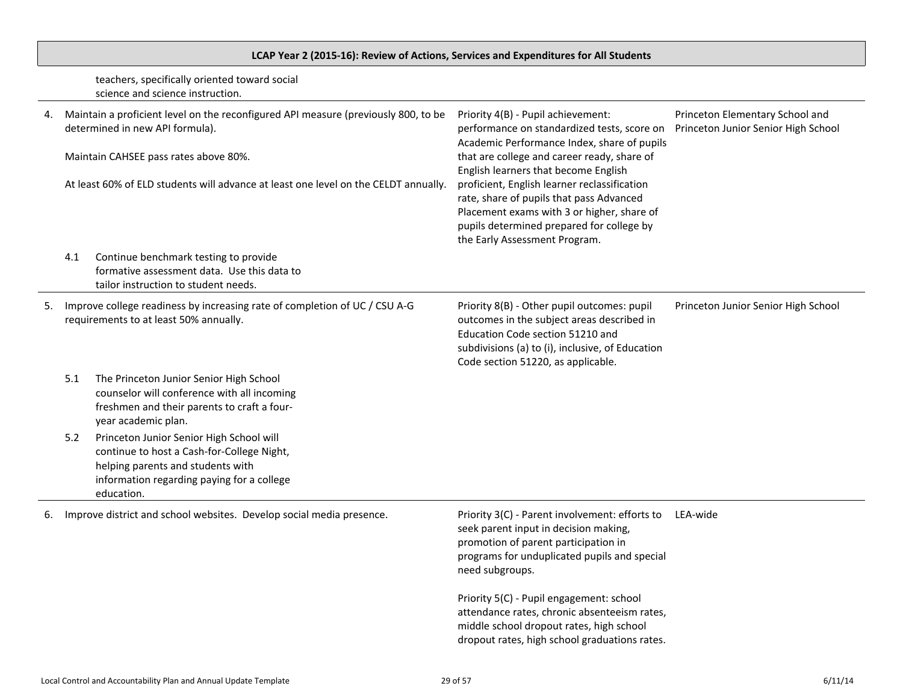## LCAP Year 2 (2015-16): Review of Actions, Services and Expenditures for All Students

| | | |
|---|---|---|
| teachers, specifically oriented toward social science and science instruction. | | |
| 4. Maintain a proficient level on the reconfigured API measure (previously 800, to be determined in new API formula).<br><br>Maintain CAHSEE pass rates above 80%.<br><br>At least 60% of ELD students will advance at least one level on the CELDT annually.<br><br>4.1 Continue benchmark testing to provide formative assessment data. Use this data to tailor instruction to student needs. | Priority 4(B) - Pupil achievement: performance on standardized tests, score on Academic Performance Index, share of pupils that are college and career ready, share of English learners that become English proficient, English learner reclassification rate, share of pupils that pass Advanced Placement exams with 3 or higher, share of pupils determined prepared for college by the Early Assessment Program. | Princeton Elementary School and Princeton Junior Senior High School |
| 5. Improve college readiness by increasing rate of completion of UC / CSU A-G requirements to at least 50% annually.<br><br>5.1 The Princeton Junior Senior High School counselor will conference with all incoming freshmen and their parents to craft a four-year academic plan.<br><br>5.2 Princeton Junior Senior High School will continue to host a Cash-for-College Night, helping parents and students with information regarding paying for a college education. | Priority 8(B) - Other pupil outcomes: pupil outcomes in the subject areas described in Education Code section 51210 and subdivisions (a) to (i), inclusive, of Education Code section 51220, as applicable. | Princeton Junior Senior High School |
| 6. Improve district and school websites. Develop social media presence. | Priority 3(C) - Parent involvement: efforts to seek parent input in decision making, promotion of parent participation in programs for unduplicated pupils and special need subgroups.<br><br>Priority 5(C) - Pupil engagement: school attendance rates, chronic absenteeism rates, middle school dropout rates, high school dropout rates, high school graduations rates. | LEA-wide |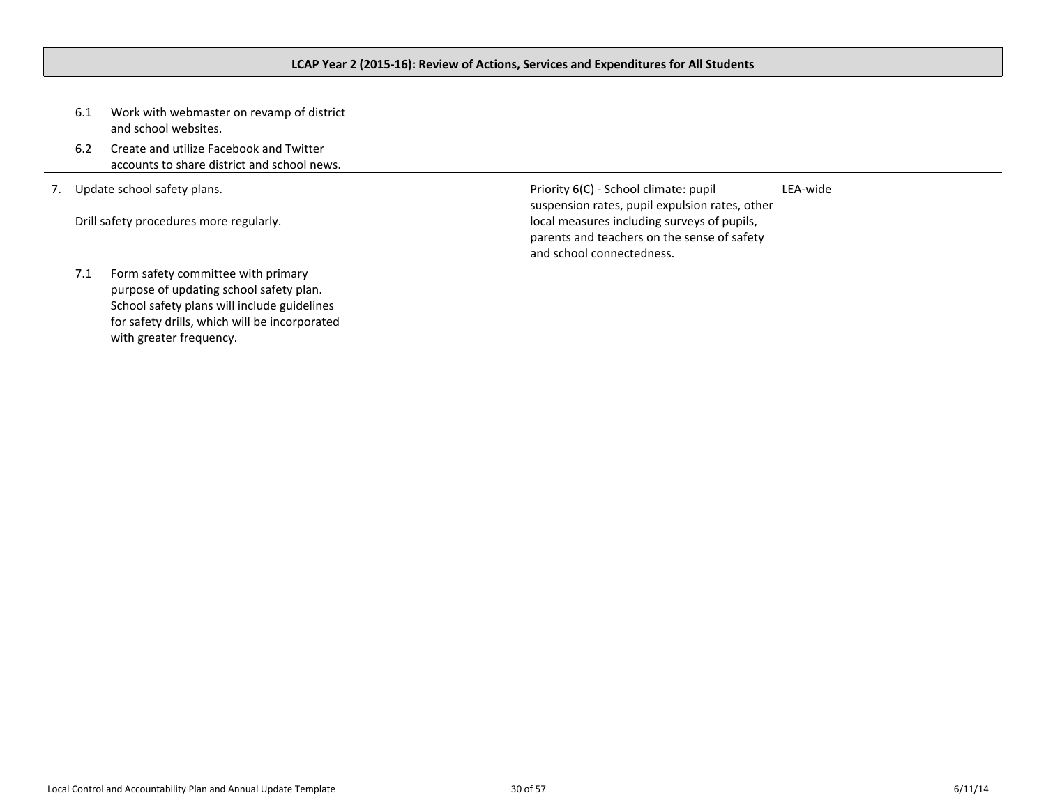**LCAP Year 2 (2015-16): Review of Actions, Services and Expenditures for All Students**

| | | |
|---|---|---|
| 6.1 Work with webmaster on revamp of district and school websites.<br><br>6.2 Create and utilize Facebook and Twitter accounts to share district and school news. | | |
| 7. Update school safety plans.<br><br>Drill safety procedures more regularly.<br><br>7.1 Form safety committee with primary purpose of updating school safety plan. School safety plans will include guidelines for safety drills, which will be incorporated with greater frequency. | Priority 6(C) - School climate: pupil suspension rates, pupil expulsion rates, other local measures including surveys of pupils, parents and teachers on the sense of safety and school connectedness. | LEA-wide |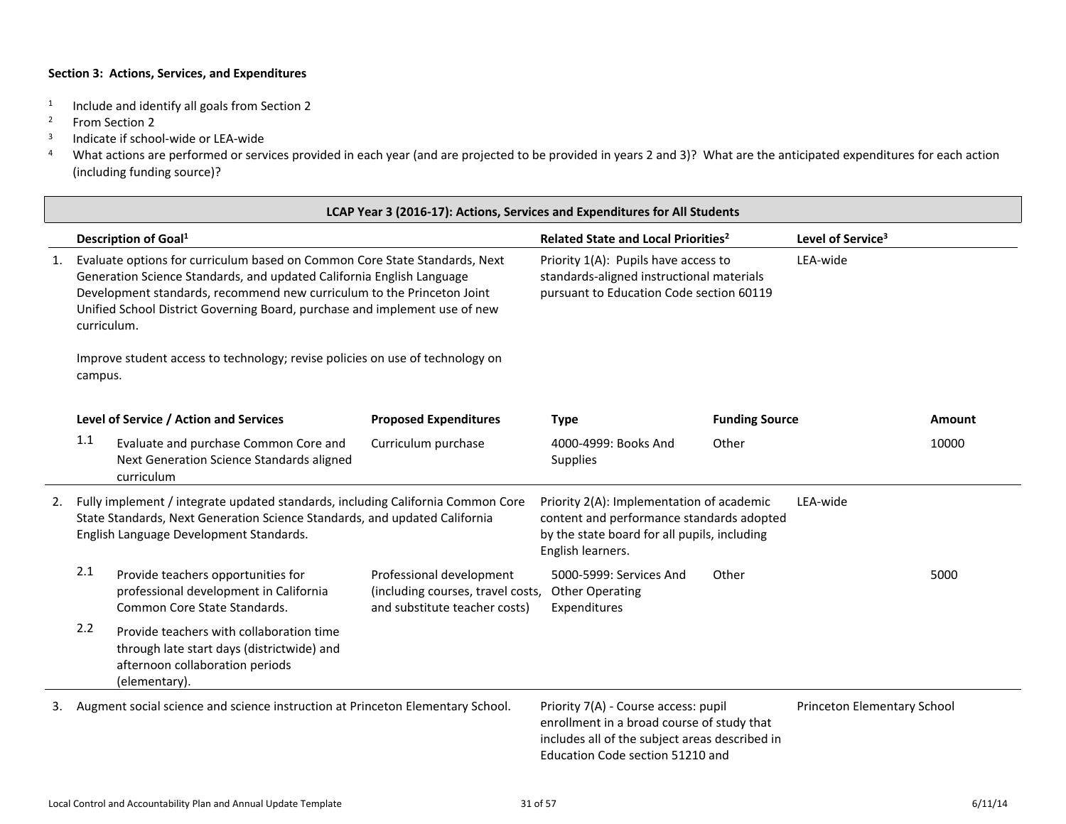**Section 3: Actions, Services, and Expenditures**

[1] Include and identify all goals from Section 2
[2] From Section 2
[3] Indicate if school-wide or LEA-wide
[4] What actions are performed or services provided in each year (and are projected to be provided in years 2 and 3)? What are the anticipated expenditures for each action (including funding source)?

**LCAP Year 3 (2016-17): Actions, Services and Expenditures for All Students**

| | Description of Goal[1] | | | Related State and Local Priorities[2] | | Level of Service[3] | |
|---|---|---|---|---|---|---|---|
| 1. | Evaluate options for curriculum based on Common Core State Standards, Next Generation Science Standards, and updated California English Language Development standards, recommend new curriculum to the Princeton Joint Unified School District Governing Board, purchase and implement use of new curriculum.<br><br>Improve student access to technology; revise policies on use of technology on campus. | | | Priority 1(A): Pupils have access to standards-aligned instructional materials pursuant to Education Code section 60119 | | LEA-wide | |
| | **Level of Service / Action and Services** | | **Proposed Expenditures** | **Type** | **Funding Source** | | **Amount** |
| | 1.1 | Evaluate and purchase Common Core and Next Generation Science Standards aligned curriculum | Curriculum purchase | 4000-4999: Books And Supplies | Other | | 10000 |
| 2. | Fully implement / integrate updated standards, including California Common Core State Standards, Next Generation Science Standards, and updated California English Language Development Standards. | | | Priority 2(A): Implementation of academic content and performance standards adopted by the state board for all pupils, including English learners. | | LEA-wide | |
| | 2.1 | Provide teachers opportunities for professional development in California Common Core State Standards. | Professional development (including courses, travel costs, and substitute teacher costs) | 5000-5999: Services And Other Operating Expenditures | Other | | 5000 |
| | 2.2 | Provide teachers with collaboration time through late start days (districtwide) and afternoon collaboration periods (elementary). | | | | | |
| 3. | Augment social science and science instruction at Princeton Elementary School. | | | Priority 7(A) - Course access: pupil enrollment in a broad course of study that includes all of the subject areas described in Education Code section 51210 and | | Princeton Elementary School | |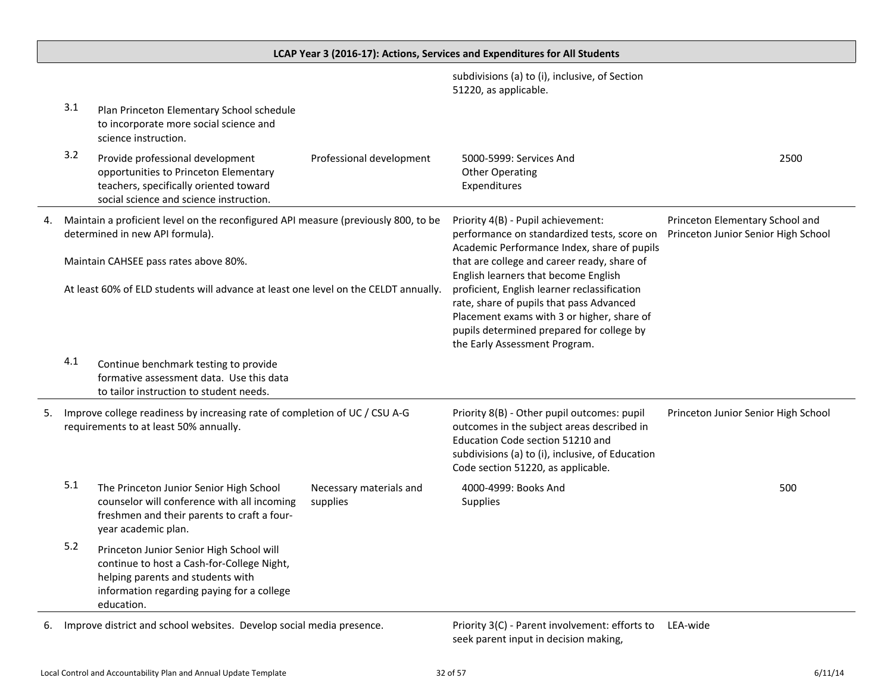| LCAP Year 3 (2016-17): Actions, Services and Expenditures for All Students | | | | |
|---|---|---|---|---|
| | | subdivisions (a) to (i), inclusive, of Section 51220, as applicable. | | |
| 3.1 Plan Princeton Elementary School schedule to incorporate more social science and science instruction. | | | | |
| 3.2 Provide professional development opportunities to Princeton Elementary teachers, specifically oriented toward social science and science instruction. | Professional development | 5000-5999: Services And Other Operating Expenditures | | 2500 |
| 4. Maintain a proficient level on the reconfigured API measure (previously 800, to be determined in new API formula).<br><br>Maintain CAHSEE pass rates above 80%.<br><br>At least 60% of ELD students will advance at least one level on the CELDT annually. | | Priority 4(B) - Pupil achievement: performance on standardized tests, score on Academic Performance Index, share of pupils that are college and career ready, share of English learners that become English proficient, English learner reclassification rate, share of pupils that pass Advanced Placement exams with 3 or higher, share of pupils determined prepared for college by the Early Assessment Program. | Princeton Elementary School and Princeton Junior Senior High School | |
| 4.1 Continue benchmark testing to provide formative assessment data. Use this data to tailor instruction to student needs. | | | | |
| 5. Improve college readiness by increasing rate of completion of UC / CSU A-G requirements to at least 50% annually. | | Priority 8(B) - Other pupil outcomes: pupil outcomes in the subject areas described in Education Code section 51210 and subdivisions (a) to (i), inclusive, of Education Code section 51220, as applicable. | Princeton Junior Senior High School | |
| 5.1 The Princeton Junior Senior High School counselor will conference with all incoming freshmen and their parents to craft a four-year academic plan. | Necessary materials and supplies | 4000-4999: Books And Supplies | | 500 |
| 5.2 Princeton Junior Senior High School will continue to host a Cash-for-College Night, helping parents and students with information regarding paying for a college education. | | | | |
| 6. Improve district and school websites. Develop social media presence. | | Priority 3(C) - Parent involvement: efforts to seek parent input in decision making, | LEA-wide | |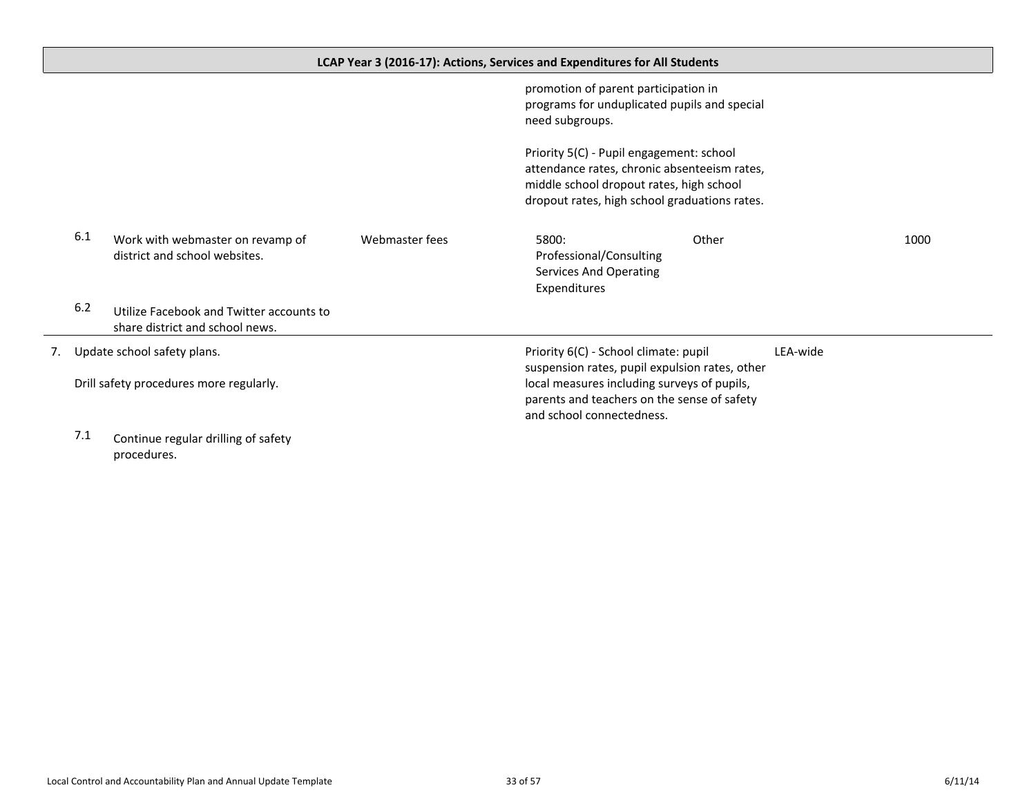## LCAP Year 3 (2016-17): Actions, Services and Expenditures for All Students

| Goal | Actions | Services | Priority / Budget | Source | Scope | Amount |
|---|---|---|---|---|---|---|
| | | | promotion of parent participation in programs for unduplicated pupils and special need subgroups.<br><br>Priority 5(C) - Pupil engagement: school attendance rates, chronic absenteeism rates, middle school dropout rates, high school dropout rates, high school graduations rates. | | | |
| 6.1 | Work with webmaster on revamp of district and school websites. | Webmaster fees | 5800: Professional/Consulting Services And Operating Expenditures | Other | | 1000 |
| 6.2 | Utilize Facebook and Twitter accounts to share district and school news. | | | | | |
| 7. | Update school safety plans.<br><br>Drill safety procedures more regularly. | | Priority 6(C) - School climate: pupil suspension rates, pupil expulsion rates, other local measures including surveys of pupils, parents and teachers on the sense of safety and school connectedness. | | LEA-wide | |
| 7.1 | Continue regular drilling of safety procedures. | | | | | |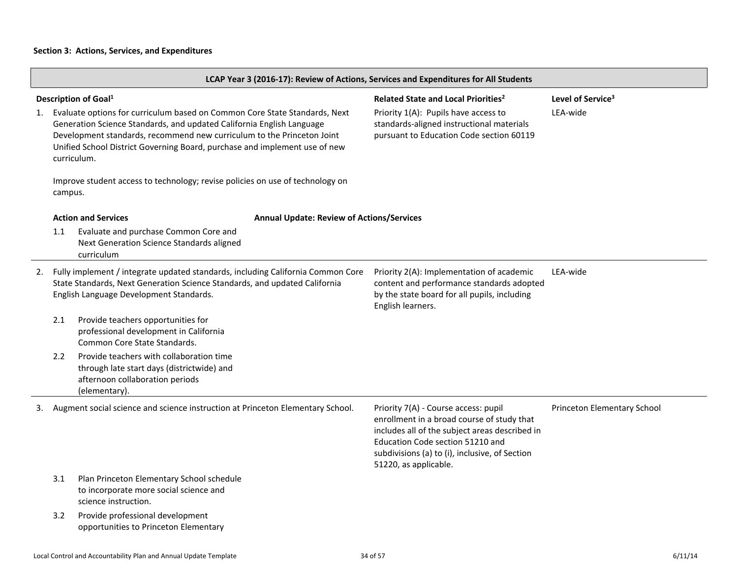**Section 3: Actions, Services, and Expenditures**

| LCAP Year 3 (2016-17): Review of Actions, Services and Expenditures for All Students | | |
|---|---|---|
| **Description of Goal[1]** | **Related State and Local Priorities[2]** | **Level of Service[3]** |
| 1. Evaluate options for curriculum based on Common Core State Standards, Next Generation Science Standards, and updated California English Language Development standards, recommend new curriculum to the Princeton Joint Unified School District Governing Board, purchase and implement use of new curriculum.<br><br>Improve student access to technology; revise policies on use of technology on campus.<br><br>**Action and Services** / **Annual Update: Review of Actions/Services**<br><br>1.1 Evaluate and purchase Common Core and Next Generation Science Standards aligned curriculum | Priority 1(A): Pupils have access to standards-aligned instructional materials pursuant to Education Code section 60119 | LEA-wide |
| 2. Fully implement / integrate updated standards, including California Common Core State Standards, Next Generation Science Standards, and updated California English Language Development Standards.<br><br>2.1 Provide teachers opportunities for professional development in California Common Core State Standards.<br><br>2.2 Provide teachers with collaboration time through late start days (districtwide) and afternoon collaboration periods (elementary). | Priority 2(A): Implementation of academic content and performance standards adopted by the state board for all pupils, including English learners. | LEA-wide |
| 3. Augment social science and science instruction at Princeton Elementary School.<br><br>3.1 Plan Princeton Elementary School schedule to incorporate more social science and science instruction.<br><br>3.2 Provide professional development opportunities to Princeton Elementary | Priority 7(A) - Course access: pupil enrollment in a broad course of study that includes all of the subject areas described in Education Code section 51210 and subdivisions (a) to (i), inclusive, of Section 51220, as applicable. | Princeton Elementary School |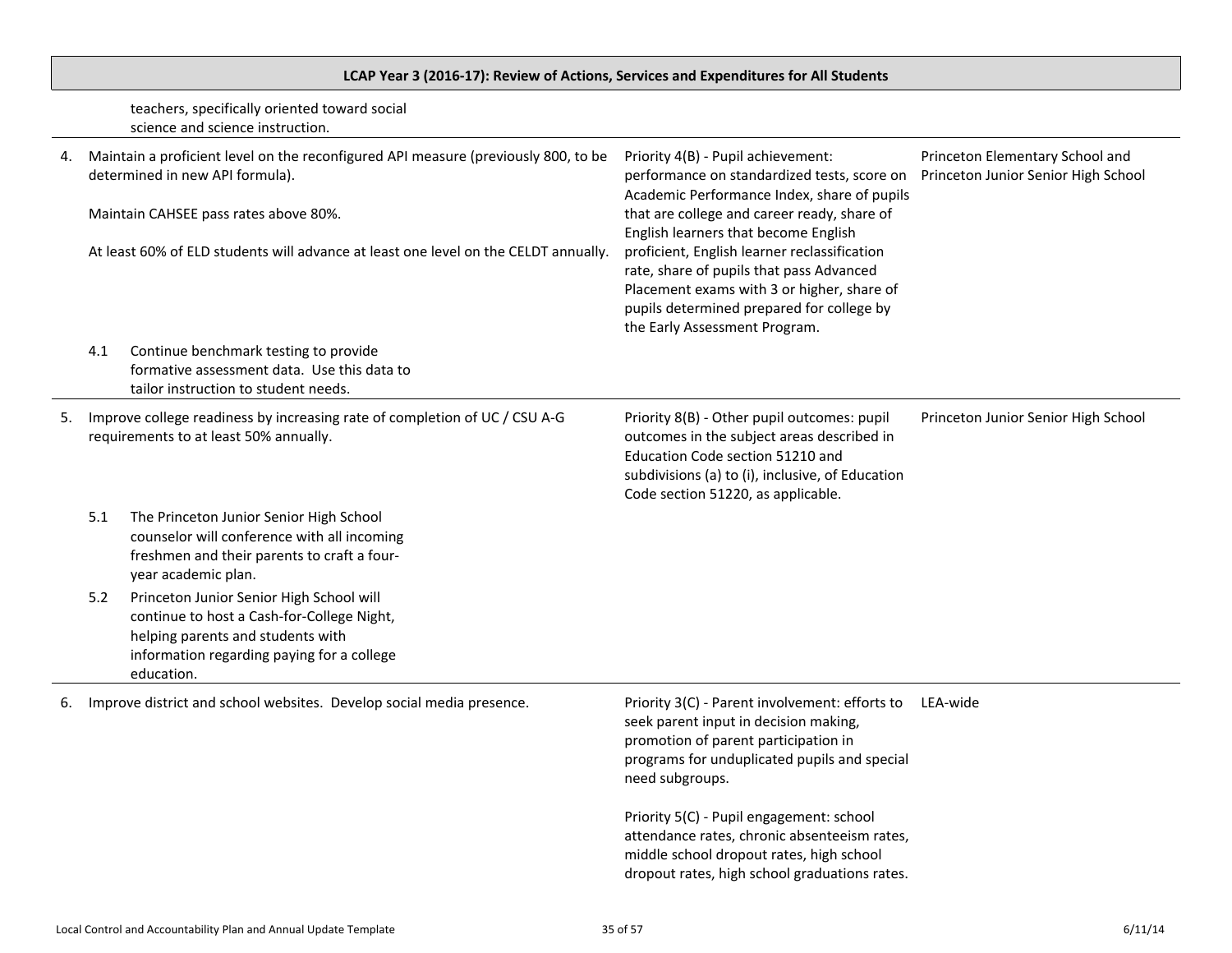## LCAP Year 3 (2016-17): Review of Actions, Services and Expenditures for All Students

| Goal / Action | Related State Priority | Applicable Schools |
|---|---|---|
| teachers, specifically oriented toward social science and science instruction. | | |
| 4. Maintain a proficient level on the reconfigured API measure (previously 800, to be determined in new API formula).<br><br>Maintain CAHSEE pass rates above 80%.<br><br>At least 60% of ELD students will advance at least one level on the CELDT annually. | Priority 4(B) - Pupil achievement: performance on standardized tests, score on Academic Performance Index, share of pupils that are college and career ready, share of English learners that become English proficient, English learner reclassification rate, share of pupils that pass Advanced Placement exams with 3 or higher, share of pupils determined prepared for college by the Early Assessment Program. | Princeton Elementary School and Princeton Junior Senior High School |
| 4.1 Continue benchmark testing to provide formative assessment data. Use this data to tailor instruction to student needs. | | |
| 5. Improve college readiness by increasing rate of completion of UC / CSU A-G requirements to at least 50% annually. | Priority 8(B) - Other pupil outcomes: pupil outcomes in the subject areas described in Education Code section 51210 and subdivisions (a) to (i), inclusive, of Education Code section 51220, as applicable. | Princeton Junior Senior High School |
| 5.1 The Princeton Junior Senior High School counselor will conference with all incoming freshmen and their parents to craft a four-year academic plan.<br><br>5.2 Princeton Junior Senior High School will continue to host a Cash-for-College Night, helping parents and students with information regarding paying for a college education. | | |
| 6. Improve district and school websites. Develop social media presence. | Priority 3(C) - Parent involvement: efforts to seek parent input in decision making, promotion of parent participation in programs for unduplicated pupils and special need subgroups.<br><br>Priority 5(C) - Pupil engagement: school attendance rates, chronic absenteeism rates, middle school dropout rates, high school dropout rates, high school graduations rates. | LEA-wide |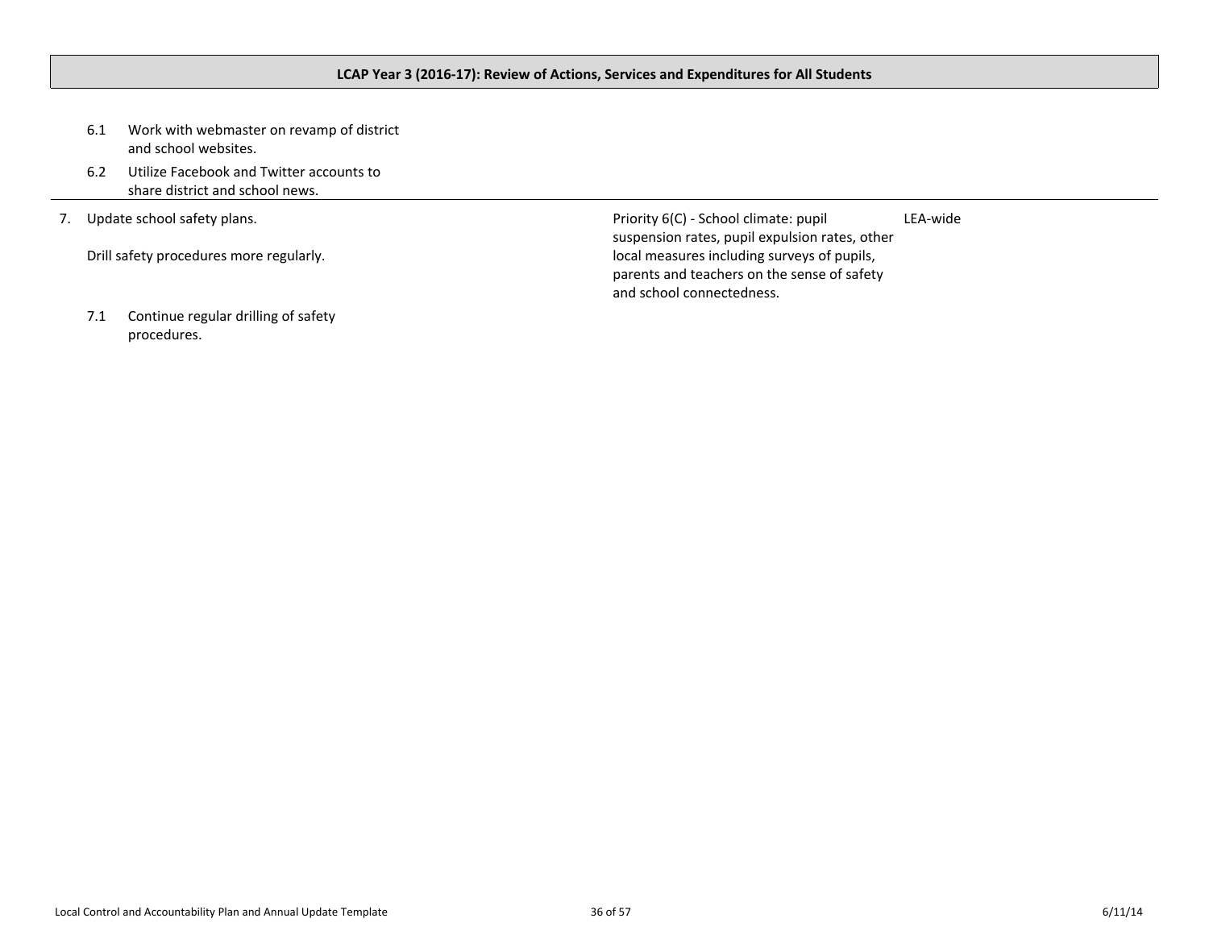**LCAP Year 3 (2016-17): Review of Actions, Services and Expenditures for All Students**

| | | |
|---|---|---|
| 6.1 Work with webmaster on revamp of district and school websites.<br><br>6.2 Utilize Facebook and Twitter accounts to share district and school news. | | |
| 7. Update school safety plans.<br><br>Drill safety procedures more regularly.<br><br>7.1 Continue regular drilling of safety procedures. | Priority 6(C) - School climate: pupil suspension rates, pupil expulsion rates, other local measures including surveys of pupils, parents and teachers on the sense of safety and school connectedness. | LEA-wide |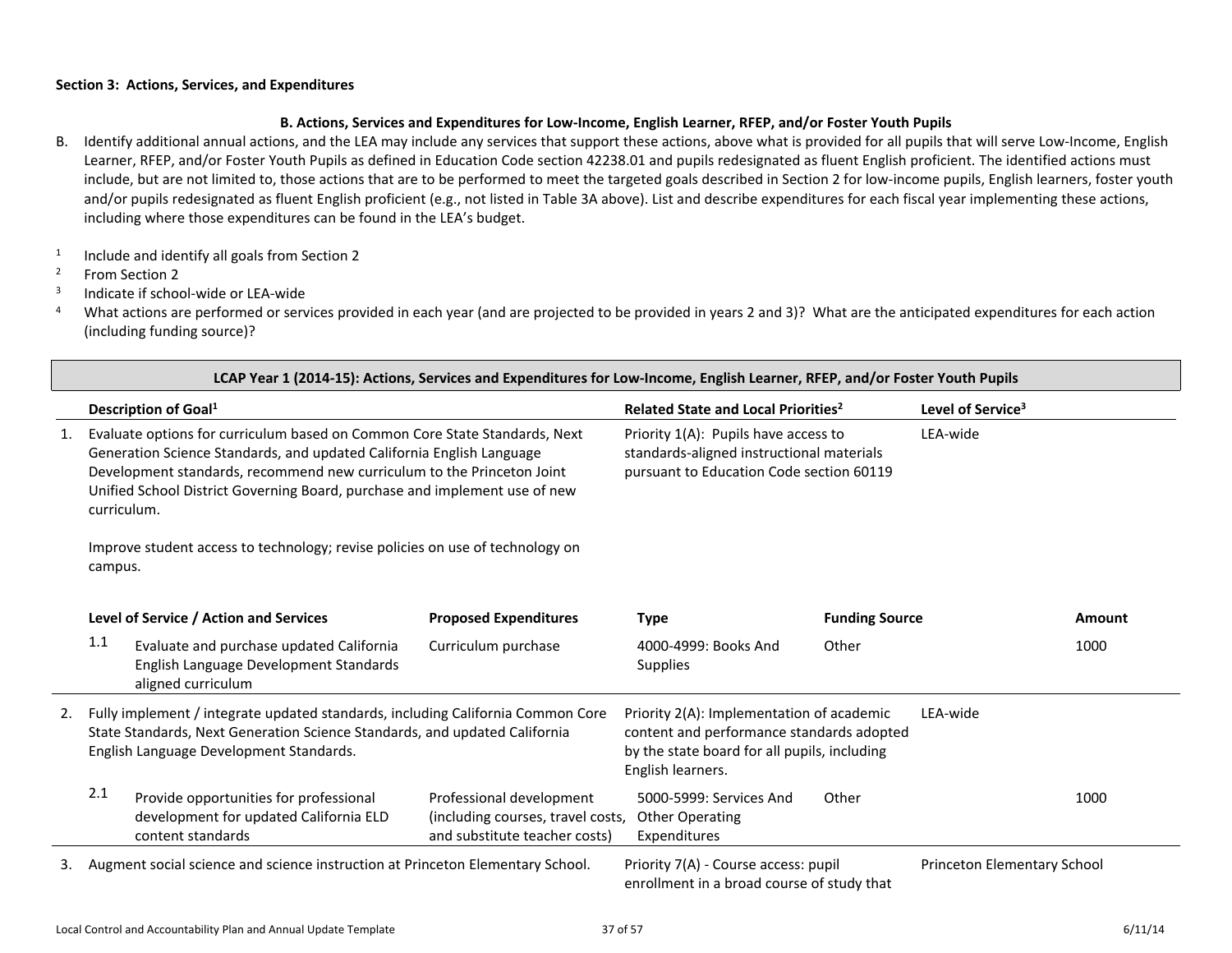**Section 3: Actions, Services, and Expenditures**

**B. Actions, Services and Expenditures for Low-Income, English Learner, RFEP, and/or Foster Youth Pupils**

B. Identify additional annual actions, and the LEA may include any services that support these actions, above what is provided for all pupils that will serve Low-Income, English Learner, RFEP, and/or Foster Youth Pupils as defined in Education Code section 42238.01 and pupils redesignated as fluent English proficient. The identified actions must include, but are not limited to, those actions that are to be performed to meet the targeted goals described in Section 2 for low-income pupils, English learners, foster youth and/or pupils redesignated as fluent English proficient (e.g., not listed in Table 3A above). List and describe expenditures for each fiscal year implementing these actions, including where those expenditures can be found in the LEA's budget.

[1] Include and identify all goals from Section 2
[2] From Section 2
[3] Indicate if school-wide or LEA-wide
[4] What actions are performed or services provided in each year (and are projected to be provided in years 2 and 3)? What are the anticipated expenditures for each action (including funding source)?

**LCAP Year 1 (2014-15): Actions, Services and Expenditures for Low-Income, English Learner, RFEP, and/or Foster Youth Pupils**

| | Description of Goal[1] | | | Related State and Local Priorities[2] | | Level of Service[3] | |
|---|---|---|---|---|---|---|---|
| 1. | Evaluate options for curriculum based on Common Core State Standards, Next Generation Science Standards, and updated California English Language Development standards, recommend new curriculum to the Princeton Joint Unified School District Governing Board, purchase and implement use of new curriculum.<br><br>Improve student access to technology; revise policies on use of technology on campus. | | | Priority 1(A): Pupils have access to standards-aligned instructional materials pursuant to Education Code section 60119 | | LEA-wide | |
| | **Level of Service / Action and Services** | | **Proposed Expenditures** | **Type** | **Funding Source** | | **Amount** |
| | 1.1 | Evaluate and purchase updated California English Language Development Standards aligned curriculum | Curriculum purchase | 4000-4999: Books And Supplies | Other | | 1000 |
| 2. | Fully implement / integrate updated standards, including California Common Core State Standards, Next Generation Science Standards, and updated California English Language Development Standards. | | | Priority 2(A): Implementation of academic content and performance standards adopted by the state board for all pupils, including English learners. | | LEA-wide | |
| | 2.1 | Provide opportunities for professional development for updated California ELD content standards | Professional development (including courses, travel costs, and substitute teacher costs) | 5000-5999: Services And Other Operating Expenditures | Other | | 1000 |
| 3. | Augment social science and science instruction at Princeton Elementary School. | | | Priority 7(A) - Course access: pupil enrollment in a broad course of study that | | Princeton Elementary School | |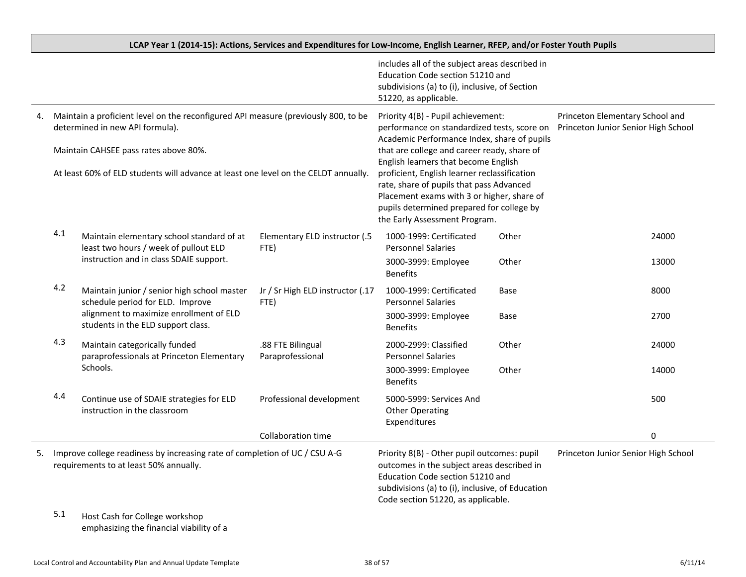**LCAP Year 1 (2014-15): Actions, Services and Expenditures for Low-Income, English Learner, RFEP, and/or Foster Youth Pupils**

| Goal / Action | | Service | Priority / Budget Reference | Fund Source | School(s) / Amount |
|---|---|---|---|---|---|
| | | | includes all of the subject areas described in Education Code section 51210 and subdivisions (a) to (i), inclusive, of Section 51220, as applicable. | | |
| 4. | Maintain a proficient level on the reconfigured API measure (previously 800, to be determined in new API formula).<br><br>Maintain CAHSEE pass rates above 80%.<br><br>At least 60% of ELD students will advance at least one level on the CELDT annually. | | Priority 4(B) - Pupil achievement: performance on standardized tests, score on Academic Performance Index, share of pupils that are college and career ready, share of English learners that become English proficient, English learner reclassification rate, share of pupils that pass Advanced Placement exams with 3 or higher, share of pupils determined prepared for college by the Early Assessment Program. | | Princeton Elementary School and Princeton Junior Senior High School |
| 4.1 | Maintain elementary school standard of at least two hours / week of pullout ELD instruction and in class SDAIE support. | Elementary ELD instructor (.5 FTE) | 1000-1999: Certificated Personnel Salaries | Other | 24000 |
| | | | 3000-3999: Employee Benefits | Other | 13000 |
| 4.2 | Maintain junior / senior high school master schedule period for ELD. Improve alignment to maximize enrollment of ELD students in the ELD support class. | Jr / Sr High ELD instructor (.17 FTE) | 1000-1999: Certificated Personnel Salaries | Base | 8000 |
| | | | 3000-3999: Employee Benefits | Base | 2700 |
| 4.3 | Maintain categorically funded paraprofessionals at Princeton Elementary Schools. | .88 FTE Bilingual Paraprofessional | 2000-2999: Classified Personnel Salaries | Other | 24000 |
| | | | 3000-3999: Employee Benefits | Other | 14000 |
| 4.4 | Continue use of SDAIE strategies for ELD instruction in the classroom | Professional development | 5000-5999: Services And Other Operating Expenditures | | 500 |
| | | Collaboration time | | | 0 |
| 5. | Improve college readiness by increasing rate of completion of UC / CSU A-G requirements to at least 50% annually. | | Priority 8(B) - Other pupil outcomes: pupil outcomes in the subject areas described in Education Code section 51210 and subdivisions (a) to (i), inclusive, of Education Code section 51220, as applicable. | | Princeton Junior Senior High School |
| 5.1 | Host Cash for College workshop emphasizing the financial viability of a | | | | |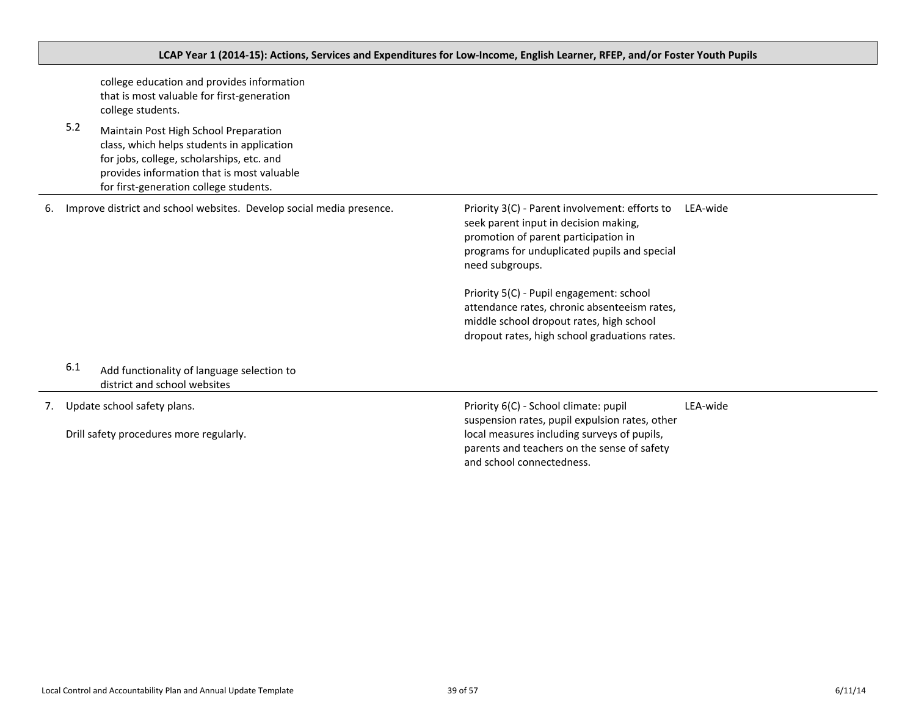**LCAP Year 1 (2014-15): Actions, Services and Expenditures for Low-Income, English Learner, RFEP, and/or Foster Youth Pupils**

| | | |
|---|---|---|
| college education and provides information that is most valuable for first-generation college students.<br><br>5.2 Maintain Post High School Preparation class, which helps students in application for jobs, college, scholarships, etc. and provides information that is most valuable for first-generation college students. | | |
| 6. Improve district and school websites. Develop social media presence.<br><br>6.1 Add functionality of language selection to district and school websites | Priority 3(C) - Parent involvement: efforts to seek parent input in decision making, promotion of parent participation in programs for unduplicated pupils and special need subgroups.<br><br>Priority 5(C) - Pupil engagement: school attendance rates, chronic absenteeism rates, middle school dropout rates, high school dropout rates, high school graduations rates. | LEA-wide |
| 7. Update school safety plans.<br><br>Drill safety procedures more regularly. | Priority 6(C) - School climate: pupil suspension rates, pupil expulsion rates, other local measures including surveys of pupils, parents and teachers on the sense of safety and school connectedness. | LEA-wide |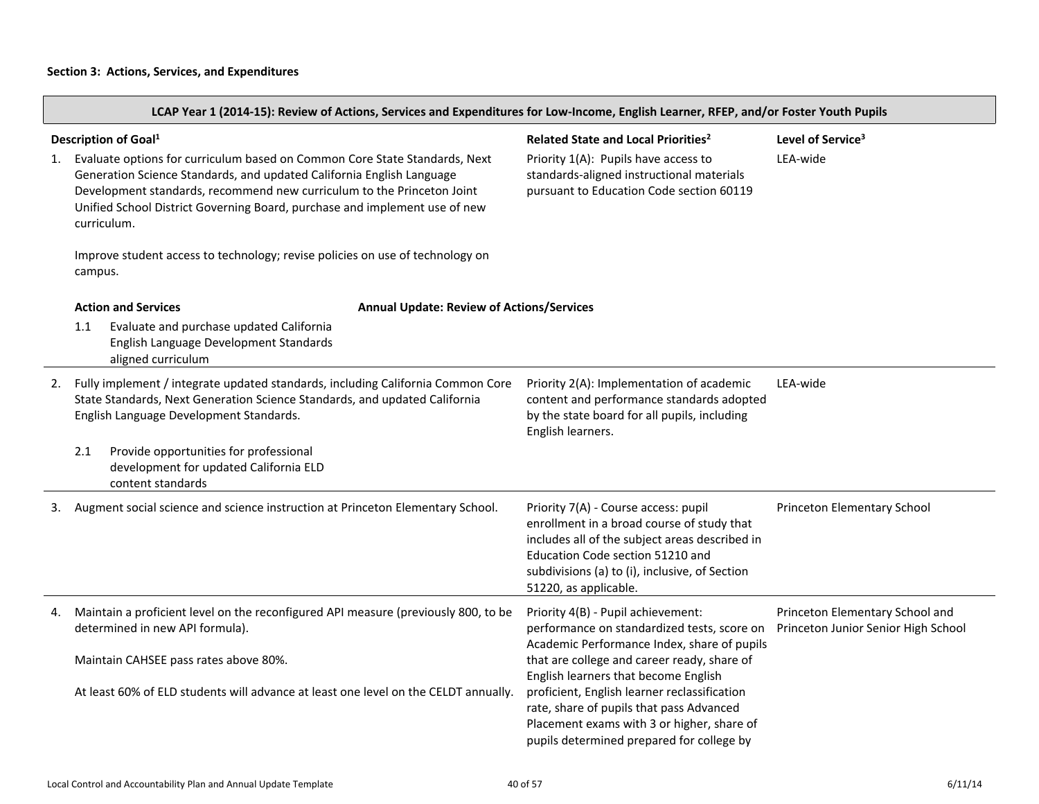**Section 3: Actions, Services, and Expenditures**

| LCAP Year 1 (2014-15): Review of Actions, Services and Expenditures for Low-Income, English Learner, RFEP, and/or Foster Youth Pupils | | |
|---|---|---|
| **Description of Goal[1]** | **Related State and Local Priorities[2]** | **Level of Service[3]** |
| 1. Evaluate options for curriculum based on Common Core State Standards, Next Generation Science Standards, and updated California English Language Development standards, recommend new curriculum to the Princeton Joint Unified School District Governing Board, purchase and implement use of new curriculum.<br><br>Improve student access to technology; revise policies on use of technology on campus.<br><br>**Action and Services** / **Annual Update: Review of Actions/Services**<br><br>1.1 Evaluate and purchase updated California English Language Development Standards aligned curriculum | Priority 1(A): Pupils have access to standards-aligned instructional materials pursuant to Education Code section 60119 | LEA-wide |
| 2. Fully implement / integrate updated standards, including California Common Core State Standards, Next Generation Science Standards, and updated California English Language Development Standards.<br><br>2.1 Provide opportunities for professional development for updated California ELD content standards | Priority 2(A): Implementation of academic content and performance standards adopted by the state board for all pupils, including English learners. | LEA-wide |
| 3. Augment social science and science instruction at Princeton Elementary School. | Priority 7(A) - Course access: pupil enrollment in a broad course of study that includes all of the subject areas described in Education Code section 51210 and subdivisions (a) to (i), inclusive, of Section 51220, as applicable. | Princeton Elementary School |
| 4. Maintain a proficient level on the reconfigured API measure (previously 800, to be determined in new API formula).<br><br>Maintain CAHSEE pass rates above 80%.<br><br>At least 60% of ELD students will advance at least one level on the CELDT annually. | Priority 4(B) - Pupil achievement: performance on standardized tests, score on Academic Performance Index, share of pupils that are college and career ready, share of English learners that become English proficient, English learner reclassification rate, share of pupils that pass Advanced Placement exams with 3 or higher, share of pupils determined prepared for college by | Princeton Elementary School and Princeton Junior Senior High School |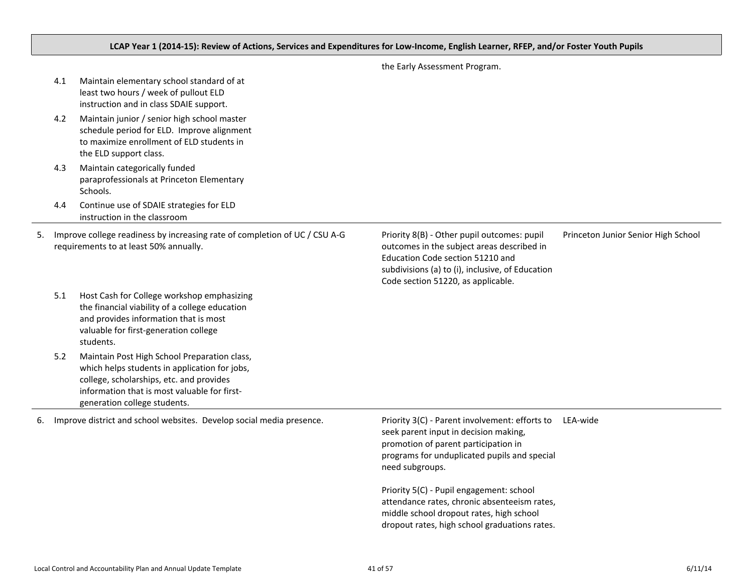**LCAP Year 1 (2014-15): Review of Actions, Services and Expenditures for Low-Income, English Learner, RFEP, and/or Foster Youth Pupils**

| Goal / Actions | Priority | Scope |
|---|---|---|
| | the Early Assessment Program. | |
| 4.1 Maintain elementary school standard of at least two hours / week of pullout ELD instruction and in class SDAIE support.<br>4.2 Maintain junior / senior high school master schedule period for ELD. Improve alignment to maximize enrollment of ELD students in the ELD support class.<br>4.3 Maintain categorically funded paraprofessionals at Princeton Elementary Schools.<br>4.4 Continue use of SDAIE strategies for ELD instruction in the classroom | | |
| 5. Improve college readiness by increasing rate of completion of UC / CSU A-G requirements to at least 50% annually.<br>5.1 Host Cash for College workshop emphasizing the financial viability of a college education and provides information that is most valuable for first-generation college students.<br>5.2 Maintain Post High School Preparation class, which helps students in application for jobs, college, scholarships, etc. and provides information that is most valuable for first-generation college students. | Priority 8(B) - Other pupil outcomes: pupil outcomes in the subject areas described in Education Code section 51210 and subdivisions (a) to (i), inclusive, of Education Code section 51220, as applicable. | Princeton Junior Senior High School |
| 6. Improve district and school websites. Develop social media presence. | Priority 3(C) - Parent involvement: efforts to seek parent input in decision making, promotion of parent participation in programs for unduplicated pupils and special need subgroups.<br><br>Priority 5(C) - Pupil engagement: school attendance rates, chronic absenteeism rates, middle school dropout rates, high school dropout rates, high school graduations rates. | LEA-wide |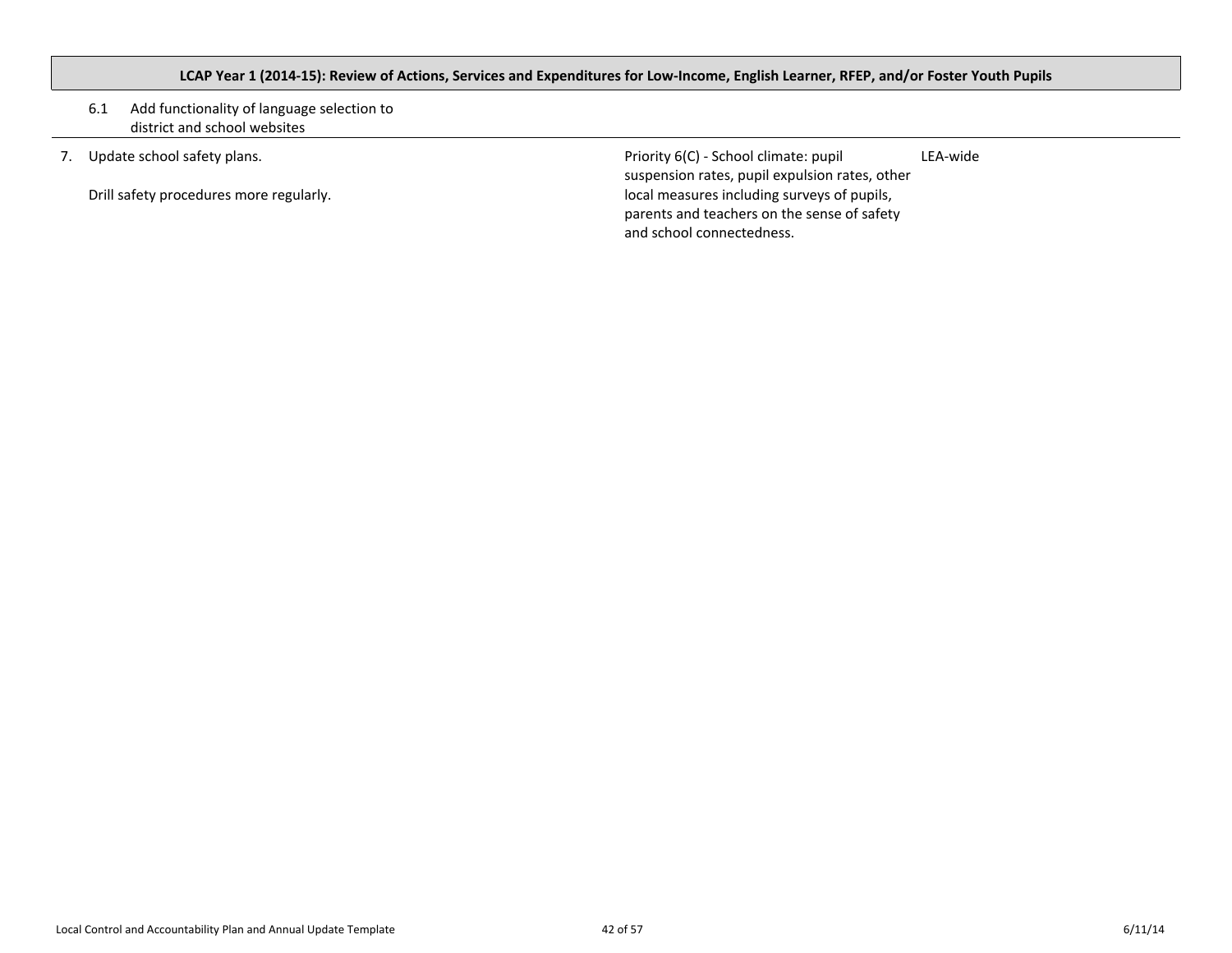**LCAP Year 1 (2014-15): Review of Actions, Services and Expenditures for Low-Income, English Learner, RFEP, and/or Foster Youth Pupils**

| | | |
|---|---|---|
| 6.1 Add functionality of language selection to district and school websites | | |
| 7. Update school safety plans.<br><br>Drill safety procedures more regularly. | Priority 6(C) - School climate: pupil suspension rates, pupil expulsion rates, other local measures including surveys of pupils, parents and teachers on the sense of safety and school connectedness. | LEA-wide |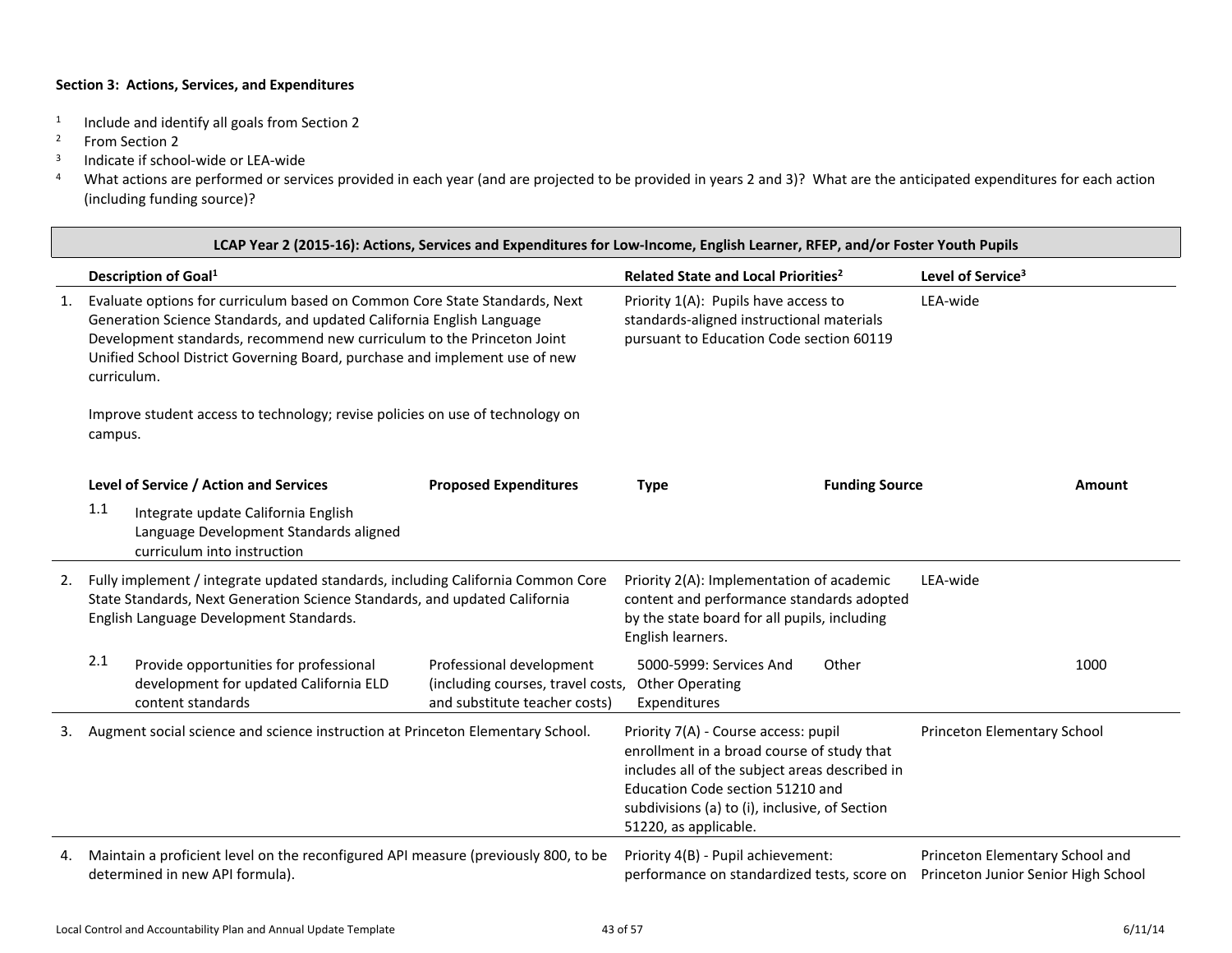**Section 3: Actions, Services, and Expenditures**

[1] Include and identify all goals from Section 2
[2] From Section 2
[3] Indicate if school-wide or LEA-wide
[4] What actions are performed or services provided in each year (and are projected to be provided in years 2 and 3)? What are the anticipated expenditures for each action (including funding source)?

| **LCAP Year 2 (2015-16): Actions, Services and Expenditures for Low-Income, English Learner, RFEP, and/or Foster Youth Pupils** | | |
|---|---|---|
| **Description of Goal[1]** | **Related State and Local Priorities[2]** | **Level of Service[3]** |
| 1. Evaluate options for curriculum based on Common Core State Standards, Next Generation Science Standards, and updated California English Language Development standards, recommend new curriculum to the Princeton Joint Unified School District Governing Board, purchase and implement use of new curriculum.<br><br>Improve student access to technology; revise policies on use of technology on campus. | Priority 1(A): Pupils have access to standards-aligned instructional materials pursuant to Education Code section 60119 | LEA-wide |

| **Level of Service / Action and Services** | **Proposed Expenditures** | **Type** | **Funding Source** | **Amount** |
|---|---|---|---|---|
| 1.1 Integrate update California English Language Development Standards aligned curriculum into instruction | | | | |

| **Description of Goal[1]** | **Related State and Local Priorities[2]** | **Level of Service[3]** |
|---|---|---|
| 2. Fully implement / integrate updated standards, including California Common Core State Standards, Next Generation Science Standards, and updated California English Language Development Standards. | Priority 2(A): Implementation of academic content and performance standards adopted by the state board for all pupils, including English learners. | LEA-wide |

| **Level of Service / Action and Services** | **Proposed Expenditures** | **Type** | **Funding Source** | **Amount** |
|---|---|---|---|---|
| 2.1 Provide opportunities for professional development for updated California ELD content standards | Professional development (including courses, travel costs, and substitute teacher costs) | 5000-5999: Services And Other Operating Expenditures | Other | 1000 |

| **Description of Goal[1]** | **Related State and Local Priorities[2]** | **Level of Service[3]** |
|---|---|---|
| 3. Augment social science and science instruction at Princeton Elementary School. | Priority 7(A) - Course access: pupil enrollment in a broad course of study that includes all of the subject areas described in Education Code section 51210 and subdivisions (a) to (i), inclusive, of Section 51220, as applicable. | Princeton Elementary School |
| 4. Maintain a proficient level on the reconfigured API measure (previously 800, to be determined in new API formula). | Priority 4(B) - Pupil achievement: performance on standardized tests, score on | Princeton Elementary School and Princeton Junior Senior High School |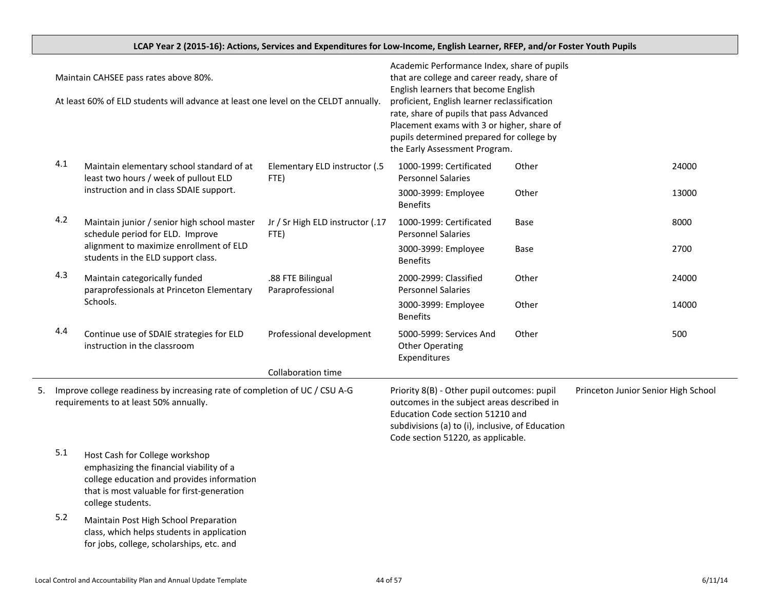## LCAP Year 2 (2015-16): Actions, Services and Expenditures for Low-Income, English Learner, RFEP, and/or Foster Youth Pupils

| | | | | | |
|---|---|---|---|---|---|
| Maintain CAHSEE pass rates above 80%.<br><br>At least 60% of ELD students will advance at least one level on the CELDT annually. | | Academic Performance Index, share of pupils that are college and career ready, share of English learners that become English proficient, English learner reclassification rate, share of pupils that pass Advanced Placement exams with 3 or higher, share of pupils determined prepared for college by the Early Assessment Program. | | | |
| 4.1 Maintain elementary school standard of at least two hours / week of pullout ELD instruction and in class SDAIE support. | Elementary ELD instructor (.5 FTE) | 1000-1999: Certificated Personnel Salaries | Other | | 24000 |
| | | 3000-3999: Employee Benefits | Other | | 13000 |
| 4.2 Maintain junior / senior high school master schedule period for ELD. Improve alignment to maximize enrollment of ELD students in the ELD support class. | Jr / Sr High ELD instructor (.17 FTE) | 1000-1999: Certificated Personnel Salaries | Base | | 8000 |
| | | 3000-3999: Employee Benefits | Base | | 2700 |
| 4.3 Maintain categorically funded paraprofessionals at Princeton Elementary Schools. | .88 FTE Bilingual Paraprofessional | 2000-2999: Classified Personnel Salaries | Other | | 24000 |
| | | 3000-3999: Employee Benefits | Other | | 14000 |
| 4.4 Continue use of SDAIE strategies for ELD instruction in the classroom | Professional development | 5000-5999: Services And Other Operating Expenditures | Other | | 500 |
| | Collaboration time | | | | |
| 5. Improve college readiness by increasing rate of completion of UC / CSU A-G requirements to at least 50% annually. | | Priority 8(B) - Other pupil outcomes: pupil outcomes in the subject areas described in Education Code section 51210 and subdivisions (a) to (i), inclusive, of Education Code section 51220, as applicable. | | Princeton Junior Senior High School | |
| 5.1 Host Cash for College workshop emphasizing the financial viability of a college education and provides information that is most valuable for first-generation college students. | | | | | |
| 5.2 Maintain Post High School Preparation class, which helps students in application for jobs, college, scholarships, etc. and | | | | | |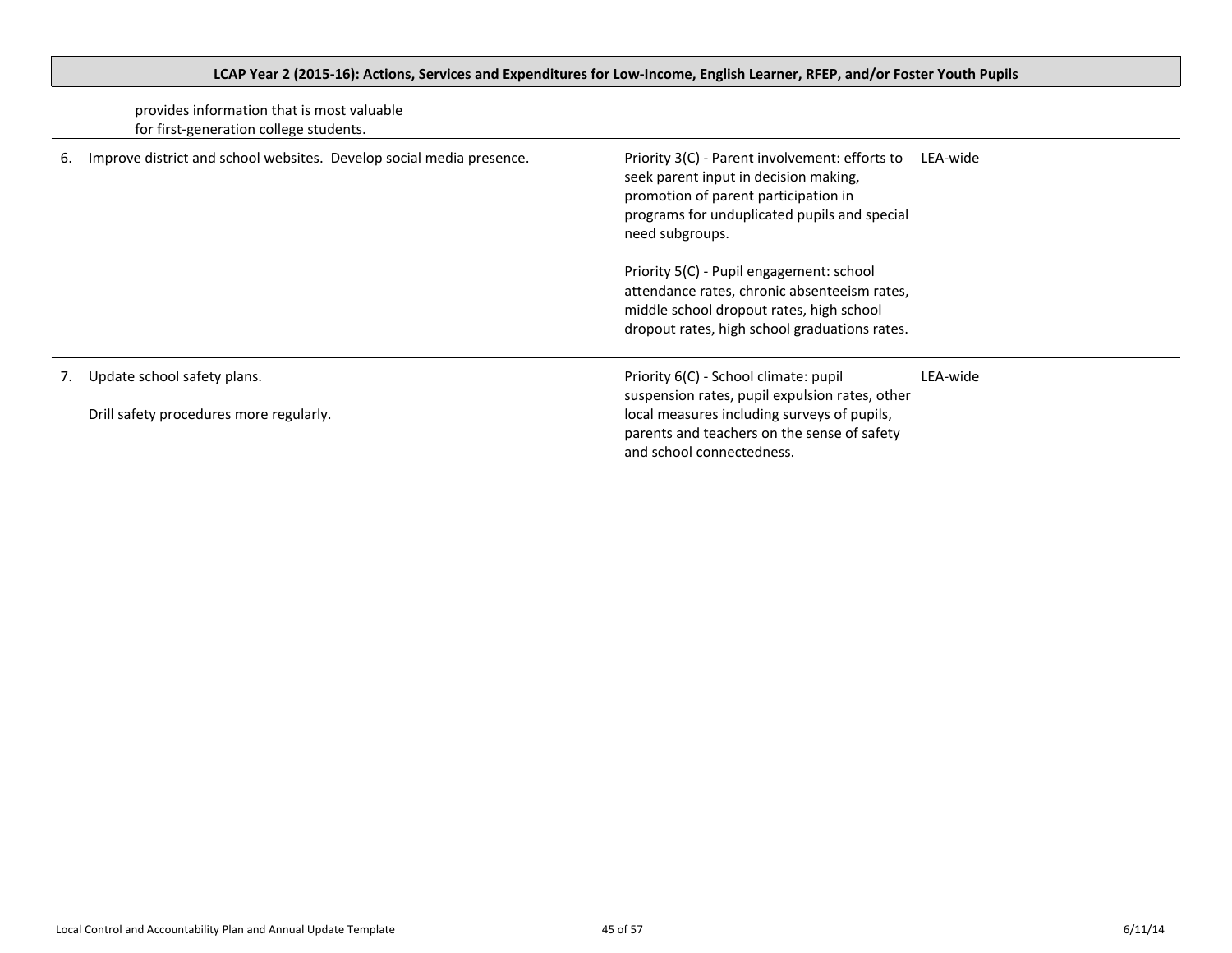**LCAP Year 2 (2015-16): Actions, Services and Expenditures for Low-Income, English Learner, RFEP, and/or Foster Youth Pupils**

| | | | |
|---|---|---|---|
| | provides information that is most valuable for first-generation college students. | | |
| 6. | Improve district and school websites. Develop social media presence. | Priority 3(C) - Parent involvement: efforts to seek parent input in decision making, promotion of parent participation in programs for unduplicated pupils and special need subgroups.<br><br>Priority 5(C) - Pupil engagement: school attendance rates, chronic absenteeism rates, middle school dropout rates, high school dropout rates, high school graduations rates. | LEA-wide |
| 7. | Update school safety plans.<br><br>Drill safety procedures more regularly. | Priority 6(C) - School climate: pupil suspension rates, pupil expulsion rates, other local measures including surveys of pupils, parents and teachers on the sense of safety and school connectedness. | LEA-wide |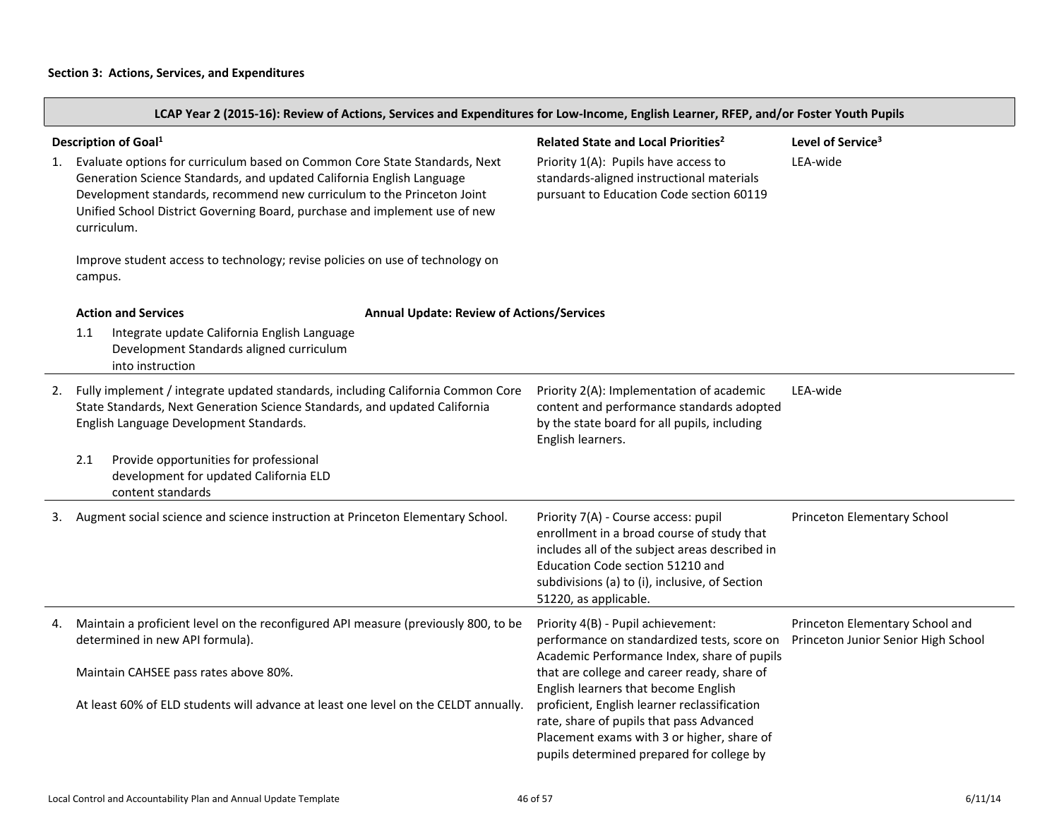**Section 3: Actions, Services, and Expenditures**

| LCAP Year 2 (2015-16): Review of Actions, Services and Expenditures for Low-Income, English Learner, RFEP, and/or Foster Youth Pupils | | |
|---|---|---|
| **Description of Goal**[1] | **Related State and Local Priorities**[2] | **Level of Service**[3] |
| 1. Evaluate options for curriculum based on Common Core State Standards, Next Generation Science Standards, and updated California English Language Development standards, recommend new curriculum to the Princeton Joint Unified School District Governing Board, purchase and implement use of new curriculum.<br><br>Improve student access to technology; revise policies on use of technology on campus.<br><br>**Action and Services** / **Annual Update: Review of Actions/Services**<br>1.1 Integrate update California English Language Development Standards aligned curriculum into instruction | Priority 1(A): Pupils have access to standards-aligned instructional materials pursuant to Education Code section 60119 | LEA-wide |
| 2. Fully implement / integrate updated standards, including California Common Core State Standards, Next Generation Science Standards, and updated California English Language Development Standards.<br><br>2.1 Provide opportunities for professional development for updated California ELD content standards | Priority 2(A): Implementation of academic content and performance standards adopted by the state board for all pupils, including English learners. | LEA-wide |
| 3. Augment social science and science instruction at Princeton Elementary School. | Priority 7(A) - Course access: pupil enrollment in a broad course of study that includes all of the subject areas described in Education Code section 51210 and subdivisions (a) to (i), inclusive, of Section 51220, as applicable. | Princeton Elementary School |
| 4. Maintain a proficient level on the reconfigured API measure (previously 800, to be determined in new API formula).<br><br>Maintain CAHSEE pass rates above 80%.<br><br>At least 60% of ELD students will advance at least one level on the CELDT annually. | Priority 4(B) - Pupil achievement: performance on standardized tests, score on Academic Performance Index, share of pupils that are college and career ready, share of English learners that become English proficient, English learner reclassification rate, share of pupils that pass Advanced Placement exams with 3 or higher, share of pupils determined prepared for college by | Princeton Elementary School and Princeton Junior Senior High School |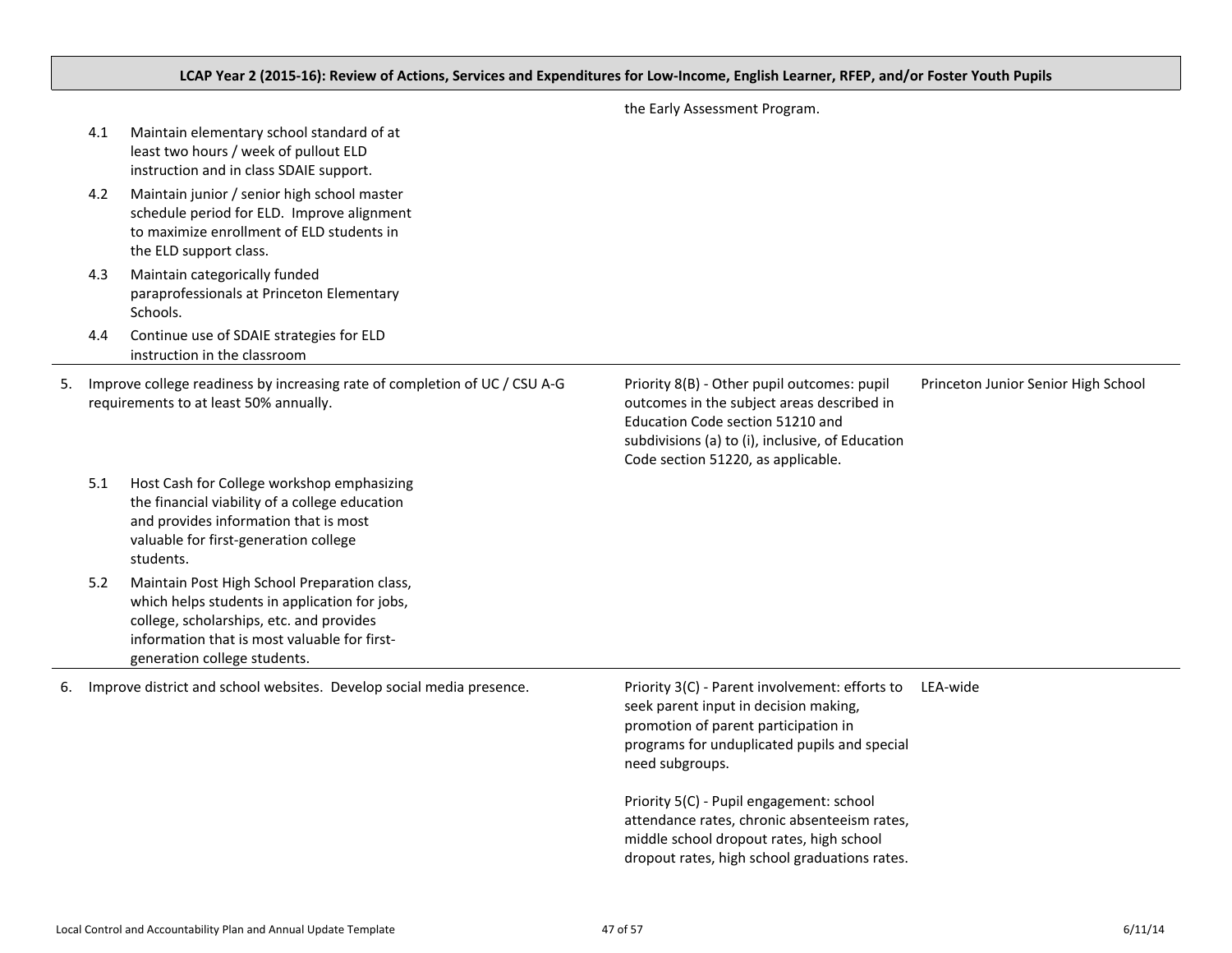## LCAP Year 2 (2015-16): Review of Actions, Services and Expenditures for Low-Income, English Learner, RFEP, and/or Foster Youth Pupils

| Goal / Actions | Related State and Local Priorities | Schools |
|---|---|---|
| | the Early Assessment Program. | |
| 4.1 Maintain elementary school standard of at least two hours / week of pullout ELD instruction and in class SDAIE support.<br>4.2 Maintain junior / senior high school master schedule period for ELD. Improve alignment to maximize enrollment of ELD students in the ELD support class.<br>4.3 Maintain categorically funded paraprofessionals at Princeton Elementary Schools.<br>4.4 Continue use of SDAIE strategies for ELD instruction in the classroom | | |
| 5. Improve college readiness by increasing rate of completion of UC / CSU A-G requirements to at least 50% annually.<br>5.1 Host Cash for College workshop emphasizing the financial viability of a college education and provides information that is most valuable for first-generation college students.<br>5.2 Maintain Post High School Preparation class, which helps students in application for jobs, college, scholarships, etc. and provides information that is most valuable for first-generation college students. | Priority 8(B) - Other pupil outcomes: pupil outcomes in the subject areas described in Education Code section 51210 and subdivisions (a) to (i), inclusive, of Education Code section 51220, as applicable. | Princeton Junior Senior High School |
| 6. Improve district and school websites. Develop social media presence. | Priority 3(C) - Parent involvement: efforts to seek parent input in decision making, promotion of parent participation in programs for unduplicated pupils and special need subgroups.<br><br>Priority 5(C) - Pupil engagement: school attendance rates, chronic absenteeism rates, middle school dropout rates, high school dropout rates, high school graduations rates. | LEA-wide |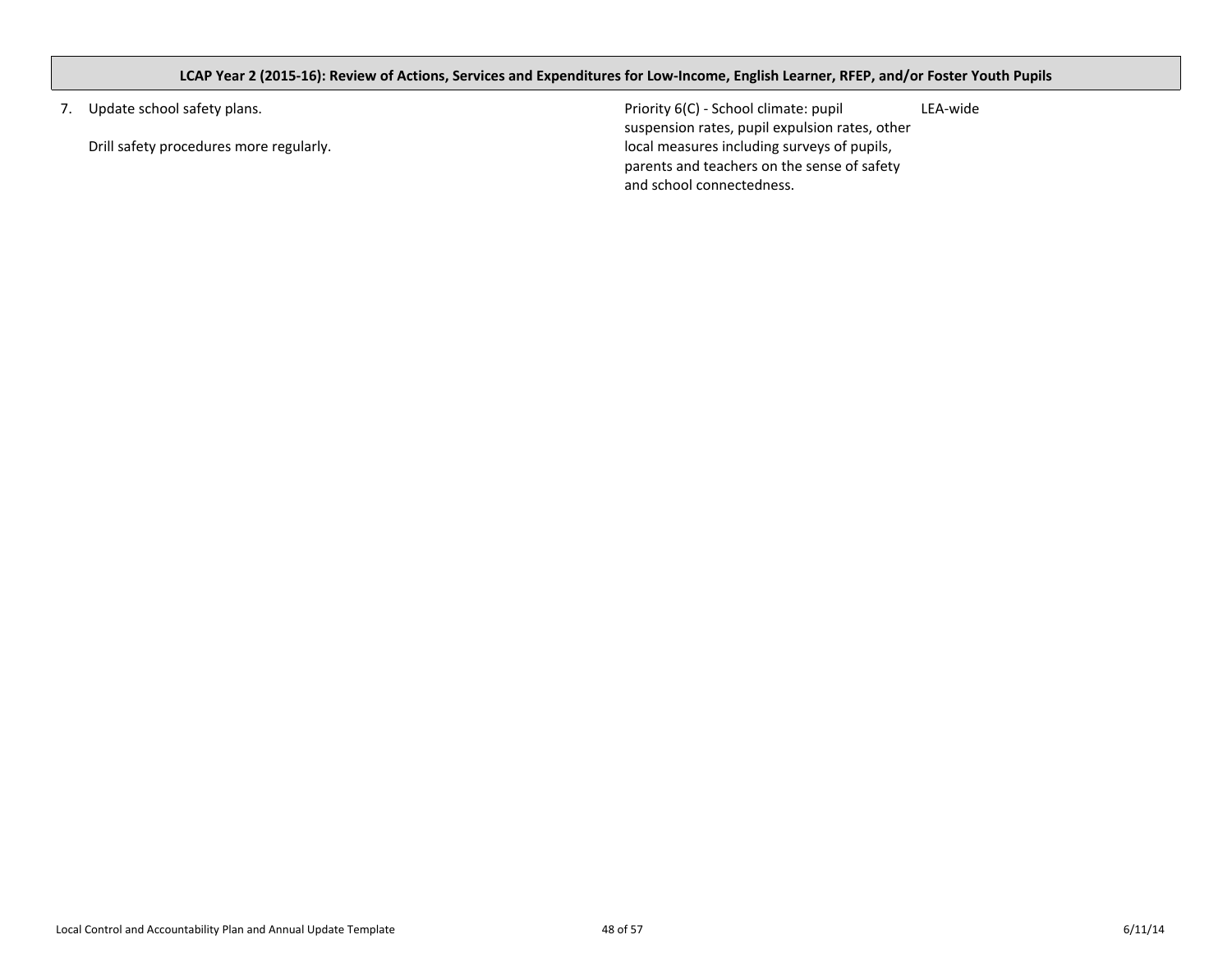| LCAP Year 2 (2015-16): Review of Actions, Services and Expenditures for Low-Income, English Learner, RFEP, and/or Foster Youth Pupils | | |
|---|---|---|
| 7. Update school safety plans.<br><br>Drill safety procedures more regularly. | Priority 6(C) - School climate: pupil suspension rates, pupil expulsion rates, other local measures including surveys of pupils, parents and teachers on the sense of safety and school connectedness. | LEA-wide |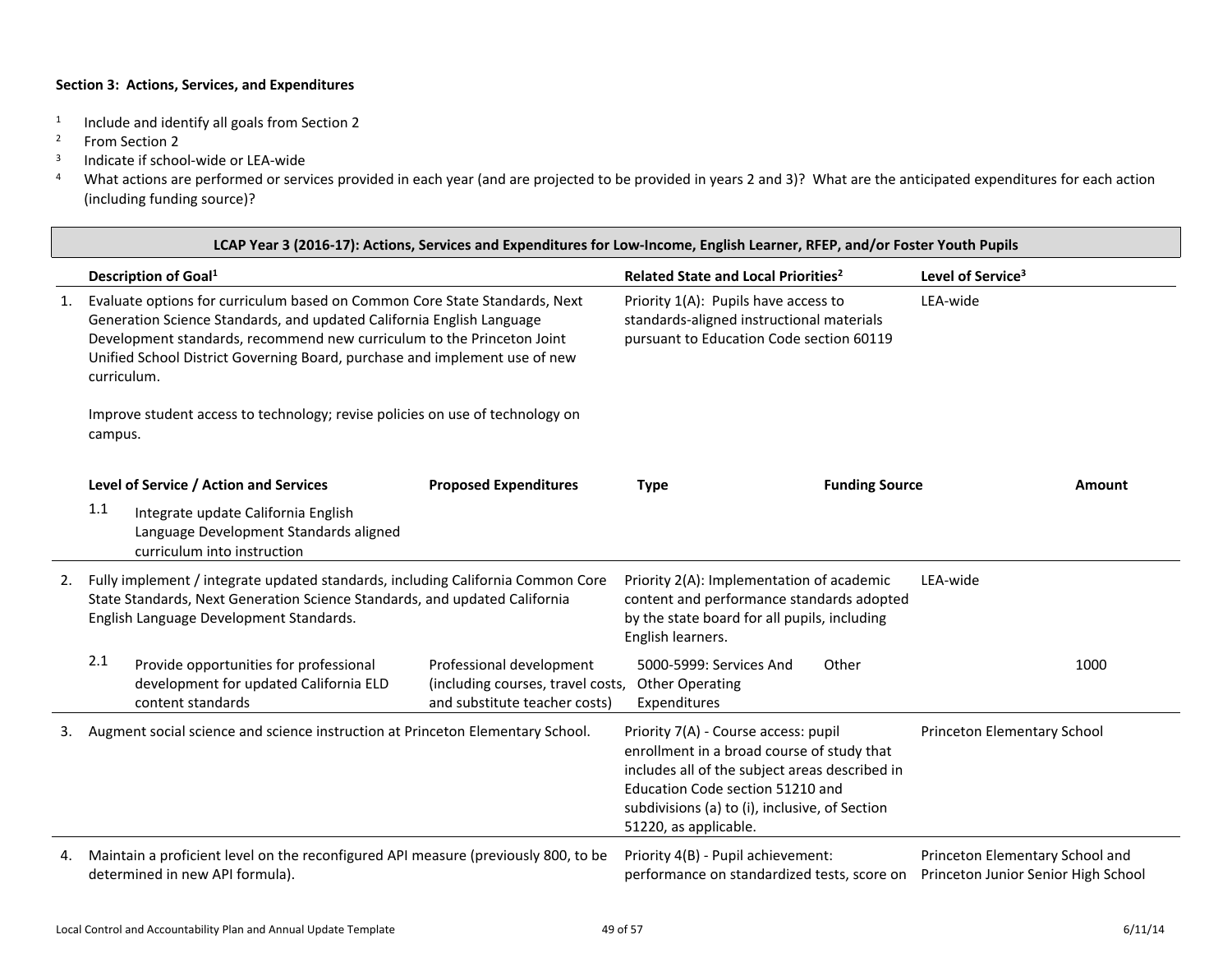**Section 3: Actions, Services, and Expenditures**

[1] Include and identify all goals from Section 2
[2] From Section 2
[3] Indicate if school-wide or LEA-wide
[4] What actions are performed or services provided in each year (and are projected to be provided in years 2 and 3)? What are the anticipated expenditures for each action (including funding source)?

**LCAP Year 3 (2016-17): Actions, Services and Expenditures for Low-Income, English Learner, RFEP, and/or Foster Youth Pupils**

| | Description of Goal[1] | Related State and Local Priorities[2] | Level of Service[3] |
|---|---|---|---|
| 1. | Evaluate options for curriculum based on Common Core State Standards, Next Generation Science Standards, and updated California English Language Development standards, recommend new curriculum to the Princeton Joint Unified School District Governing Board, purchase and implement use of new curriculum.<br><br>Improve student access to technology; revise policies on use of technology on campus. | Priority 1(A): Pupils have access to standards-aligned instructional materials pursuant to Education Code section 60119 | LEA-wide |

| Level of Service / Action and Services | Proposed Expenditures | Type | Funding Source | Amount |
|---|---|---|---|---|
| 1.1 Integrate update California English Language Development Standards aligned curriculum into instruction | | | | |

| | Description of Goal[1] | Related State and Local Priorities[2] | Level of Service[3] |
|---|---|---|---|
| 2. | Fully implement / integrate updated standards, including California Common Core State Standards, Next Generation Science Standards, and updated California English Language Development Standards. | Priority 2(A): Implementation of academic content and performance standards adopted by the state board for all pupils, including English learners. | LEA-wide |

| Level of Service / Action and Services | Proposed Expenditures | Type | Funding Source | Amount |
|---|---|---|---|---|
| 2.1 Provide opportunities for professional development for updated California ELD content standards | Professional development (including courses, travel costs, and substitute teacher costs) | 5000-5999: Services And Other Operating Expenditures | Other | 1000 |

| | Description of Goal[1] | Related State and Local Priorities[2] | Level of Service[3] |
|---|---|---|---|
| 3. | Augment social science and science instruction at Princeton Elementary School. | Priority 7(A) - Course access: pupil enrollment in a broad course of study that includes all of the subject areas described in Education Code section 51210 and subdivisions (a) to (i), inclusive, of Section 51220, as applicable. | Princeton Elementary School |
| 4. | Maintain a proficient level on the reconfigured API measure (previously 800, to be determined in new API formula). | Priority 4(B) - Pupil achievement: performance on standardized tests, score on | Princeton Elementary School and Princeton Junior Senior High School |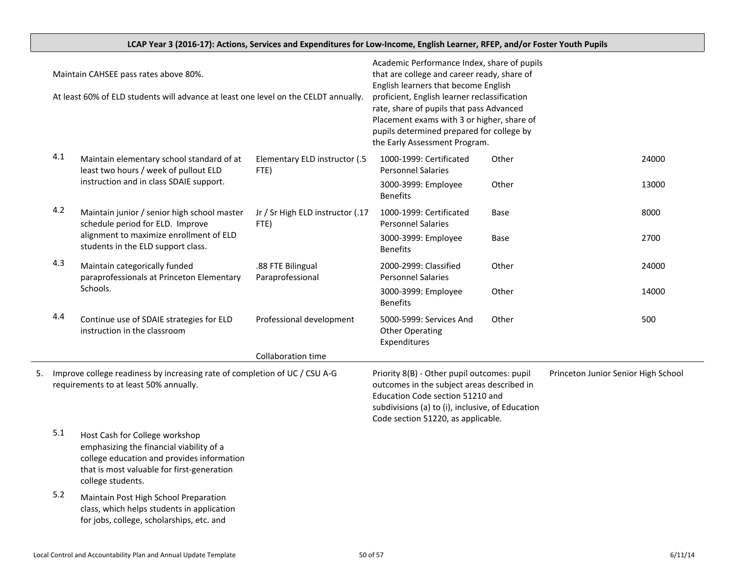**LCAP Year 3 (2016-17): Actions, Services and Expenditures for Low-Income, English Learner, RFEP, and/or Foster Youth Pupils**

| | | | | | |
|---|---|---|---|---|---|
| Maintain CAHSEE pass rates above 80%.<br><br>At least 60% of ELD students will advance at least one level on the CELDT annually. | | Academic Performance Index, share of pupils that are college and career ready, share of English learners that become English proficient, English learner reclassification rate, share of pupils that pass Advanced Placement exams with 3 or higher, share of pupils determined prepared for college by the Early Assessment Program. | | | |
| 4.1 Maintain elementary school standard of at least two hours / week of pullout ELD instruction and in class SDAIE support. | Elementary ELD instructor (.5 FTE) | 1000-1999: Certificated Personnel Salaries | Other | | 24000 |
| | | 3000-3999: Employee Benefits | Other | | 13000 |
| 4.2 Maintain junior / senior high school master schedule period for ELD. Improve alignment to maximize enrollment of ELD students in the ELD support class. | Jr / Sr High ELD instructor (.17 FTE) | 1000-1999: Certificated Personnel Salaries | Base | | 8000 |
| | | 3000-3999: Employee Benefits | Base | | 2700 |
| 4.3 Maintain categorically funded paraprofessionals at Princeton Elementary Schools. | .88 FTE Bilingual Paraprofessional | 2000-2999: Classified Personnel Salaries | Other | | 24000 |
| | | 3000-3999: Employee Benefits | Other | | 14000 |
| 4.4 Continue use of SDAIE strategies for ELD instruction in the classroom | Professional development | 5000-5999: Services And Other Operating Expenditures | Other | | 500 |
| | Collaboration time | | | | |

| | | |
|---|---|---|
| 5. Improve college readiness by increasing rate of completion of UC / CSU A-G requirements to at least 50% annually. | Priority 8(B) - Other pupil outcomes: pupil outcomes in the subject areas described in Education Code section 51210 and subdivisions (a) to (i), inclusive, of Education Code section 51220, as applicable. | Princeton Junior Senior High School |
| 5.1 Host Cash for College workshop emphasizing the financial viability of a college education and provides information that is most valuable for first-generation college students. | | |
| 5.2 Maintain Post High School Preparation class, which helps students in application for jobs, college, scholarships, etc. and | | |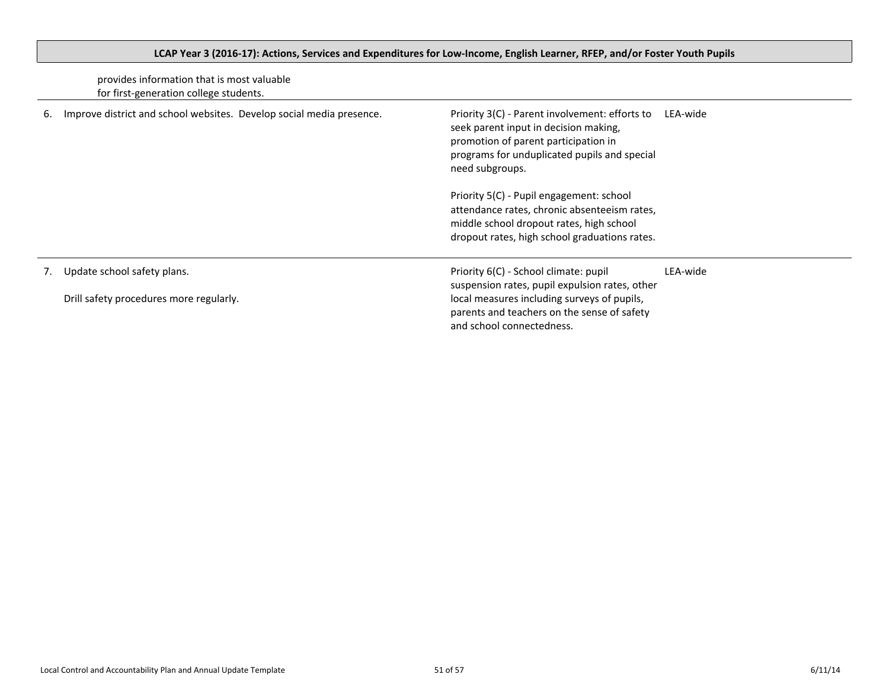**LCAP Year 3 (2016-17): Actions, Services and Expenditures for Low-Income, English Learner, RFEP, and/or Foster Youth Pupils**

| | | | |
|---|---|---|---|
| | provides information that is most valuable for first-generation college students. | | |
| 6. | Improve district and school websites. Develop social media presence. | Priority 3(C) - Parent involvement: efforts to seek parent input in decision making, promotion of parent participation in programs for unduplicated pupils and special need subgroups.<br><br>Priority 5(C) - Pupil engagement: school attendance rates, chronic absenteeism rates, middle school dropout rates, high school dropout rates, high school graduations rates. | LEA-wide |
| 7. | Update school safety plans.<br><br>Drill safety procedures more regularly. | Priority 6(C) - School climate: pupil suspension rates, pupil expulsion rates, other local measures including surveys of pupils, parents and teachers on the sense of safety and school connectedness. | LEA-wide |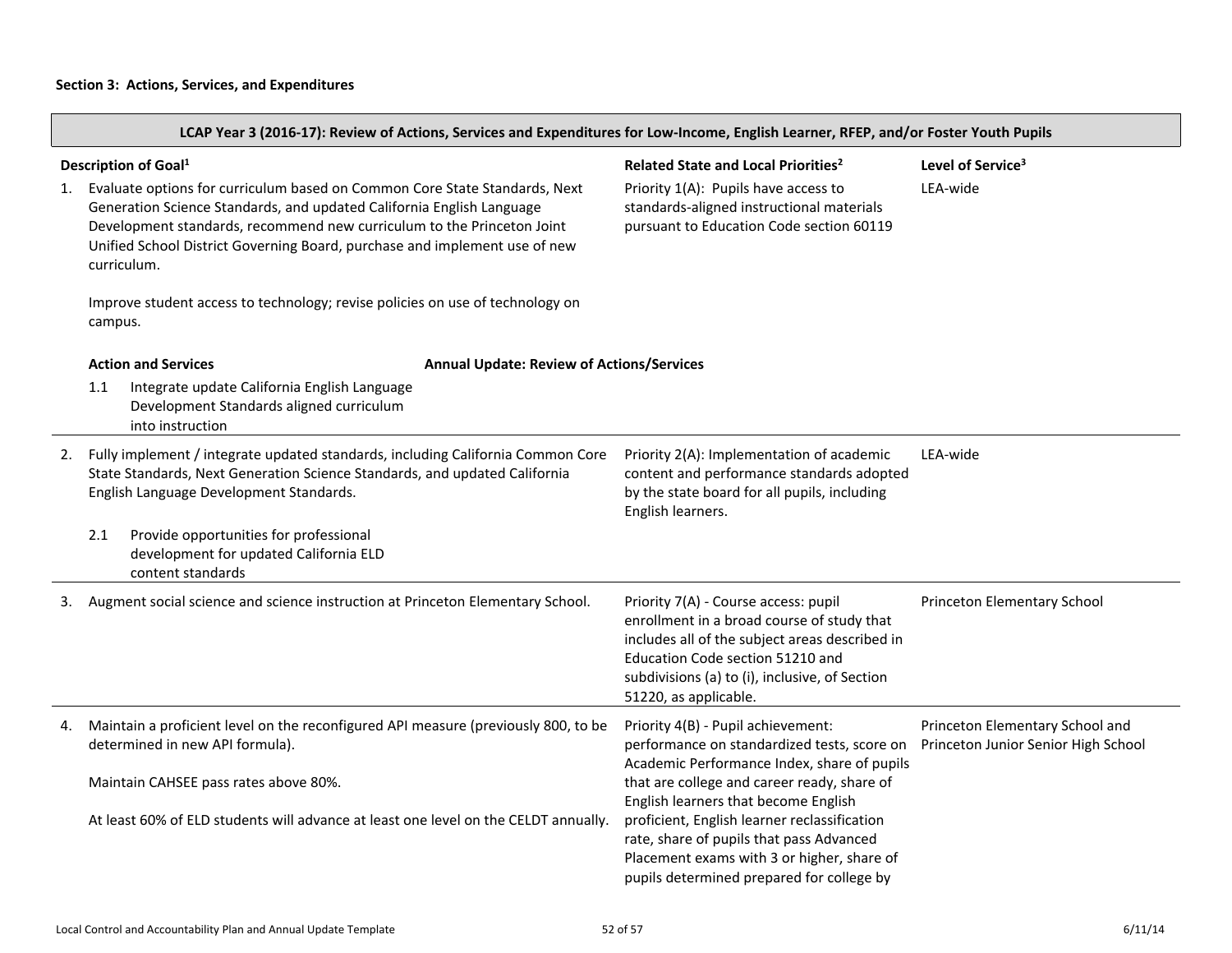**Section 3: Actions, Services, and Expenditures**

**LCAP Year 3 (2016-17): Review of Actions, Services and Expenditures for Low-Income, English Learner, RFEP, and/or Foster Youth Pupils**

| Description of Goal[1] | Related State and Local Priorities[2] | Level of Service[3] |
|---|---|---|
| 1. Evaluate options for curriculum based on Common Core State Standards, Next Generation Science Standards, and updated California English Language Development standards, recommend new curriculum to the Princeton Joint Unified School District Governing Board, purchase and implement use of new curriculum.<br><br>Improve student access to technology; revise policies on use of technology on campus.<br><br>**Action and Services** / **Annual Update: Review of Actions/Services**<br>1.1 Integrate update California English Language Development Standards aligned curriculum into instruction | Priority 1(A): Pupils have access to standards-aligned instructional materials pursuant to Education Code section 60119 | LEA-wide |
| 2. Fully implement / integrate updated standards, including California Common Core State Standards, Next Generation Science Standards, and updated California English Language Development Standards.<br><br>2.1 Provide opportunities for professional development for updated California ELD content standards | Priority 2(A): Implementation of academic content and performance standards adopted by the state board for all pupils, including English learners. | LEA-wide |
| 3. Augment social science and science instruction at Princeton Elementary School. | Priority 7(A) - Course access: pupil enrollment in a broad course of study that includes all of the subject areas described in Education Code section 51210 and subdivisions (a) to (i), inclusive, of Section 51220, as applicable. | Princeton Elementary School |
| 4. Maintain a proficient level on the reconfigured API measure (previously 800, to be determined in new API formula).<br><br>Maintain CAHSEE pass rates above 80%.<br><br>At least 60% of ELD students will advance at least one level on the CELDT annually. | Priority 4(B) - Pupil achievement: performance on standardized tests, score on Academic Performance Index, share of pupils that are college and career ready, share of English learners that become English proficient, English learner reclassification rate, share of pupils that pass Advanced Placement exams with 3 or higher, share of pupils determined prepared for college by | Princeton Elementary School and Princeton Junior Senior High School |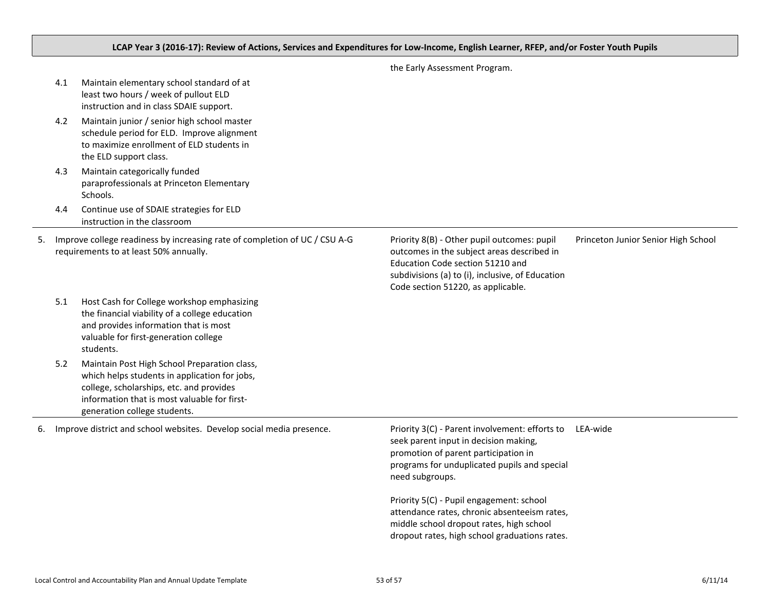**LCAP Year 3 (2016-17): Review of Actions, Services and Expenditures for Low-Income, English Learner, RFEP, and/or Foster Youth Pupils**

| Goal / Actions | State Priorities | Schools |
|---|---|---|
| | the Early Assessment Program. | |
| 4.1 Maintain elementary school standard of at least two hours / week of pullout ELD instruction and in class SDAIE support.<br>4.2 Maintain junior / senior high school master schedule period for ELD. Improve alignment to maximize enrollment of ELD students in the ELD support class.<br>4.3 Maintain categorically funded paraprofessionals at Princeton Elementary Schools.<br>4.4 Continue use of SDAIE strategies for ELD instruction in the classroom | | |
| 5. Improve college readiness by increasing rate of completion of UC / CSU A-G requirements to at least 50% annually.<br><br>5.1 Host Cash for College workshop emphasizing the financial viability of a college education and provides information that is most valuable for first-generation college students.<br>5.2 Maintain Post High School Preparation class, which helps students in application for jobs, college, scholarships, etc. and provides information that is most valuable for first-generation college students. | Priority 8(B) - Other pupil outcomes: pupil outcomes in the subject areas described in Education Code section 51210 and subdivisions (a) to (i), inclusive, of Education Code section 51220, as applicable. | Princeton Junior Senior High School |
| 6. Improve district and school websites. Develop social media presence. | Priority 3(C) - Parent involvement: efforts to seek parent input in decision making, promotion of parent participation in programs for unduplicated pupils and special need subgroups.<br><br>Priority 5(C) - Pupil engagement: school attendance rates, chronic absenteeism rates, middle school dropout rates, high school dropout rates, high school graduations rates. | LEA-wide |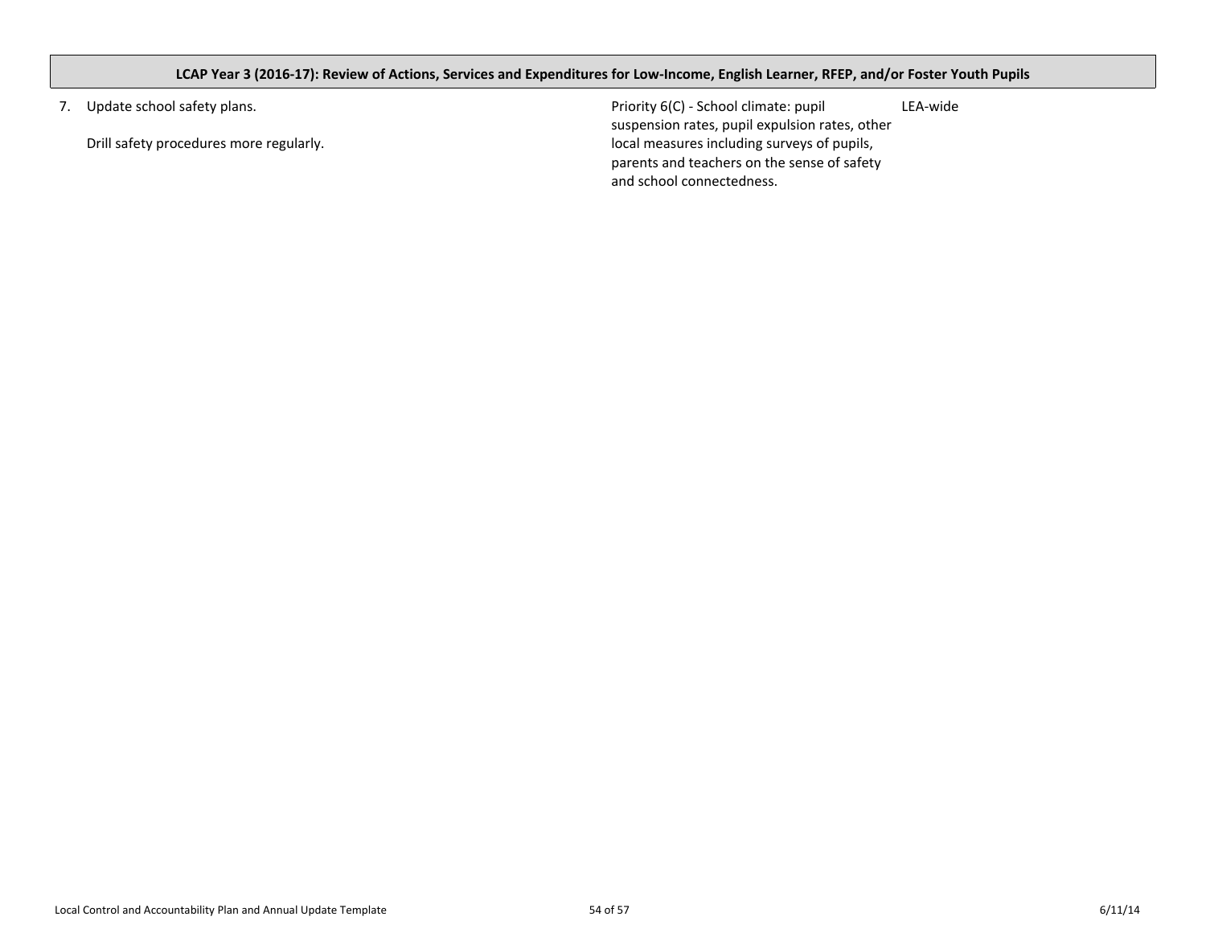| LCAP Year 3 (2016-17): Review of Actions, Services and Expenditures for Low-Income, English Learner, RFEP, and/or Foster Youth Pupils | | |
|---|---|---|
| 7. Update school safety plans.<br><br>Drill safety procedures more regularly. | Priority 6(C) - School climate: pupil suspension rates, pupil expulsion rates, other local measures including surveys of pupils, parents and teachers on the sense of safety and school connectedness. | LEA-wide |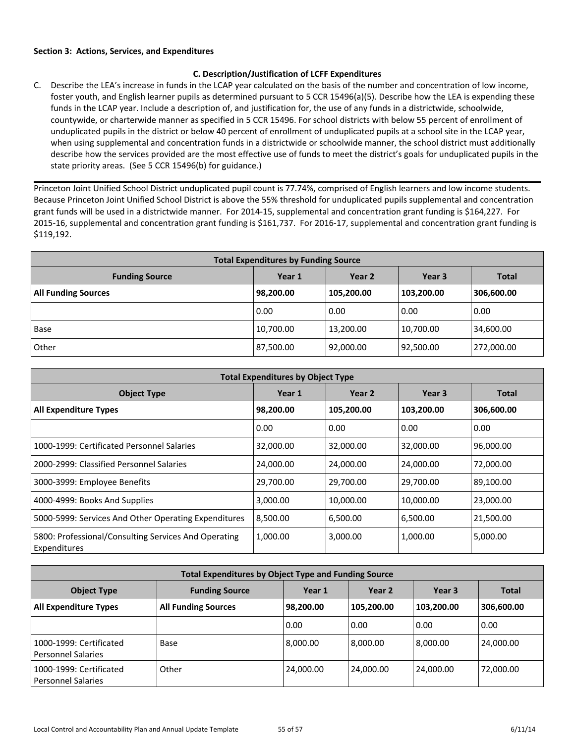**Section 3: Actions, Services, and Expenditures**

**C. Description/Justification of LCFF Expenditures**

C. Describe the LEA's increase in funds in the LCAP year calculated on the basis of the number and concentration of low income, foster youth, and English learner pupils as determined pursuant to 5 CCR 15496(a)(5). Describe how the LEA is expending these funds in the LCAP year. Include a description of, and justification for, the use of any funds in a districtwide, schoolwide, countywide, or charterwide manner as specified in 5 CCR 15496. For school districts with below 55 percent of enrollment of unduplicated pupils in the district or below 40 percent of enrollment of unduplicated pupils at a school site in the LCAP year, when using supplemental and concentration funds in a districtwide or schoolwide manner, the school district must additionally describe how the services provided are the most effective use of funds to meet the district's goals for unduplicated pupils in the state priority areas. (See 5 CCR 15496(b) for guidance.)

Princeton Joint Unified School District unduplicated pupil count is 77.74%, comprised of English learners and low income students. Because Princeton Joint Unified School District is above the 55% threshold for unduplicated pupils supplemental and concentration grant funds will be used in a districtwide manner. For 2014-15, supplemental and concentration grant funding is $164,227. For 2015-16, supplemental and concentration grant funding is $161,737. For 2016-17, supplemental and concentration grant funding is $119,192.

| Total Expenditures by Funding Source | | | | |
|---|---|---|---|---|
| **Funding Source** | **Year 1** | **Year 2** | **Year 3** | **Total** |
| **All Funding Sources** | **98,200.00** | **105,200.00** | **103,200.00** | **306,600.00** |
| | 0.00 | 0.00 | 0.00 | 0.00 |
| Base | 10,700.00 | 13,200.00 | 10,700.00 | 34,600.00 |
| Other | 87,500.00 | 92,000.00 | 92,500.00 | 272,000.00 |

| Total Expenditures by Object Type | | | | |
|---|---|---|---|---|
| **Object Type** | **Year 1** | **Year 2** | **Year 3** | **Total** |
| **All Expenditure Types** | **98,200.00** | **105,200.00** | **103,200.00** | **306,600.00** |
| | 0.00 | 0.00 | 0.00 | 0.00 |
| 1000-1999: Certificated Personnel Salaries | 32,000.00 | 32,000.00 | 32,000.00 | 96,000.00 |
| 2000-2999: Classified Personnel Salaries | 24,000.00 | 24,000.00 | 24,000.00 | 72,000.00 |
| 3000-3999: Employee Benefits | 29,700.00 | 29,700.00 | 29,700.00 | 89,100.00 |
| 4000-4999: Books And Supplies | 3,000.00 | 10,000.00 | 10,000.00 | 23,000.00 |
| 5000-5999: Services And Other Operating Expenditures | 8,500.00 | 6,500.00 | 6,500.00 | 21,500.00 |
| 5800: Professional/Consulting Services And Operating Expenditures | 1,000.00 | 3,000.00 | 1,000.00 | 5,000.00 |

| Total Expenditures by Object Type and Funding Source | | | | | |
|---|---|---|---|---|---|
| **Object Type** | **Funding Source** | **Year 1** | **Year 2** | **Year 3** | **Total** |
| **All Expenditure Types** | **All Funding Sources** | **98,200.00** | **105,200.00** | **103,200.00** | **306,600.00** |
| | | 0.00 | 0.00 | 0.00 | 0.00 |
| 1000-1999: Certificated Personnel Salaries | Base | 8,000.00 | 8,000.00 | 8,000.00 | 24,000.00 |
| 1000-1999: Certificated Personnel Salaries | Other | 24,000.00 | 24,000.00 | 24,000.00 | 72,000.00 |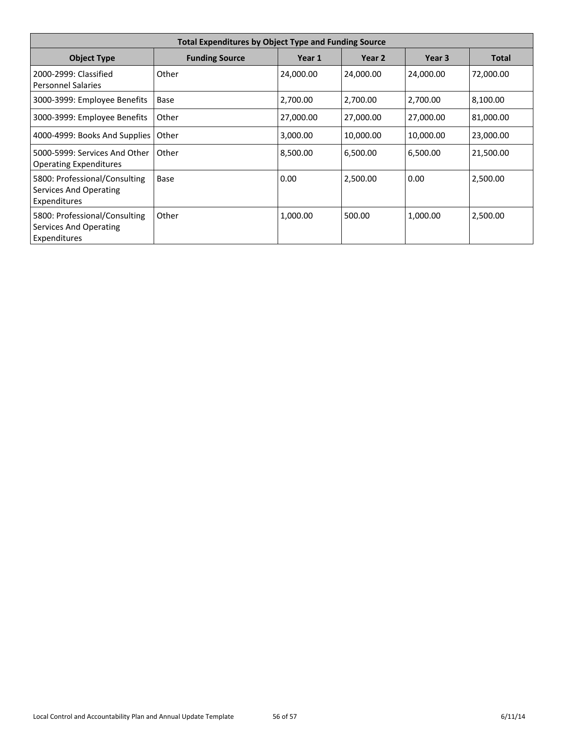| Total Expenditures by Object Type and Funding Source | | | | | |
|---|---|---|---|---|---|
| **Object Type** | **Funding Source** | **Year 1** | **Year 2** | **Year 3** | **Total** |
| 2000-2999: Classified Personnel Salaries | Other | 24,000.00 | 24,000.00 | 24,000.00 | 72,000.00 |
| 3000-3999: Employee Benefits | Base | 2,700.00 | 2,700.00 | 2,700.00 | 8,100.00 |
| 3000-3999: Employee Benefits | Other | 27,000.00 | 27,000.00 | 27,000.00 | 81,000.00 |
| 4000-4999: Books And Supplies | Other | 3,000.00 | 10,000.00 | 10,000.00 | 23,000.00 |
| 5000-5999: Services And Other Operating Expenditures | Other | 8,500.00 | 6,500.00 | 6,500.00 | 21,500.00 |
| 5800: Professional/Consulting Services And Operating Expenditures | Base | 0.00 | 2,500.00 | 0.00 | 2,500.00 |
| 5800: Professional/Consulting Services And Operating Expenditures | Other | 1,000.00 | 500.00 | 1,000.00 | 2,500.00 |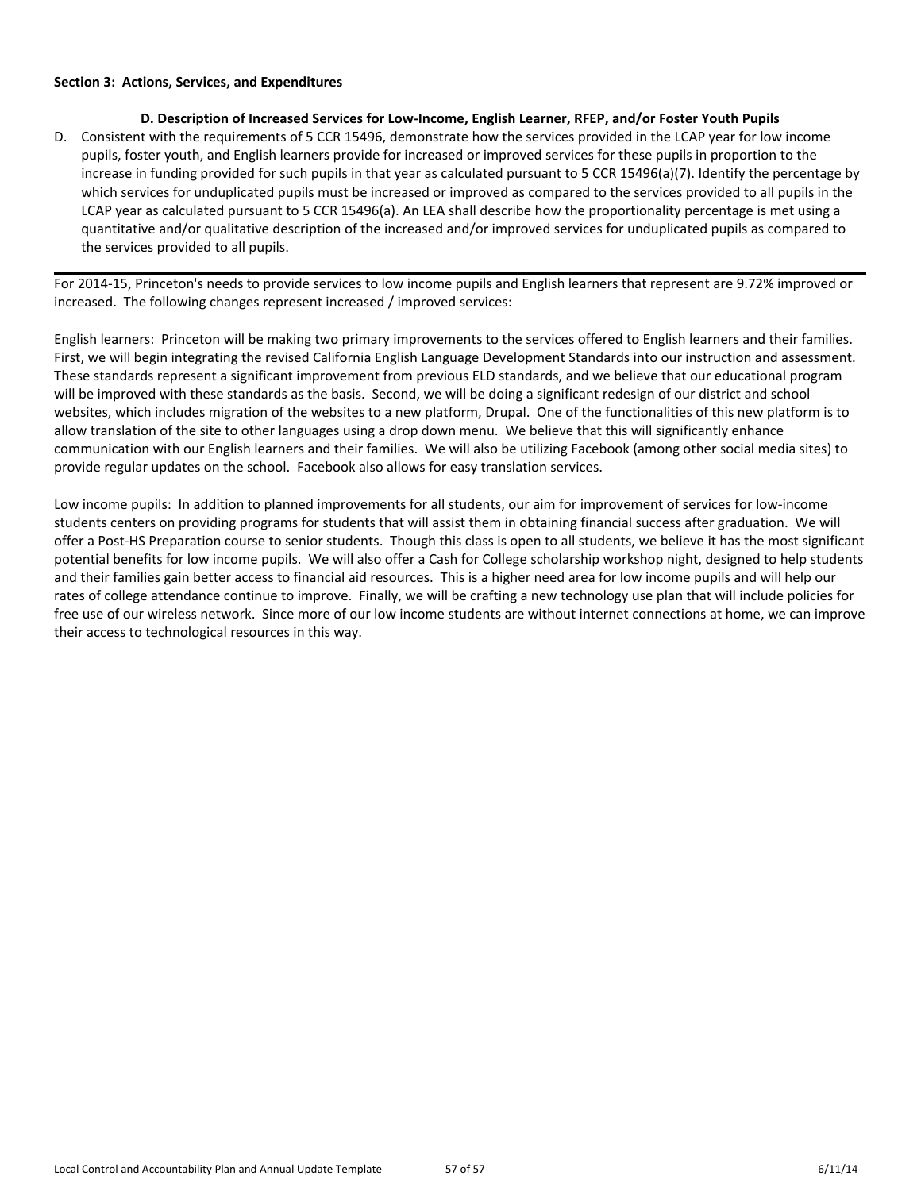**Section 3: Actions, Services, and Expenditures**

**D. Description of Increased Services for Low-Income, English Learner, RFEP, and/or Foster Youth Pupils**

D. Consistent with the requirements of 5 CCR 15496, demonstrate how the services provided in the LCAP year for low income pupils, foster youth, and English learners provide for increased or improved services for these pupils in proportion to the increase in funding provided for such pupils in that year as calculated pursuant to 5 CCR 15496(a)(7). Identify the percentage by which services for unduplicated pupils must be increased or improved as compared to the services provided to all pupils in the LCAP year as calculated pursuant to 5 CCR 15496(a). An LEA shall describe how the proportionality percentage is met using a quantitative and/or qualitative description of the increased and/or improved services for unduplicated pupils as compared to the services provided to all pupils.

---

For 2014-15, Princeton's needs to provide services to low income pupils and English learners that represent are 9.72% improved or increased. The following changes represent increased / improved services:

English learners: Princeton will be making two primary improvements to the services offered to English learners and their families. First, we will begin integrating the revised California English Language Development Standards into our instruction and assessment. These standards represent a significant improvement from previous ELD standards, and we believe that our educational program will be improved with these standards as the basis. Second, we will be doing a significant redesign of our district and school websites, which includes migration of the websites to a new platform, Drupal. One of the functionalities of this new platform is to allow translation of the site to other languages using a drop down menu. We believe that this will significantly enhance communication with our English learners and their families. We will also be utilizing Facebook (among other social media sites) to provide regular updates on the school. Facebook also allows for easy translation services.

Low income pupils: In addition to planned improvements for all students, our aim for improvement of services for low-income students centers on providing programs for students that will assist them in obtaining financial success after graduation. We will offer a Post-HS Preparation course to senior students. Though this class is open to all students, we believe it has the most significant potential benefits for low income pupils. We will also offer a Cash for College scholarship workshop night, designed to help students and their families gain better access to financial aid resources. This is a higher need area for low income pupils and will help our rates of college attendance continue to improve. Finally, we will be crafting a new technology use plan that will include policies for free use of our wireless network. Since more of our low income students are without internet connections at home, we can improve their access to technological resources in this way.